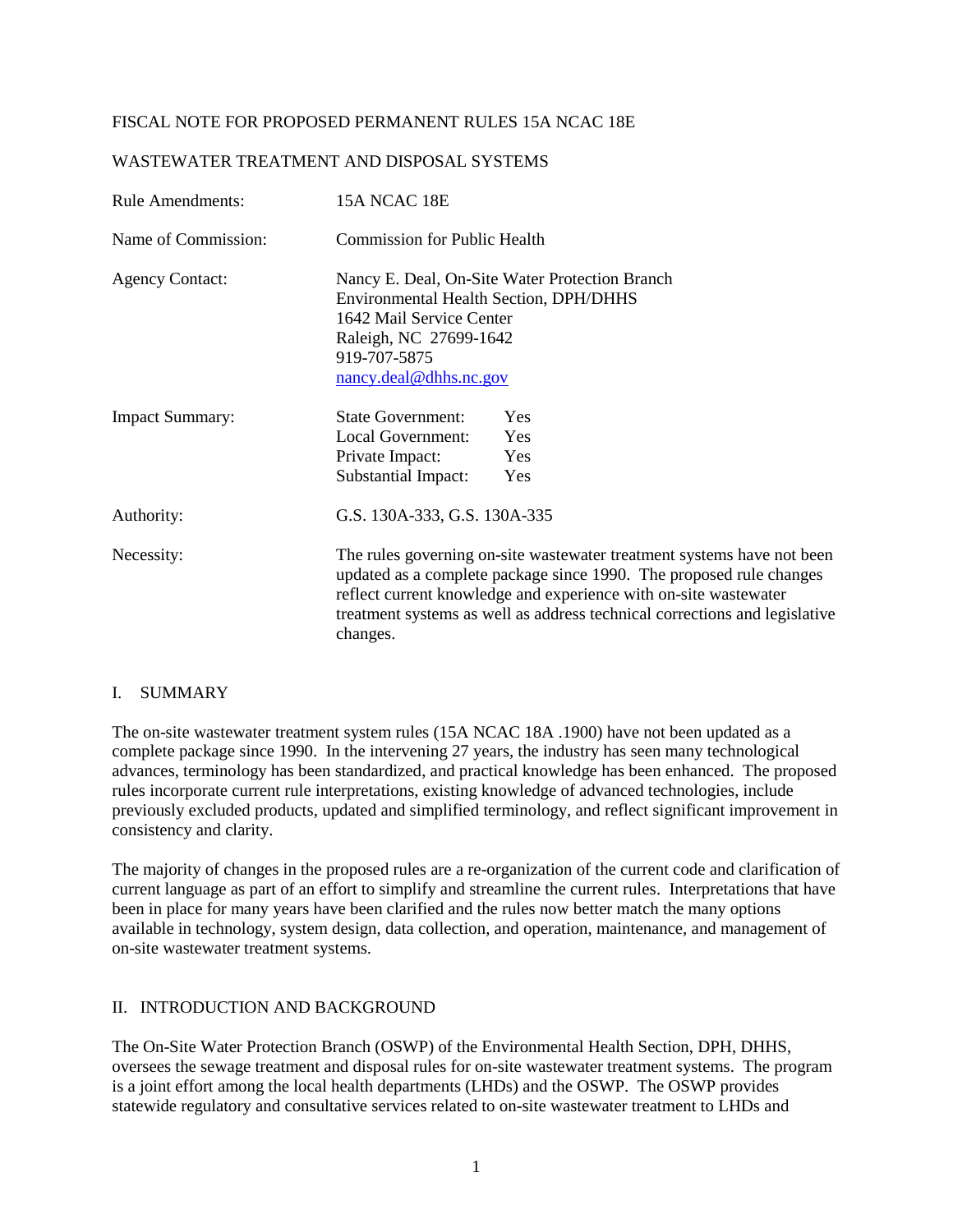FISCAL NOTE FOR PROPOSED PERMANENT RULES 15A NCAC 18E

WASTEWATER TREATMENT AND DISPOSAL SYSTEMS

| | |
|---|---|
| Rule Amendments: | 15A NCAC 18E |
| Name of Commission: | Commission for Public Health |
| Agency Contact: | Nancy E. Deal, On-Site Water Protection Branch<br>Environmental Health Section, DPH/DHHS<br>1642 Mail Service Center<br>Raleigh, NC 27699-1642<br>919-707-5875<br>nancy.deal@dhhs.nc.gov |
| Impact Summary: | State Government: Yes<br>Local Government: Yes<br>Private Impact: Yes<br>Substantial Impact: Yes |
| Authority: | G.S. 130A-333, G.S. 130A-335 |
| Necessity: | The rules governing on-site wastewater treatment systems have not been updated as a complete package since 1990. The proposed rule changes reflect current knowledge and experience with on-site wastewater treatment systems as well as address technical corrections and legislative changes. |

## I. SUMMARY

The on-site wastewater treatment system rules (15A NCAC 18A .1900) have not been updated as a complete package since 1990. In the intervening 27 years, the industry has seen many technological advances, terminology has been standardized, and practical knowledge has been enhanced. The proposed rules incorporate current rule interpretations, existing knowledge of advanced technologies, include previously excluded products, updated and simplified terminology, and reflect significant improvement in consistency and clarity.

The majority of changes in the proposed rules are a re-organization of the current code and clarification of current language as part of an effort to simplify and streamline the current rules. Interpretations that have been in place for many years have been clarified and the rules now better match the many options available in technology, system design, data collection, and operation, maintenance, and management of on-site wastewater treatment systems.

## II. INTRODUCTION AND BACKGROUND

The On-Site Water Protection Branch (OSWP) of the Environmental Health Section, DPH, DHHS, oversees the sewage treatment and disposal rules for on-site wastewater treatment systems. The program is a joint effort among the local health departments (LHDs) and the OSWP. The OSWP provides statewide regulatory and consultative services related to on-site wastewater treatment to LHDs and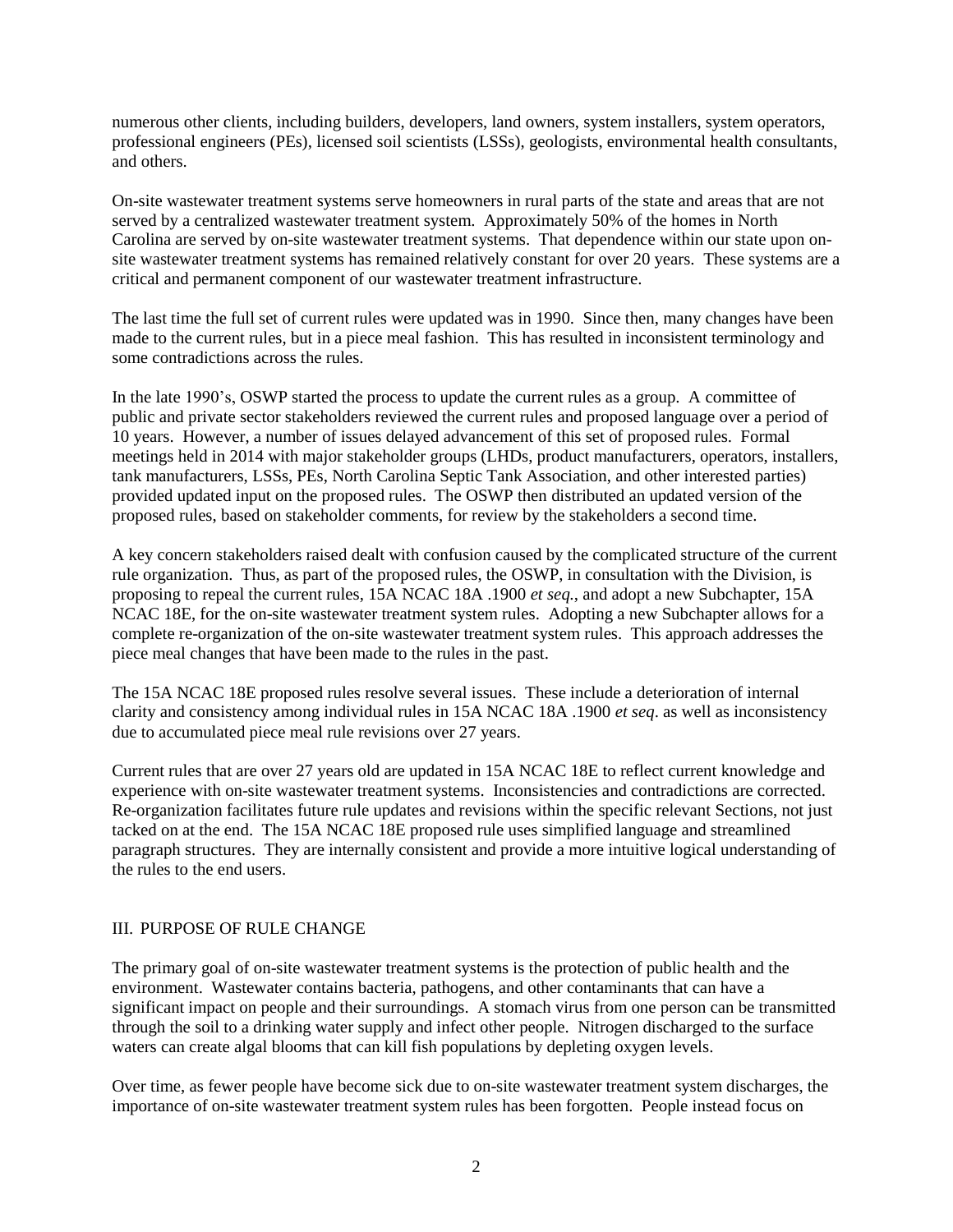numerous other clients, including builders, developers, land owners, system installers, system operators, professional engineers (PEs), licensed soil scientists (LSSs), geologists, environmental health consultants, and others.

On-site wastewater treatment systems serve homeowners in rural parts of the state and areas that are not served by a centralized wastewater treatment system. Approximately 50% of the homes in North Carolina are served by on-site wastewater treatment systems. That dependence within our state upon on-site wastewater treatment systems has remained relatively constant for over 20 years. These systems are a critical and permanent component of our wastewater treatment infrastructure.

The last time the full set of current rules were updated was in 1990. Since then, many changes have been made to the current rules, but in a piece meal fashion. This has resulted in inconsistent terminology and some contradictions across the rules.

In the late 1990's, OSWP started the process to update the current rules as a group. A committee of public and private sector stakeholders reviewed the current rules and proposed language over a period of 10 years. However, a number of issues delayed advancement of this set of proposed rules. Formal meetings held in 2014 with major stakeholder groups (LHDs, product manufacturers, operators, installers, tank manufacturers, LSSs, PEs, North Carolina Septic Tank Association, and other interested parties) provided updated input on the proposed rules. The OSWP then distributed an updated version of the proposed rules, based on stakeholder comments, for review by the stakeholders a second time.

A key concern stakeholders raised dealt with confusion caused by the complicated structure of the current rule organization. Thus, as part of the proposed rules, the OSWP, in consultation with the Division, is proposing to repeal the current rules, 15A NCAC 18A .1900 *et seq.*, and adopt a new Subchapter, 15A NCAC 18E, for the on-site wastewater treatment system rules. Adopting a new Subchapter allows for a complete re-organization of the on-site wastewater treatment system rules. This approach addresses the piece meal changes that have been made to the rules in the past.

The 15A NCAC 18E proposed rules resolve several issues. These include a deterioration of internal clarity and consistency among individual rules in 15A NCAC 18A .1900 *et seq*. as well as inconsistency due to accumulated piece meal rule revisions over 27 years.

Current rules that are over 27 years old are updated in 15A NCAC 18E to reflect current knowledge and experience with on-site wastewater treatment systems. Inconsistencies and contradictions are corrected. Re-organization facilitates future rule updates and revisions within the specific relevant Sections, not just tacked on at the end. The 15A NCAC 18E proposed rule uses simplified language and streamlined paragraph structures. They are internally consistent and provide a more intuitive logical understanding of the rules to the end users.

## III. PURPOSE OF RULE CHANGE

The primary goal of on-site wastewater treatment systems is the protection of public health and the environment. Wastewater contains bacteria, pathogens, and other contaminants that can have a significant impact on people and their surroundings. A stomach virus from one person can be transmitted through the soil to a drinking water supply and infect other people. Nitrogen discharged to the surface waters can create algal blooms that can kill fish populations by depleting oxygen levels.

Over time, as fewer people have become sick due to on-site wastewater treatment system discharges, the importance of on-site wastewater treatment system rules has been forgotten. People instead focus on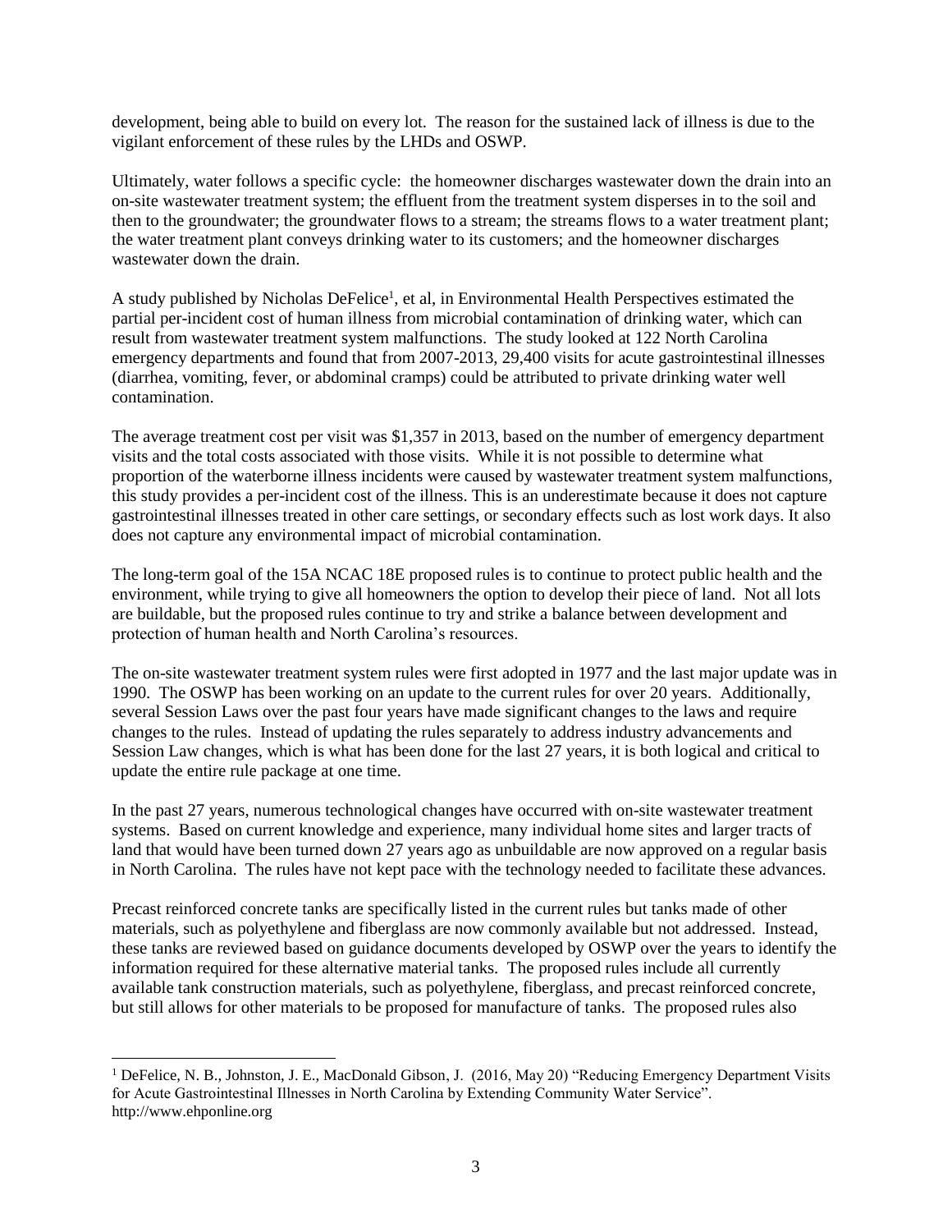development, being able to build on every lot. The reason for the sustained lack of illness is due to the vigilant enforcement of these rules by the LHDs and OSWP.

Ultimately, water follows a specific cycle: the homeowner discharges wastewater down the drain into an on-site wastewater treatment system; the effluent from the treatment system disperses in to the soil and then to the groundwater; the groundwater flows to a stream; the streams flows to a water treatment plant; the water treatment plant conveys drinking water to its customers; and the homeowner discharges wastewater down the drain.

A study published by Nicholas DeFelice[1], et al, in Environmental Health Perspectives estimated the partial per-incident cost of human illness from microbial contamination of drinking water, which can result from wastewater treatment system malfunctions. The study looked at 122 North Carolina emergency departments and found that from 2007-2013, 29,400 visits for acute gastrointestinal illnesses (diarrhea, vomiting, fever, or abdominal cramps) could be attributed to private drinking water well contamination.

The average treatment cost per visit was $1,357 in 2013, based on the number of emergency department visits and the total costs associated with those visits. While it is not possible to determine what proportion of the waterborne illness incidents were caused by wastewater treatment system malfunctions, this study provides a per-incident cost of the illness. This is an underestimate because it does not capture gastrointestinal illnesses treated in other care settings, or secondary effects such as lost work days. It also does not capture any environmental impact of microbial contamination.

The long-term goal of the 15A NCAC 18E proposed rules is to continue to protect public health and the environment, while trying to give all homeowners the option to develop their piece of land. Not all lots are buildable, but the proposed rules continue to try and strike a balance between development and protection of human health and North Carolina's resources.

The on-site wastewater treatment system rules were first adopted in 1977 and the last major update was in 1990. The OSWP has been working on an update to the current rules for over 20 years. Additionally, several Session Laws over the past four years have made significant changes to the laws and require changes to the rules. Instead of updating the rules separately to address industry advancements and Session Law changes, which is what has been done for the last 27 years, it is both logical and critical to update the entire rule package at one time.

In the past 27 years, numerous technological changes have occurred with on-site wastewater treatment systems. Based on current knowledge and experience, many individual home sites and larger tracts of land that would have been turned down 27 years ago as unbuildable are now approved on a regular basis in North Carolina. The rules have not kept pace with the technology needed to facilitate these advances.

Precast reinforced concrete tanks are specifically listed in the current rules but tanks made of other materials, such as polyethylene and fiberglass are now commonly available but not addressed. Instead, these tanks are reviewed based on guidance documents developed by OSWP over the years to identify the information required for these alternative material tanks. The proposed rules include all currently available tank construction materials, such as polyethylene, fiberglass, and precast reinforced concrete, but still allows for other materials to be proposed for manufacture of tanks. The proposed rules also

---

[1] DeFelice, N. B., Johnston, J. E., MacDonald Gibson, J. (2016, May 20) "Reducing Emergency Department Visits for Acute Gastrointestinal Illnesses in North Carolina by Extending Community Water Service". http://www.ehponline.org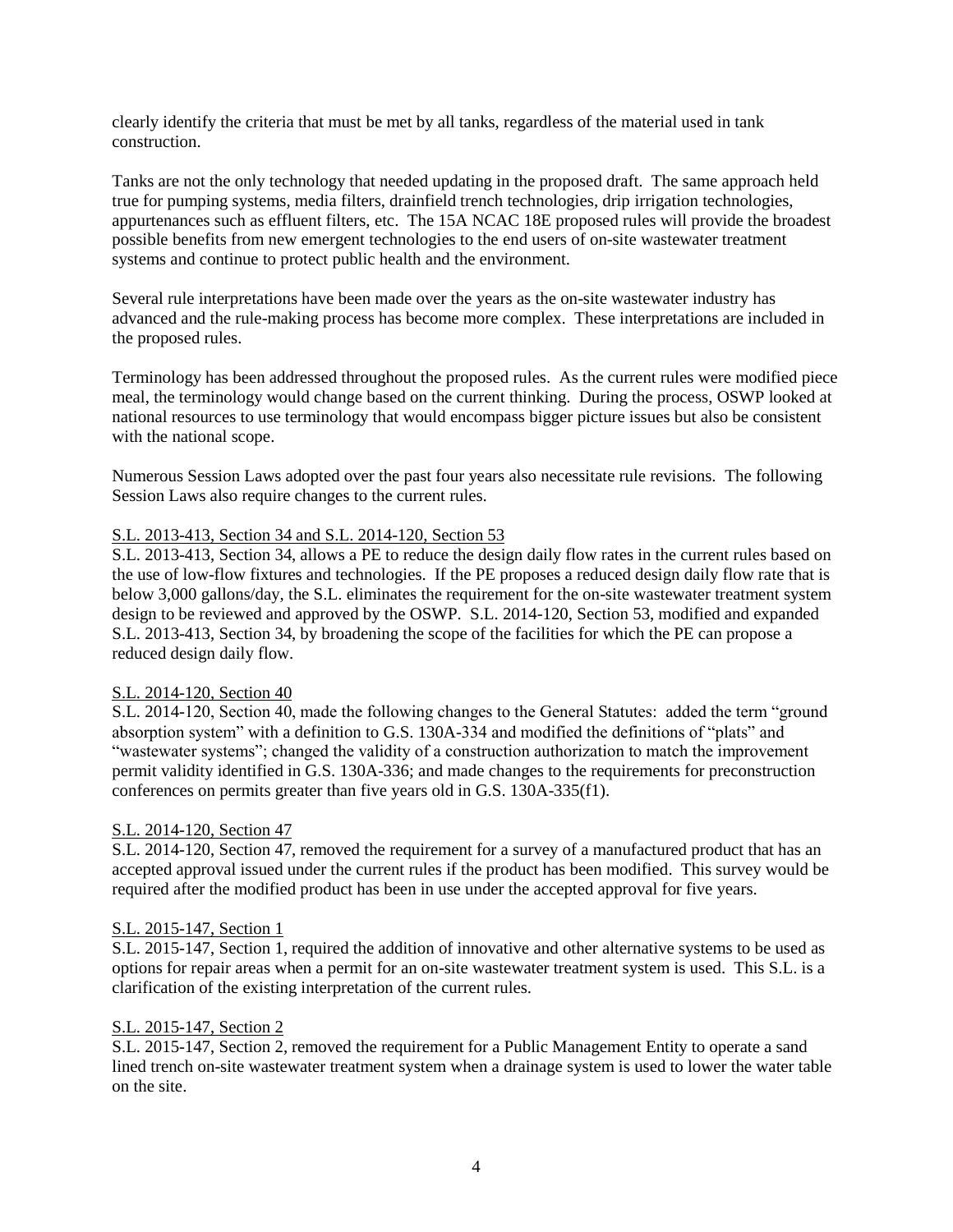clearly identify the criteria that must be met by all tanks, regardless of the material used in tank construction.

Tanks are not the only technology that needed updating in the proposed draft. The same approach held true for pumping systems, media filters, drainfield trench technologies, drip irrigation technologies, appurtenances such as effluent filters, etc. The 15A NCAC 18E proposed rules will provide the broadest possible benefits from new emergent technologies to the end users of on-site wastewater treatment systems and continue to protect public health and the environment.

Several rule interpretations have been made over the years as the on-site wastewater industry has advanced and the rule-making process has become more complex. These interpretations are included in the proposed rules.

Terminology has been addressed throughout the proposed rules. As the current rules were modified piece meal, the terminology would change based on the current thinking. During the process, OSWP looked at national resources to use terminology that would encompass bigger picture issues but also be consistent with the national scope.

Numerous Session Laws adopted over the past four years also necessitate rule revisions. The following Session Laws also require changes to the current rules.

<u>S.L. 2013-413, Section 34 and S.L. 2014-120, Section 53</u>

S.L. 2013-413, Section 34, allows a PE to reduce the design daily flow rates in the current rules based on the use of low-flow fixtures and technologies. If the PE proposes a reduced design daily flow rate that is below 3,000 gallons/day, the S.L. eliminates the requirement for the on-site wastewater treatment system design to be reviewed and approved by the OSWP. S.L. 2014-120, Section 53, modified and expanded S.L. 2013-413, Section 34, by broadening the scope of the facilities for which the PE can propose a reduced design daily flow.

<u>S.L. 2014-120, Section 40</u>

S.L. 2014-120, Section 40, made the following changes to the General Statutes: added the term "ground absorption system" with a definition to G.S. 130A-334 and modified the definitions of "plats" and "wastewater systems"; changed the validity of a construction authorization to match the improvement permit validity identified in G.S. 130A-336; and made changes to the requirements for preconstruction conferences on permits greater than five years old in G.S. 130A-335(f1).

<u>S.L. 2014-120, Section 47</u>

S.L. 2014-120, Section 47, removed the requirement for a survey of a manufactured product that has an accepted approval issued under the current rules if the product has been modified. This survey would be required after the modified product has been in use under the accepted approval for five years.

<u>S.L. 2015-147, Section 1</u>

S.L. 2015-147, Section 1, required the addition of innovative and other alternative systems to be used as options for repair areas when a permit for an on-site wastewater treatment system is used. This S.L. is a clarification of the existing interpretation of the current rules.

<u>S.L. 2015-147, Section 2</u>

S.L. 2015-147, Section 2, removed the requirement for a Public Management Entity to operate a sand lined trench on-site wastewater treatment system when a drainage system is used to lower the water table on the site.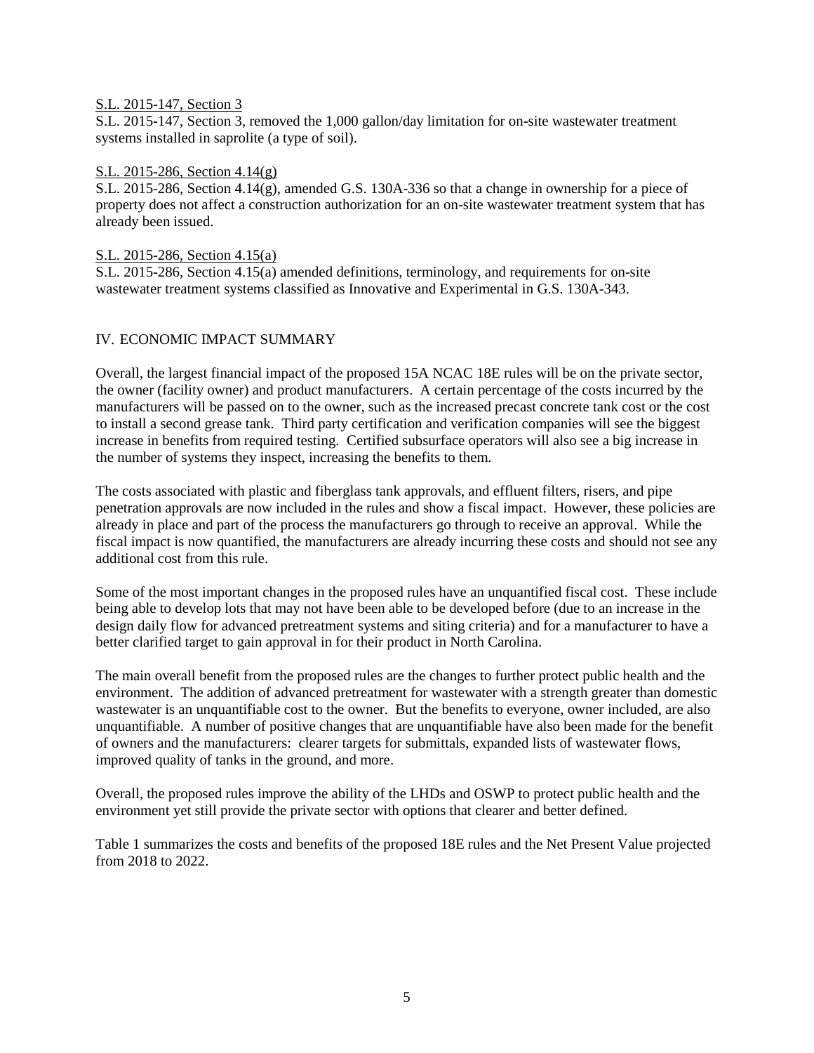S.L. 2015-147, Section 3

S.L. 2015-147, Section 3, removed the 1,000 gallon/day limitation for on-site wastewater treatment systems installed in saprolite (a type of soil).

S.L. 2015-286, Section 4.14(g)

S.L. 2015-286, Section 4.14(g), amended G.S. 130A-336 so that a change in ownership for a piece of property does not affect a construction authorization for an on-site wastewater treatment system that has already been issued.

S.L. 2015-286, Section 4.15(a)

S.L. 2015-286, Section 4.15(a) amended definitions, terminology, and requirements for on-site wastewater treatment systems classified as Innovative and Experimental in G.S. 130A-343.

## IV. ECONOMIC IMPACT SUMMARY

Overall, the largest financial impact of the proposed 15A NCAC 18E rules will be on the private sector, the owner (facility owner) and product manufacturers. A certain percentage of the costs incurred by the manufacturers will be passed on to the owner, such as the increased precast concrete tank cost or the cost to install a second grease tank. Third party certification and verification companies will see the biggest increase in benefits from required testing. Certified subsurface operators will also see a big increase in the number of systems they inspect, increasing the benefits to them.

The costs associated with plastic and fiberglass tank approvals, and effluent filters, risers, and pipe penetration approvals are now included in the rules and show a fiscal impact. However, these policies are already in place and part of the process the manufacturers go through to receive an approval. While the fiscal impact is now quantified, the manufacturers are already incurring these costs and should not see any additional cost from this rule.

Some of the most important changes in the proposed rules have an unquantified fiscal cost. These include being able to develop lots that may not have been able to be developed before (due to an increase in the design daily flow for advanced pretreatment systems and siting criteria) and for a manufacturer to have a better clarified target to gain approval in for their product in North Carolina.

The main overall benefit from the proposed rules are the changes to further protect public health and the environment. The addition of advanced pretreatment for wastewater with a strength greater than domestic wastewater is an unquantifiable cost to the owner. But the benefits to everyone, owner included, are also unquantifiable. A number of positive changes that are unquantifiable have also been made for the benefit of owners and the manufacturers: clearer targets for submittals, expanded lists of wastewater flows, improved quality of tanks in the ground, and more.

Overall, the proposed rules improve the ability of the LHDs and OSWP to protect public health and the environment yet still provide the private sector with options that clearer and better defined.

Table 1 summarizes the costs and benefits of the proposed 18E rules and the Net Present Value projected from 2018 to 2022.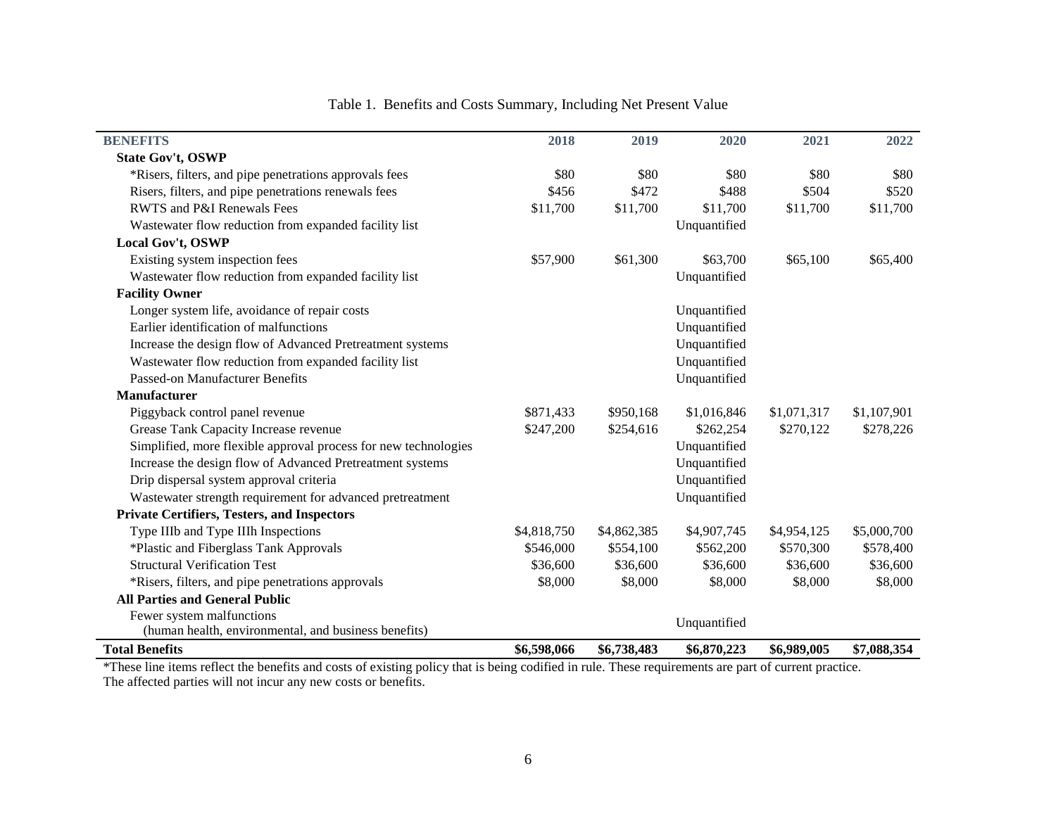Table 1. Benefits and Costs Summary, Including Net Present Value

| BENEFITS | 2018 | 2019 | 2020 | 2021 | 2022 |
|---|---|---|---|---|---|
| **State Gov't, OSWP** | | | | | |
| *Risers, filters, and pipe penetrations approvals fees | $80 | $80 | $80 | $80 | $80 |
| Risers, filters, and pipe penetrations renewals fees | $456 | $472 | $488 | $504 | $520 |
| RWTS and P&I Renewals Fees | $11,700 | $11,700 | $11,700 | $11,700 | $11,700 |
| Wastewater flow reduction from expanded facility list | | | Unquantified | | |
| **Local Gov't, OSWP** | | | | | |
| Existing system inspection fees | $57,900 | $61,300 | $63,700 | $65,100 | $65,400 |
| Wastewater flow reduction from expanded facility list | | | Unquantified | | |
| **Facility Owner** | | | | | |
| Longer system life, avoidance of repair costs | | | Unquantified | | |
| Earlier identification of malfunctions | | | Unquantified | | |
| Increase the design flow of Advanced Pretreatment systems | | | Unquantified | | |
| Wastewater flow reduction from expanded facility list | | | Unquantified | | |
| Passed-on Manufacturer Benefits | | | Unquantified | | |
| **Manufacturer** | | | | | |
| Piggyback control panel revenue | $871,433 | $950,168 | $1,016,846 | $1,071,317 | $1,107,901 |
| Grease Tank Capacity Increase revenue | $247,200 | $254,616 | $262,254 | $270,122 | $278,226 |
| Simplified, more flexible approval process for new technologies | | | Unquantified | | |
| Increase the design flow of Advanced Pretreatment systems | | | Unquantified | | |
| Drip dispersal system approval criteria | | | Unquantified | | |
| Wastewater strength requirement for advanced pretreatment | | | Unquantified | | |
| **Private Certifiers, Testers, and Inspectors** | | | | | |
| Type IIIb and Type IIIh Inspections | $4,818,750 | $4,862,385 | $4,907,745 | $4,954,125 | $5,000,700 |
| *Plastic and Fiberglass Tank Approvals | $546,000 | $554,100 | $562,200 | $570,300 | $578,400 |
| Structural Verification Test | $36,600 | $36,600 | $36,600 | $36,600 | $36,600 |
| *Risers, filters, and pipe penetrations approvals | $8,000 | $8,000 | $8,000 | $8,000 | $8,000 |
| **All Parties and General Public** | | | | | |
| Fewer system malfunctions (human health, environmental, and business benefits) | | | Unquantified | | |
| **Total Benefits** | **$6,598,066** | **$6,738,483** | **$6,870,223** | **$6,989,005** | **$7,088,354** |

*These line items reflect the benefits and costs of existing policy that is being codified in rule. These requirements are part of current practice. The affected parties will not incur any new costs or benefits.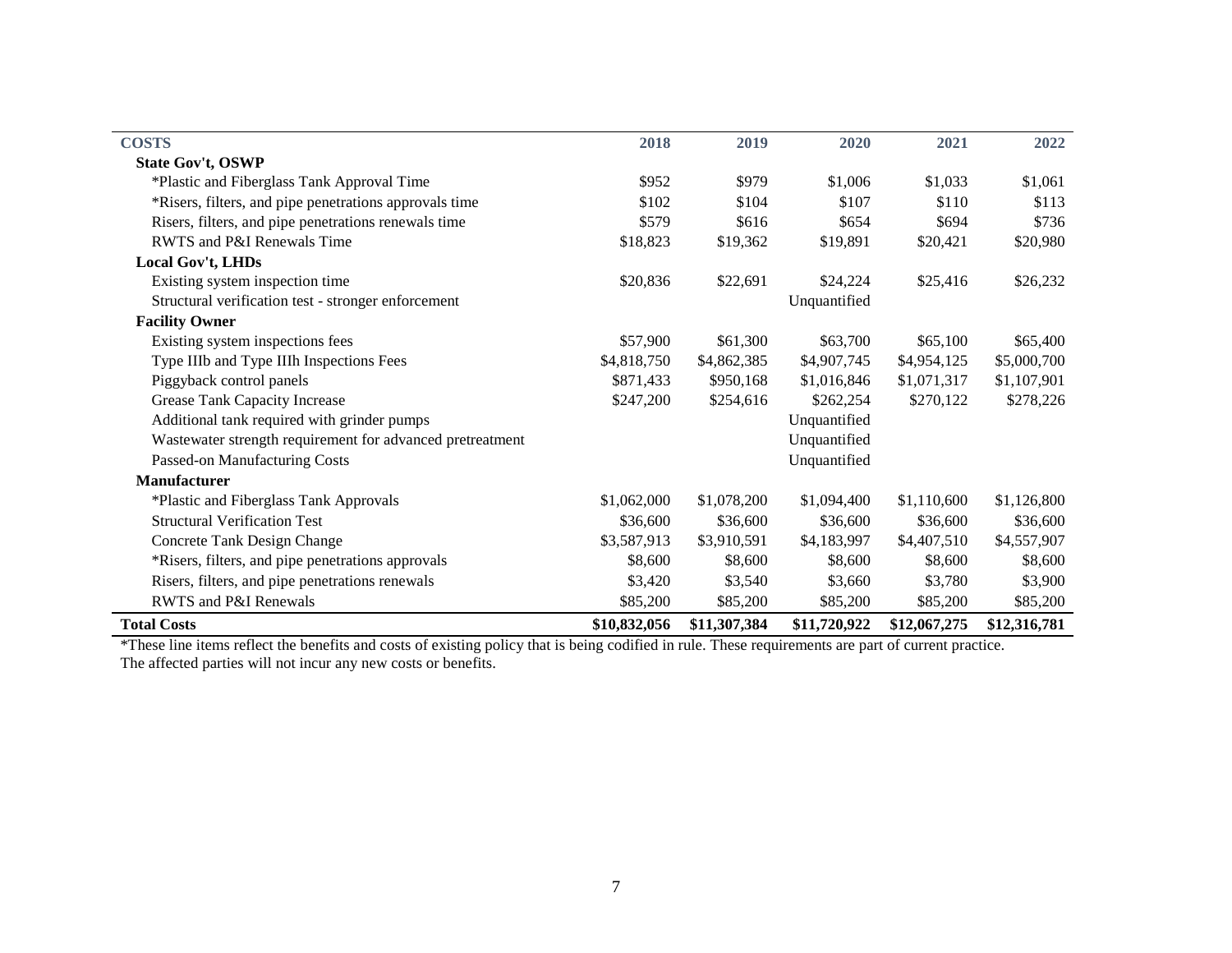| COSTS | 2018 | 2019 | 2020 | 2021 | 2022 |
|---|---|---|---|---|---|
| **State Gov't, OSWP** | | | | | |
| *Plastic and Fiberglass Tank Approval Time | $952 | $979 | $1,006 | $1,033 | $1,061 |
| *Risers, filters, and pipe penetrations approvals time | $102 | $104 | $107 | $110 | $113 |
| Risers, filters, and pipe penetrations renewals time | $579 | $616 | $654 | $694 | $736 |
| RWTS and P&I Renewals Time | $18,823 | $19,362 | $19,891 | $20,421 | $20,980 |
| **Local Gov't, LHDs** | | | | | |
| Existing system inspection time | $20,836 | $22,691 | $24,224 | $25,416 | $26,232 |
| Structural verification test - stronger enforcement | | | Unquantified | | |
| **Facility Owner** | | | | | |
| Existing system inspections fees | $57,900 | $61,300 | $63,700 | $65,100 | $65,400 |
| Type IIIb and Type IIIh Inspections Fees | $4,818,750 | $4,862,385 | $4,907,745 | $4,954,125 | $5,000,700 |
| Piggyback control panels | $871,433 | $950,168 | $1,016,846 | $1,071,317 | $1,107,901 |
| Grease Tank Capacity Increase | $247,200 | $254,616 | $262,254 | $270,122 | $278,226 |
| Additional tank required with grinder pumps | | | Unquantified | | |
| Wastewater strength requirement for advanced pretreatment | | | Unquantified | | |
| Passed-on Manufacturing Costs | | | Unquantified | | |
| **Manufacturer** | | | | | |
| *Plastic and Fiberglass Tank Approvals | $1,062,000 | $1,078,200 | $1,094,400 | $1,110,600 | $1,126,800 |
| Structural Verification Test | $36,600 | $36,600 | $36,600 | $36,600 | $36,600 |
| Concrete Tank Design Change | $3,587,913 | $3,910,591 | $4,183,997 | $4,407,510 | $4,557,907 |
| *Risers, filters, and pipe penetrations approvals | $8,600 | $8,600 | $8,600 | $8,600 | $8,600 |
| Risers, filters, and pipe penetrations renewals | $3,420 | $3,540 | $3,660 | $3,780 | $3,900 |
| RWTS and P&I Renewals | $85,200 | $85,200 | $85,200 | $85,200 | $85,200 |
| **Total Costs** | **$10,832,056** | **$11,307,384** | **$11,720,922** | **$12,067,275** | **$12,316,781** |

*These line items reflect the benefits and costs of existing policy that is being codified in rule. These requirements are part of current practice. The affected parties will not incur any new costs or benefits.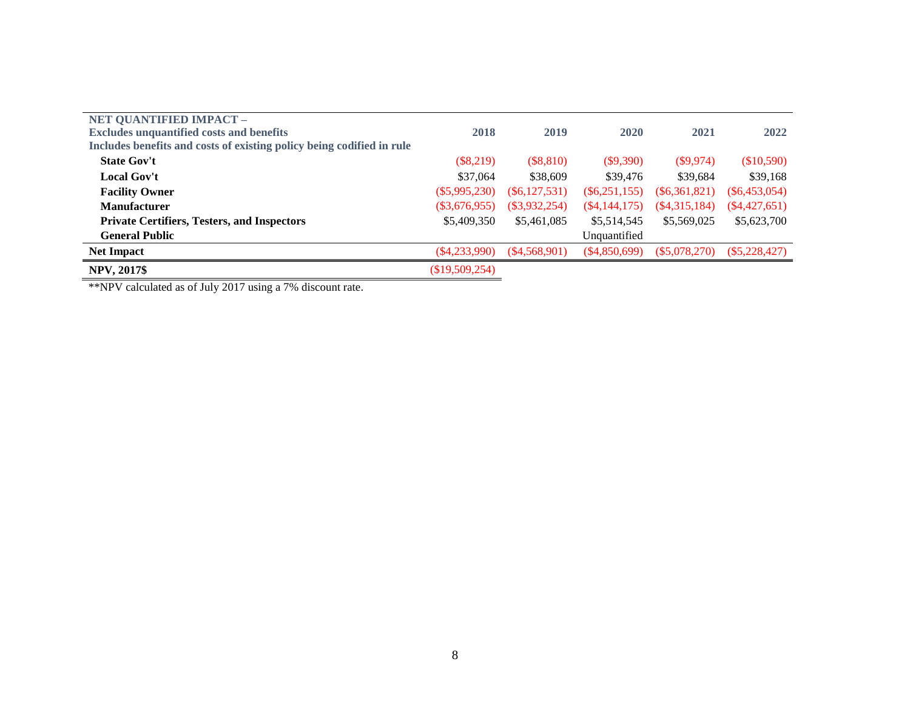| NET QUANTIFIED IMPACT – Excludes unquantified costs and benefits Includes benefits and costs of existing policy being codified in rule | 2018 | 2019 | 2020 | 2021 | 2022 |
|---|---|---|---|---|---|
| **State Gov't** | ($8,219) | ($8,810) | ($9,390) | ($9,974) | ($10,590) |
| **Local Gov't** | $37,064 | $38,609 | $39,476 | $39,684 | $39,168 |
| **Facility Owner** | ($5,995,230) | ($6,127,531) | ($6,251,155) | ($6,361,821) | ($6,453,054) |
| **Manufacturer** | ($3,676,955) | ($3,932,254) | ($4,144,175) | ($4,315,184) | ($4,427,651) |
| **Private Certifiers, Testers, and Inspectors** | $5,409,350 | $5,461,085 | $5,514,545 | $5,569,025 | $5,623,700 |
| **General Public** | | | Unquantified | | |
| **Net Impact** | ($4,233,990) | ($4,568,901) | ($4,850,699) | ($5,078,270) | ($5,228,427) |
| **NPV, 2017$** | ($19,509,254) | | | | |

**NPV calculated as of July 2017 using a 7% discount rate.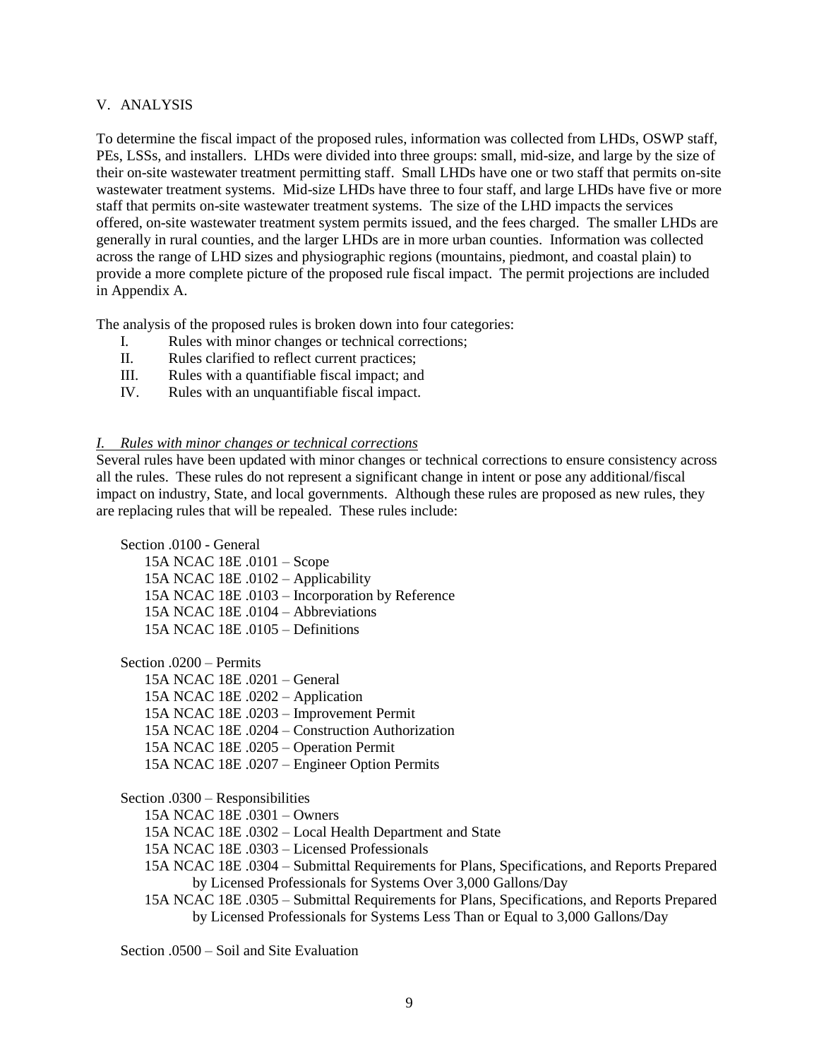## V. ANALYSIS

To determine the fiscal impact of the proposed rules, information was collected from LHDs, OSWP staff, PEs, LSSs, and installers. LHDs were divided into three groups: small, mid-size, and large by the size of their on-site wastewater treatment permitting staff. Small LHDs have one or two staff that permits on-site wastewater treatment systems. Mid-size LHDs have three to four staff, and large LHDs have five or more staff that permits on-site wastewater treatment systems. The size of the LHD impacts the services offered, on-site wastewater treatment system permits issued, and the fees charged. The smaller LHDs are generally in rural counties, and the larger LHDs are in more urban counties. Information was collected across the range of LHD sizes and physiographic regions (mountains, piedmont, and coastal plain) to provide a more complete picture of the proposed rule fiscal impact. The permit projections are included in Appendix A.

The analysis of the proposed rules is broken down into four categories:

- I. Rules with minor changes or technical corrections;
- II. Rules clarified to reflect current practices;
- III. Rules with a quantifiable fiscal impact; and
- IV. Rules with an unquantifiable fiscal impact.

### *I. Rules with minor changes or technical corrections*

Several rules have been updated with minor changes or technical corrections to ensure consistency across all the rules. These rules do not represent a significant change in intent or pose any additional/fiscal impact on industry, State, and local governments. Although these rules are proposed as new rules, they are replacing rules that will be repealed. These rules include:

Section .0100 - General

- 15A NCAC 18E .0101 – Scope
- 15A NCAC 18E .0102 – Applicability
- 15A NCAC 18E .0103 – Incorporation by Reference
- 15A NCAC 18E .0104 – Abbreviations
- 15A NCAC 18E .0105 – Definitions

Section .0200 – Permits

- 15A NCAC 18E .0201 – General
- 15A NCAC 18E .0202 – Application
- 15A NCAC 18E .0203 – Improvement Permit
- 15A NCAC 18E .0204 – Construction Authorization
- 15A NCAC 18E .0205 – Operation Permit
- 15A NCAC 18E .0207 – Engineer Option Permits

Section .0300 – Responsibilities

- 15A NCAC 18E .0301 – Owners
- 15A NCAC 18E .0302 – Local Health Department and State
- 15A NCAC 18E .0303 – Licensed Professionals
- 15A NCAC 18E .0304 – Submittal Requirements for Plans, Specifications, and Reports Prepared by Licensed Professionals for Systems Over 3,000 Gallons/Day
- 15A NCAC 18E .0305 – Submittal Requirements for Plans, Specifications, and Reports Prepared by Licensed Professionals for Systems Less Than or Equal to 3,000 Gallons/Day

Section .0500 – Soil and Site Evaluation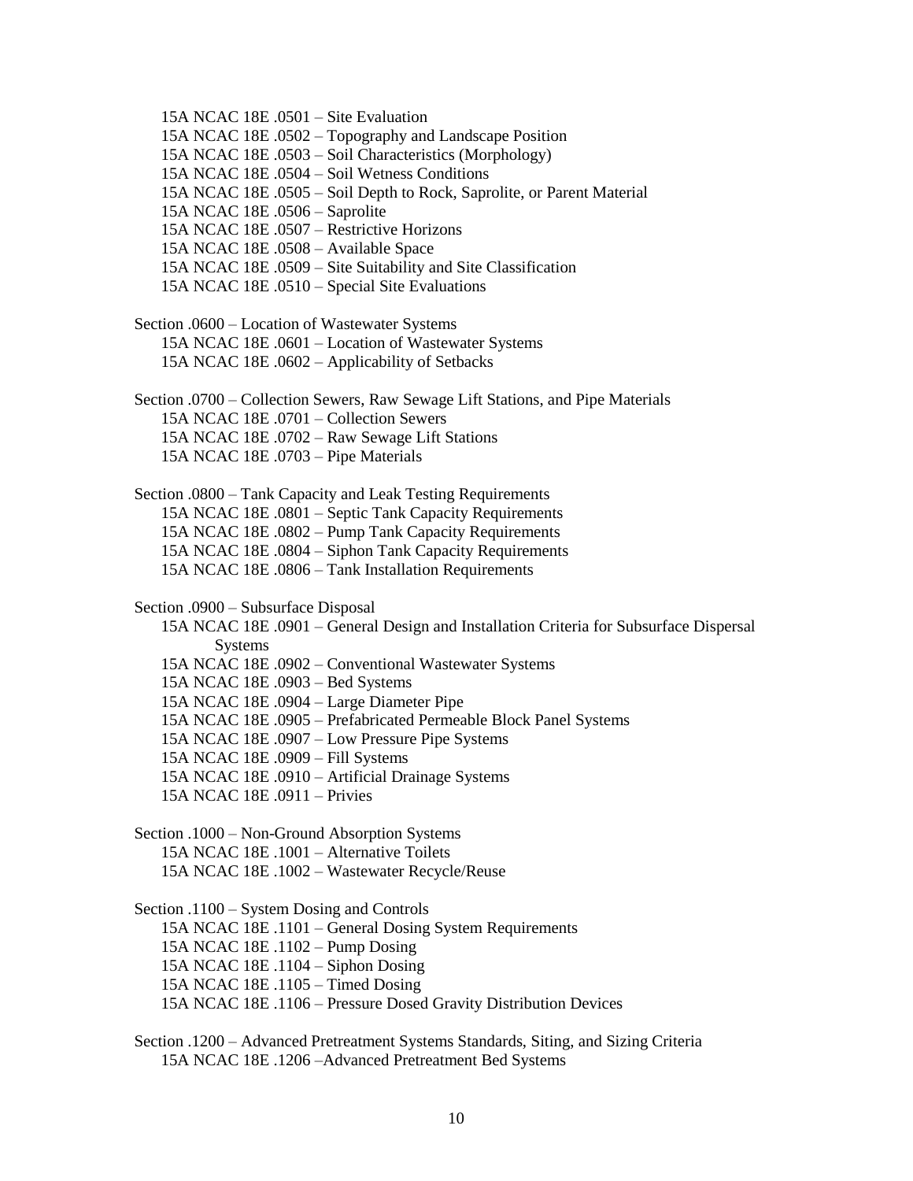15A NCAC 18E .0501 – Site Evaluation
15A NCAC 18E .0502 – Topography and Landscape Position
15A NCAC 18E .0503 – Soil Characteristics (Morphology)
15A NCAC 18E .0504 – Soil Wetness Conditions
15A NCAC 18E .0505 – Soil Depth to Rock, Saprolite, or Parent Material
15A NCAC 18E .0506 – Saprolite
15A NCAC 18E .0507 – Restrictive Horizons
15A NCAC 18E .0508 – Available Space
15A NCAC 18E .0509 – Site Suitability and Site Classification
15A NCAC 18E .0510 – Special Site Evaluations

Section .0600 – Location of Wastewater Systems
15A NCAC 18E .0601 – Location of Wastewater Systems
15A NCAC 18E .0602 – Applicability of Setbacks

Section .0700 – Collection Sewers, Raw Sewage Lift Stations, and Pipe Materials
15A NCAC 18E .0701 – Collection Sewers
15A NCAC 18E .0702 – Raw Sewage Lift Stations
15A NCAC 18E .0703 – Pipe Materials

Section .0800 – Tank Capacity and Leak Testing Requirements
15A NCAC 18E .0801 – Septic Tank Capacity Requirements
15A NCAC 18E .0802 – Pump Tank Capacity Requirements
15A NCAC 18E .0804 – Siphon Tank Capacity Requirements
15A NCAC 18E .0806 – Tank Installation Requirements

Section .0900 – Subsurface Disposal
15A NCAC 18E .0901 – General Design and Installation Criteria for Subsurface Dispersal Systems
15A NCAC 18E .0902 – Conventional Wastewater Systems
15A NCAC 18E .0903 – Bed Systems
15A NCAC 18E .0904 – Large Diameter Pipe
15A NCAC 18E .0905 – Prefabricated Permeable Block Panel Systems
15A NCAC 18E .0907 – Low Pressure Pipe Systems
15A NCAC 18E .0909 – Fill Systems
15A NCAC 18E .0910 – Artificial Drainage Systems
15A NCAC 18E .0911 – Privies

Section .1000 – Non-Ground Absorption Systems
15A NCAC 18E .1001 – Alternative Toilets
15A NCAC 18E .1002 – Wastewater Recycle/Reuse

Section .1100 – System Dosing and Controls
15A NCAC 18E .1101 – General Dosing System Requirements
15A NCAC 18E .1102 – Pump Dosing
15A NCAC 18E .1104 – Siphon Dosing
15A NCAC 18E .1105 – Timed Dosing
15A NCAC 18E .1106 – Pressure Dosed Gravity Distribution Devices

Section .1200 – Advanced Pretreatment Systems Standards, Siting, and Sizing Criteria
15A NCAC 18E .1206 –Advanced Pretreatment Bed Systems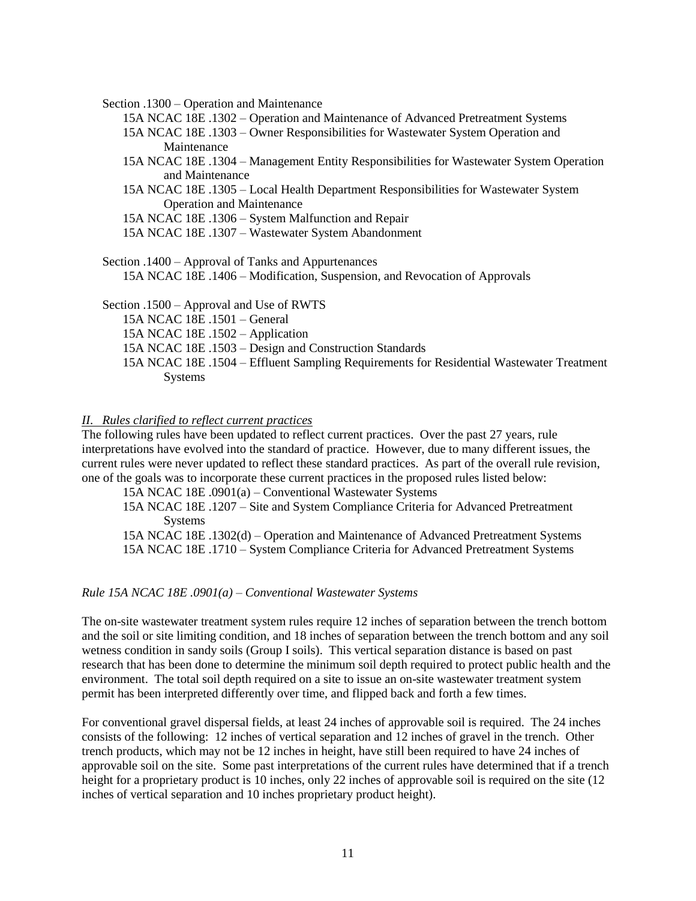Section .1300 – Operation and Maintenance

- 15A NCAC 18E .1302 – Operation and Maintenance of Advanced Pretreatment Systems
- 15A NCAC 18E .1303 – Owner Responsibilities for Wastewater System Operation and Maintenance
- 15A NCAC 18E .1304 – Management Entity Responsibilities for Wastewater System Operation and Maintenance
- 15A NCAC 18E .1305 – Local Health Department Responsibilities for Wastewater System Operation and Maintenance
- 15A NCAC 18E .1306 – System Malfunction and Repair
- 15A NCAC 18E .1307 – Wastewater System Abandonment

Section .1400 – Approval of Tanks and Appurtenances

- 15A NCAC 18E .1406 – Modification, Suspension, and Revocation of Approvals

Section .1500 – Approval and Use of RWTS

- 15A NCAC 18E .1501 – General
- 15A NCAC 18E .1502 – Application
- 15A NCAC 18E .1503 – Design and Construction Standards
- 15A NCAC 18E .1504 – Effluent Sampling Requirements for Residential Wastewater Treatment Systems

*II. Rules clarified to reflect current practices*

The following rules have been updated to reflect current practices. Over the past 27 years, rule interpretations have evolved into the standard of practice. However, due to many different issues, the current rules were never updated to reflect these standard practices. As part of the overall rule revision, one of the goals was to incorporate these current practices in the proposed rules listed below:

- 15A NCAC 18E .0901(a) – Conventional Wastewater Systems
- 15A NCAC 18E .1207 – Site and System Compliance Criteria for Advanced Pretreatment Systems
- 15A NCAC 18E .1302(d) – Operation and Maintenance of Advanced Pretreatment Systems
- 15A NCAC 18E .1710 – System Compliance Criteria for Advanced Pretreatment Systems

*Rule 15A NCAC 18E .0901(a) – Conventional Wastewater Systems*

The on-site wastewater treatment system rules require 12 inches of separation between the trench bottom and the soil or site limiting condition, and 18 inches of separation between the trench bottom and any soil wetness condition in sandy soils (Group I soils). This vertical separation distance is based on past research that has been done to determine the minimum soil depth required to protect public health and the environment. The total soil depth required on a site to issue an on-site wastewater treatment system permit has been interpreted differently over time, and flipped back and forth a few times.

For conventional gravel dispersal fields, at least 24 inches of approvable soil is required. The 24 inches consists of the following: 12 inches of vertical separation and 12 inches of gravel in the trench. Other trench products, which may not be 12 inches in height, have still been required to have 24 inches of approvable soil on the site. Some past interpretations of the current rules have determined that if a trench height for a proprietary product is 10 inches, only 22 inches of approvable soil is required on the site (12 inches of vertical separation and 10 inches proprietary product height).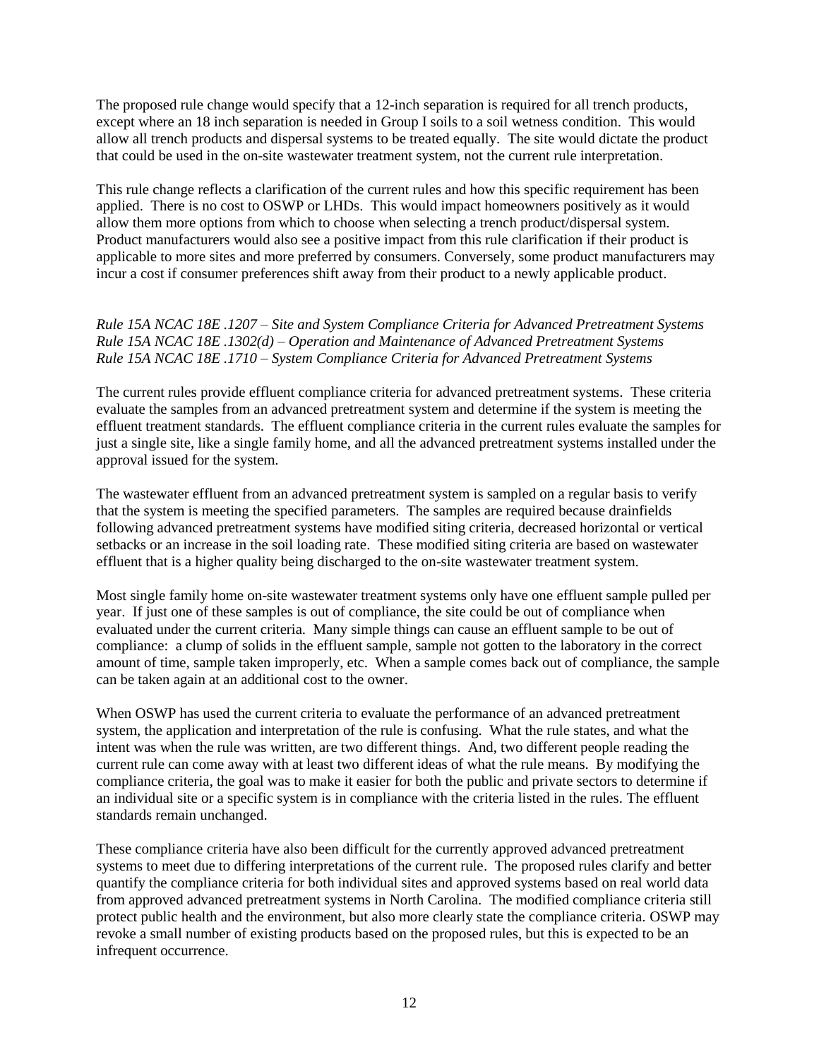The proposed rule change would specify that a 12-inch separation is required for all trench products, except where an 18 inch separation is needed in Group I soils to a soil wetness condition. This would allow all trench products and dispersal systems to be treated equally. The site would dictate the product that could be used in the on-site wastewater treatment system, not the current rule interpretation.

This rule change reflects a clarification of the current rules and how this specific requirement has been applied. There is no cost to OSWP or LHDs. This would impact homeowners positively as it would allow them more options from which to choose when selecting a trench product/dispersal system. Product manufacturers would also see a positive impact from this rule clarification if their product is applicable to more sites and more preferred by consumers. Conversely, some product manufacturers may incur a cost if consumer preferences shift away from their product to a newly applicable product.

*Rule 15A NCAC 18E .1207 – Site and System Compliance Criteria for Advanced Pretreatment Systems*
*Rule 15A NCAC 18E .1302(d) – Operation and Maintenance of Advanced Pretreatment Systems*
*Rule 15A NCAC 18E .1710 – System Compliance Criteria for Advanced Pretreatment Systems*

The current rules provide effluent compliance criteria for advanced pretreatment systems. These criteria evaluate the samples from an advanced pretreatment system and determine if the system is meeting the effluent treatment standards. The effluent compliance criteria in the current rules evaluate the samples for just a single site, like a single family home, and all the advanced pretreatment systems installed under the approval issued for the system.

The wastewater effluent from an advanced pretreatment system is sampled on a regular basis to verify that the system is meeting the specified parameters. The samples are required because drainfields following advanced pretreatment systems have modified siting criteria, decreased horizontal or vertical setbacks or an increase in the soil loading rate. These modified siting criteria are based on wastewater effluent that is a higher quality being discharged to the on-site wastewater treatment system.

Most single family home on-site wastewater treatment systems only have one effluent sample pulled per year. If just one of these samples is out of compliance, the site could be out of compliance when evaluated under the current criteria. Many simple things can cause an effluent sample to be out of compliance: a clump of solids in the effluent sample, sample not gotten to the laboratory in the correct amount of time, sample taken improperly, etc. When a sample comes back out of compliance, the sample can be taken again at an additional cost to the owner.

When OSWP has used the current criteria to evaluate the performance of an advanced pretreatment system, the application and interpretation of the rule is confusing. What the rule states, and what the intent was when the rule was written, are two different things. And, two different people reading the current rule can come away with at least two different ideas of what the rule means. By modifying the compliance criteria, the goal was to make it easier for both the public and private sectors to determine if an individual site or a specific system is in compliance with the criteria listed in the rules. The effluent standards remain unchanged.

These compliance criteria have also been difficult for the currently approved advanced pretreatment systems to meet due to differing interpretations of the current rule. The proposed rules clarify and better quantify the compliance criteria for both individual sites and approved systems based on real world data from approved advanced pretreatment systems in North Carolina. The modified compliance criteria still protect public health and the environment, but also more clearly state the compliance criteria. OSWP may revoke a small number of existing products based on the proposed rules, but this is expected to be an infrequent occurrence.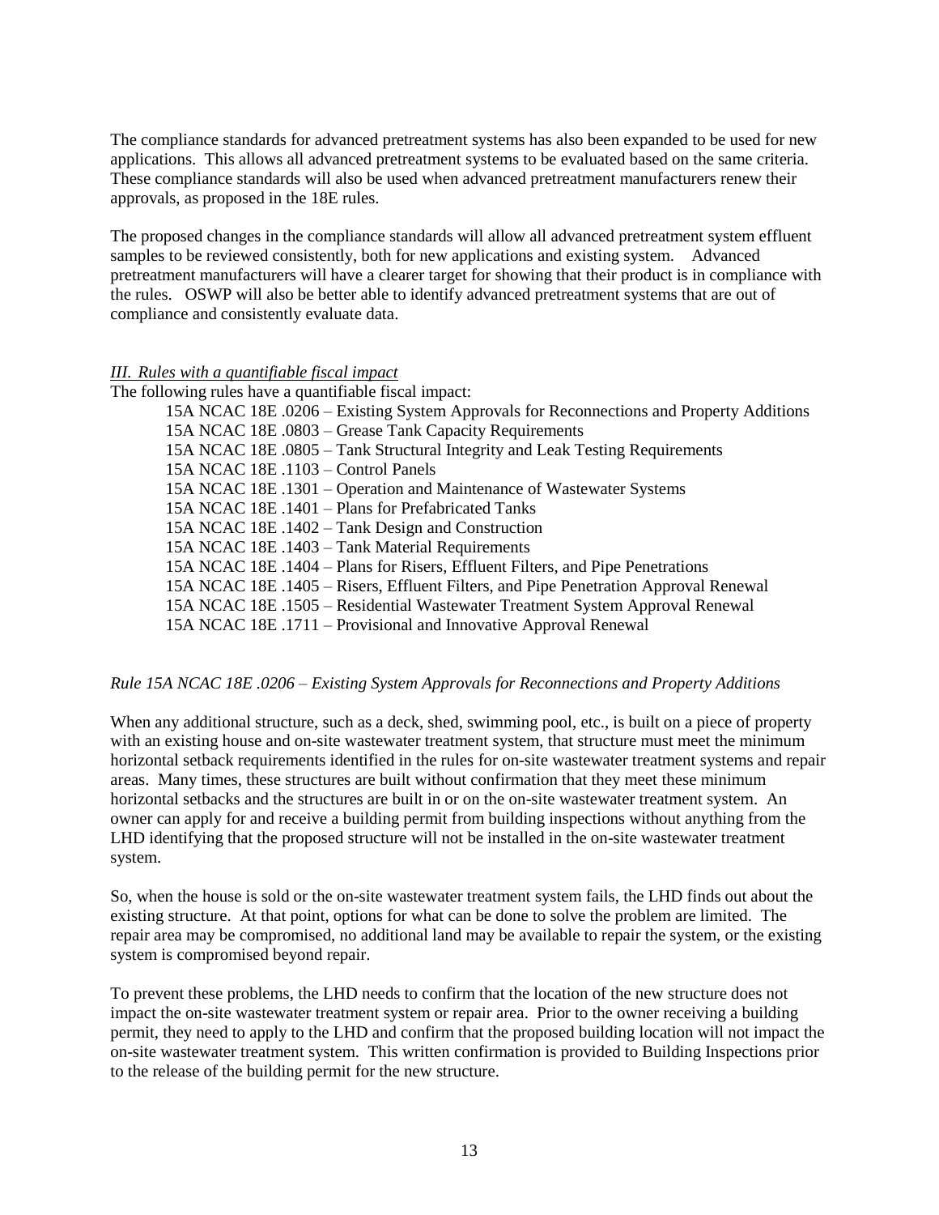The compliance standards for advanced pretreatment systems has also been expanded to be used for new applications. This allows all advanced pretreatment systems to be evaluated based on the same criteria. These compliance standards will also be used when advanced pretreatment manufacturers renew their approvals, as proposed in the 18E rules.

The proposed changes in the compliance standards will allow all advanced pretreatment system effluent samples to be reviewed consistently, both for new applications and existing system. Advanced pretreatment manufacturers will have a clearer target for showing that their product is in compliance with the rules. OSWP will also be better able to identify advanced pretreatment systems that are out of compliance and consistently evaluate data.

*III. Rules with a quantifiable fiscal impact*

The following rules have a quantifiable fiscal impact:

- 15A NCAC 18E .0206 – Existing System Approvals for Reconnections and Property Additions
- 15A NCAC 18E .0803 – Grease Tank Capacity Requirements
- 15A NCAC 18E .0805 – Tank Structural Integrity and Leak Testing Requirements
- 15A NCAC 18E .1103 – Control Panels
- 15A NCAC 18E .1301 – Operation and Maintenance of Wastewater Systems
- 15A NCAC 18E .1401 – Plans for Prefabricated Tanks
- 15A NCAC 18E .1402 – Tank Design and Construction
- 15A NCAC 18E .1403 – Tank Material Requirements
- 15A NCAC 18E .1404 – Plans for Risers, Effluent Filters, and Pipe Penetrations
- 15A NCAC 18E .1405 – Risers, Effluent Filters, and Pipe Penetration Approval Renewal
- 15A NCAC 18E .1505 – Residential Wastewater Treatment System Approval Renewal
- 15A NCAC 18E .1711 – Provisional and Innovative Approval Renewal

*Rule 15A NCAC 18E .0206 – Existing System Approvals for Reconnections and Property Additions*

When any additional structure, such as a deck, shed, swimming pool, etc., is built on a piece of property with an existing house and on-site wastewater treatment system, that structure must meet the minimum horizontal setback requirements identified in the rules for on-site wastewater treatment systems and repair areas. Many times, these structures are built without confirmation that they meet these minimum horizontal setbacks and the structures are built in or on the on-site wastewater treatment system. An owner can apply for and receive a building permit from building inspections without anything from the LHD identifying that the proposed structure will not be installed in the on-site wastewater treatment system.

So, when the house is sold or the on-site wastewater treatment system fails, the LHD finds out about the existing structure. At that point, options for what can be done to solve the problem are limited. The repair area may be compromised, no additional land may be available to repair the system, or the existing system is compromised beyond repair.

To prevent these problems, the LHD needs to confirm that the location of the new structure does not impact the on-site wastewater treatment system or repair area. Prior to the owner receiving a building permit, they need to apply to the LHD and confirm that the proposed building location will not impact the on-site wastewater treatment system. This written confirmation is provided to Building Inspections prior to the release of the building permit for the new structure.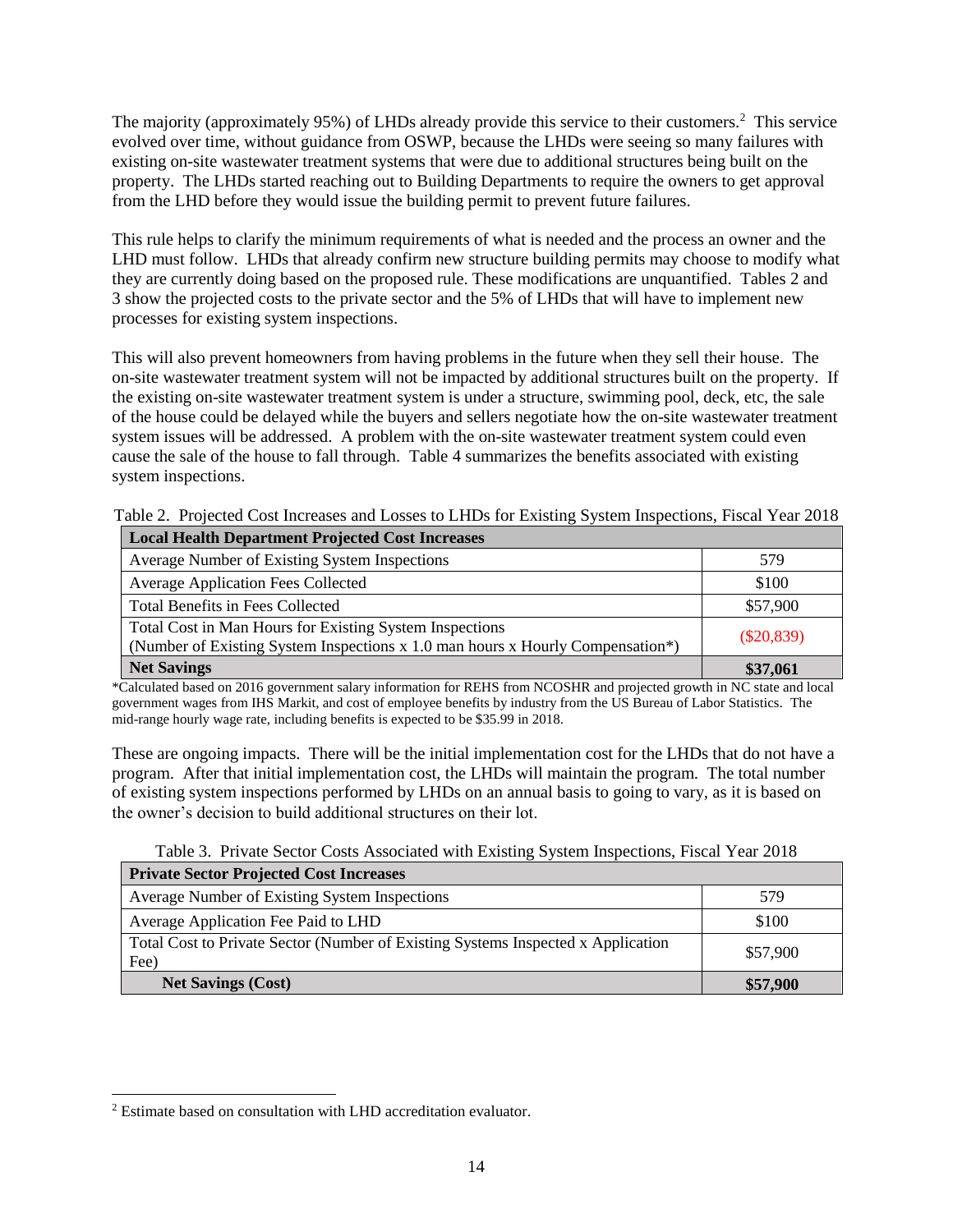The majority (approximately 95%) of LHDs already provide this service to their customers.[2] This service evolved over time, without guidance from OSWP, because the LHDs were seeing so many failures with existing on-site wastewater treatment systems that were due to additional structures being built on the property. The LHDs started reaching out to Building Departments to require the owners to get approval from the LHD before they would issue the building permit to prevent future failures.

This rule helps to clarify the minimum requirements of what is needed and the process an owner and the LHD must follow. LHDs that already confirm new structure building permits may choose to modify what they are currently doing based on the proposed rule. These modifications are unquantified. Tables 2 and 3 show the projected costs to the private sector and the 5% of LHDs that will have to implement new processes for existing system inspections.

This will also prevent homeowners from having problems in the future when they sell their house. The on-site wastewater treatment system will not be impacted by additional structures built on the property. If the existing on-site wastewater treatment system is under a structure, swimming pool, deck, etc, the sale of the house could be delayed while the buyers and sellers negotiate how the on-site wastewater treatment system issues will be addressed. A problem with the on-site wastewater treatment system could even cause the sale of the house to fall through. Table 4 summarizes the benefits associated with existing system inspections.

Table 2. Projected Cost Increases and Losses to LHDs for Existing System Inspections, Fiscal Year 2018

| **Local Health Department Projected Cost Increases** | |
|---|---|
| Average Number of Existing System Inspections | 579 |
| Average Application Fees Collected | $100 |
| Total Benefits in Fees Collected | $57,900 |
| Total Cost in Man Hours for Existing System Inspections (Number of Existing System Inspections x 1.0 man hours x Hourly Compensation*) | ($20,839) |
| **Net Savings** | **$37,061** |

*Calculated based on 2016 government salary information for REHS from NCOSHR and projected growth in NC state and local government wages from IHS Markit, and cost of employee benefits by industry from the US Bureau of Labor Statistics. The mid-range hourly wage rate, including benefits is expected to be $35.99 in 2018.

These are ongoing impacts. There will be the initial implementation cost for the LHDs that do not have a program. After that initial implementation cost, the LHDs will maintain the program. The total number of existing system inspections performed by LHDs on an annual basis to going to vary, as it is based on the owner's decision to build additional structures on their lot.

Table 3. Private Sector Costs Associated with Existing System Inspections, Fiscal Year 2018

| **Private Sector Projected Cost Increases** | |
|---|---|
| Average Number of Existing System Inspections | 579 |
| Average Application Fee Paid to LHD | $100 |
| Total Cost to Private Sector (Number of Existing Systems Inspected x Application Fee) | $57,900 |
| **Net Savings (Cost)** | **$57,900** |

[2] Estimate based on consultation with LHD accreditation evaluator.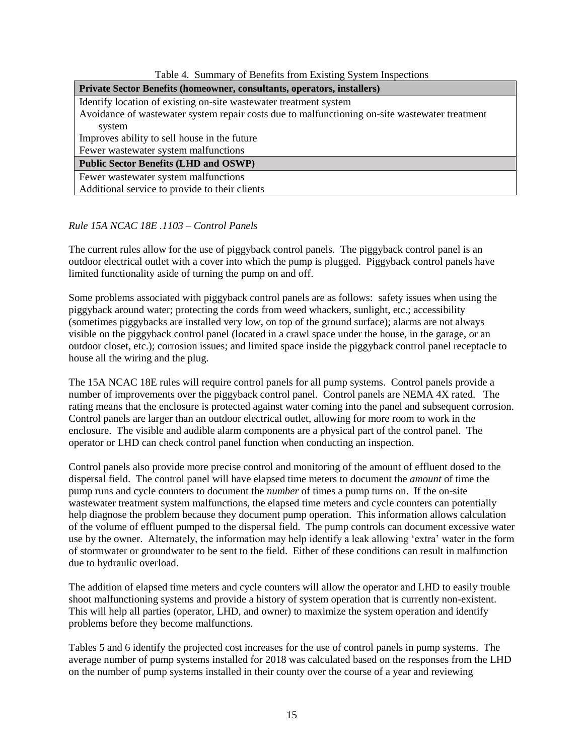Table 4. Summary of Benefits from Existing System Inspections

| **Private Sector Benefits (homeowner, consultants, operators, installers)** |
|---|
| Identify location of existing on-site wastewater treatment system |
| Avoidance of wastewater system repair costs due to malfunctioning on-site wastewater treatment system |
| Improves ability to sell house in the future |
| Fewer wastewater system malfunctions |
| **Public Sector Benefits (LHD and OSWP)** |
| Fewer wastewater system malfunctions |
| Additional service to provide to their clients |

*Rule 15A NCAC 18E .1103 – Control Panels*

The current rules allow for the use of piggyback control panels. The piggyback control panel is an outdoor electrical outlet with a cover into which the pump is plugged. Piggyback control panels have limited functionality aside of turning the pump on and off.

Some problems associated with piggyback control panels are as follows: safety issues when using the piggyback around water; protecting the cords from weed whackers, sunlight, etc.; accessibility (sometimes piggybacks are installed very low, on top of the ground surface); alarms are not always visible on the piggyback control panel (located in a crawl space under the house, in the garage, or an outdoor closet, etc.); corrosion issues; and limited space inside the piggyback control panel receptacle to house all the wiring and the plug.

The 15A NCAC 18E rules will require control panels for all pump systems. Control panels provide a number of improvements over the piggyback control panel. Control panels are NEMA 4X rated. The rating means that the enclosure is protected against water coming into the panel and subsequent corrosion. Control panels are larger than an outdoor electrical outlet, allowing for more room to work in the enclosure. The visible and audible alarm components are a physical part of the control panel. The operator or LHD can check control panel function when conducting an inspection.

Control panels also provide more precise control and monitoring of the amount of effluent dosed to the dispersal field. The control panel will have elapsed time meters to document the *amount* of time the pump runs and cycle counters to document the *number* of times a pump turns on. If the on-site wastewater treatment system malfunctions, the elapsed time meters and cycle counters can potentially help diagnose the problem because they document pump operation. This information allows calculation of the volume of effluent pumped to the dispersal field. The pump controls can document excessive water use by the owner. Alternately, the information may help identify a leak allowing 'extra' water in the form of stormwater or groundwater to be sent to the field. Either of these conditions can result in malfunction due to hydraulic overload.

The addition of elapsed time meters and cycle counters will allow the operator and LHD to easily trouble shoot malfunctioning systems and provide a history of system operation that is currently non-existent. This will help all parties (operator, LHD, and owner) to maximize the system operation and identify problems before they become malfunctions.

Tables 5 and 6 identify the projected cost increases for the use of control panels in pump systems. The average number of pump systems installed for 2018 was calculated based on the responses from the LHD on the number of pump systems installed in their county over the course of a year and reviewing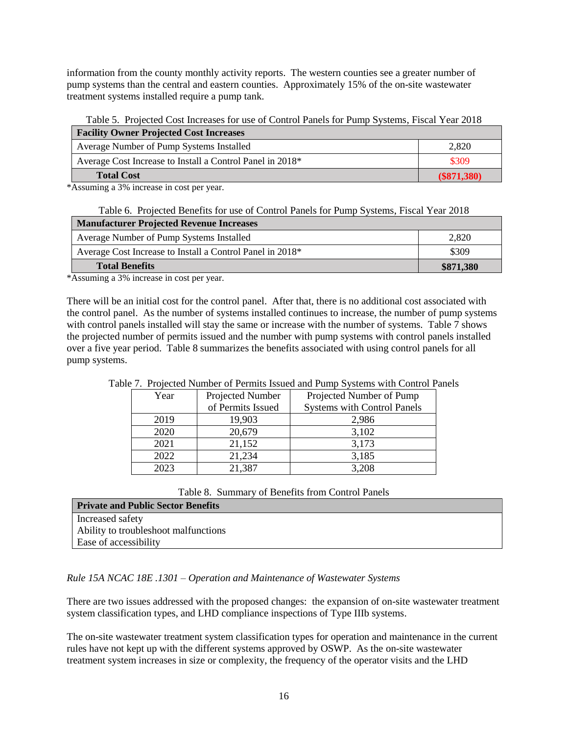information from the county monthly activity reports. The western counties see a greater number of pump systems than the central and eastern counties. Approximately 15% of the on-site wastewater treatment systems installed require a pump tank.

Table 5. Projected Cost Increases for use of Control Panels for Pump Systems, Fiscal Year 2018

| **Facility Owner Projected Cost Increases** | |
|---|---|
| Average Number of Pump Systems Installed | 2,820 |
| Average Cost Increase to Install a Control Panel in 2018* | $309 |
| **Total Cost** | **($871,380)** |

*Assuming a 3% increase in cost per year.

Table 6. Projected Benefits for use of Control Panels for Pump Systems, Fiscal Year 2018

| **Manufacturer Projected Revenue Increases** | |
|---|---|
| Average Number of Pump Systems Installed | 2,820 |
| Average Cost Increase to Install a Control Panel in 2018* | $309 |
| **Total Benefits** | **$871,380** |

*Assuming a 3% increase in cost per year.

There will be an initial cost for the control panel. After that, there is no additional cost associated with the control panel. As the number of systems installed continues to increase, the number of pump systems with control panels installed will stay the same or increase with the number of systems. Table 7 shows the projected number of permits issued and the number with pump systems with control panels installed over a five year period. Table 8 summarizes the benefits associated with using control panels for all pump systems.

Table 7. Projected Number of Permits Issued and Pump Systems with Control Panels

| Year | Projected Number of Permits Issued | Projected Number of Pump Systems with Control Panels |
|---|---|---|
| 2019 | 19,903 | 2,986 |
| 2020 | 20,679 | 3,102 |
| 2021 | 21,152 | 3,173 |
| 2022 | 21,234 | 3,185 |
| 2023 | 21,387 | 3,208 |

Table 8. Summary of Benefits from Control Panels

| **Private and Public Sector Benefits** |
|---|
| Increased safety<br>Ability to troubleshoot malfunctions<br>Ease of accessibility |

*Rule 15A NCAC 18E .1301 – Operation and Maintenance of Wastewater Systems*

There are two issues addressed with the proposed changes: the expansion of on-site wastewater treatment system classification types, and LHD compliance inspections of Type IIIb systems.

The on-site wastewater treatment system classification types for operation and maintenance in the current rules have not kept up with the different systems approved by OSWP. As the on-site wastewater treatment system increases in size or complexity, the frequency of the operator visits and the LHD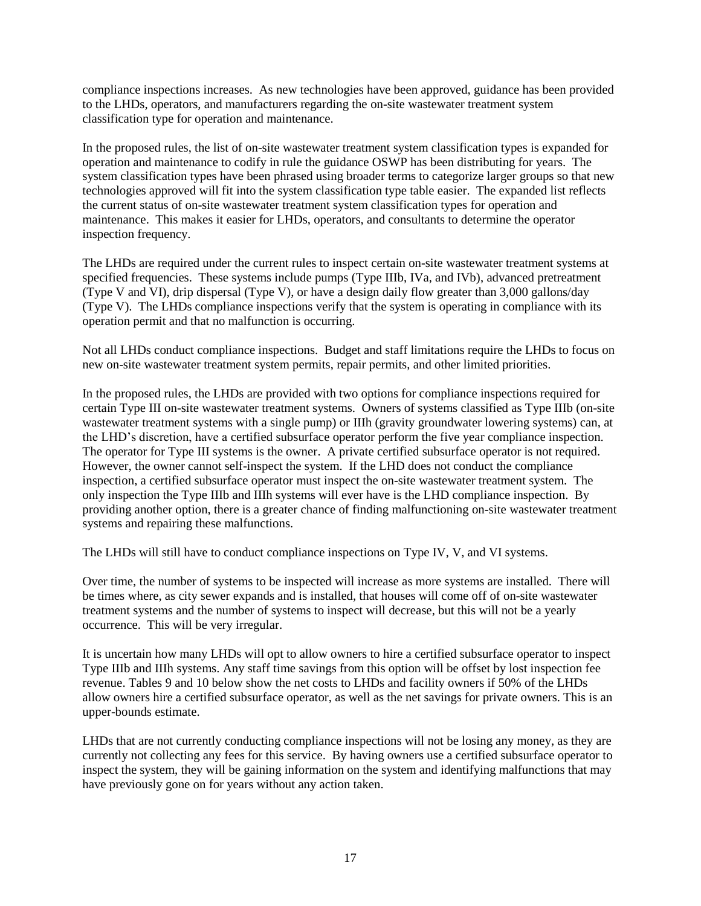compliance inspections increases. As new technologies have been approved, guidance has been provided to the LHDs, operators, and manufacturers regarding the on-site wastewater treatment system classification type for operation and maintenance.

In the proposed rules, the list of on-site wastewater treatment system classification types is expanded for operation and maintenance to codify in rule the guidance OSWP has been distributing for years. The system classification types have been phrased using broader terms to categorize larger groups so that new technologies approved will fit into the system classification type table easier. The expanded list reflects the current status of on-site wastewater treatment system classification types for operation and maintenance. This makes it easier for LHDs, operators, and consultants to determine the operator inspection frequency.

The LHDs are required under the current rules to inspect certain on-site wastewater treatment systems at specified frequencies. These systems include pumps (Type IIIb, IVa, and IVb), advanced pretreatment (Type V and VI), drip dispersal (Type V), or have a design daily flow greater than 3,000 gallons/day (Type V). The LHDs compliance inspections verify that the system is operating in compliance with its operation permit and that no malfunction is occurring.

Not all LHDs conduct compliance inspections. Budget and staff limitations require the LHDs to focus on new on-site wastewater treatment system permits, repair permits, and other limited priorities.

In the proposed rules, the LHDs are provided with two options for compliance inspections required for certain Type III on-site wastewater treatment systems. Owners of systems classified as Type IIIb (on-site wastewater treatment systems with a single pump) or IIIh (gravity groundwater lowering systems) can, at the LHD's discretion, have a certified subsurface operator perform the five year compliance inspection. The operator for Type III systems is the owner. A private certified subsurface operator is not required. However, the owner cannot self-inspect the system. If the LHD does not conduct the compliance inspection, a certified subsurface operator must inspect the on-site wastewater treatment system. The only inspection the Type IIIb and IIIh systems will ever have is the LHD compliance inspection. By providing another option, there is a greater chance of finding malfunctioning on-site wastewater treatment systems and repairing these malfunctions.

The LHDs will still have to conduct compliance inspections on Type IV, V, and VI systems.

Over time, the number of systems to be inspected will increase as more systems are installed. There will be times where, as city sewer expands and is installed, that houses will come off of on-site wastewater treatment systems and the number of systems to inspect will decrease, but this will not be a yearly occurrence. This will be very irregular.

It is uncertain how many LHDs will opt to allow owners to hire a certified subsurface operator to inspect Type IIIb and IIIh systems. Any staff time savings from this option will be offset by lost inspection fee revenue. Tables 9 and 10 below show the net costs to LHDs and facility owners if 50% of the LHDs allow owners hire a certified subsurface operator, as well as the net savings for private owners. This is an upper-bounds estimate.

LHDs that are not currently conducting compliance inspections will not be losing any money, as they are currently not collecting any fees for this service. By having owners use a certified subsurface operator to inspect the system, they will be gaining information on the system and identifying malfunctions that may have previously gone on for years without any action taken.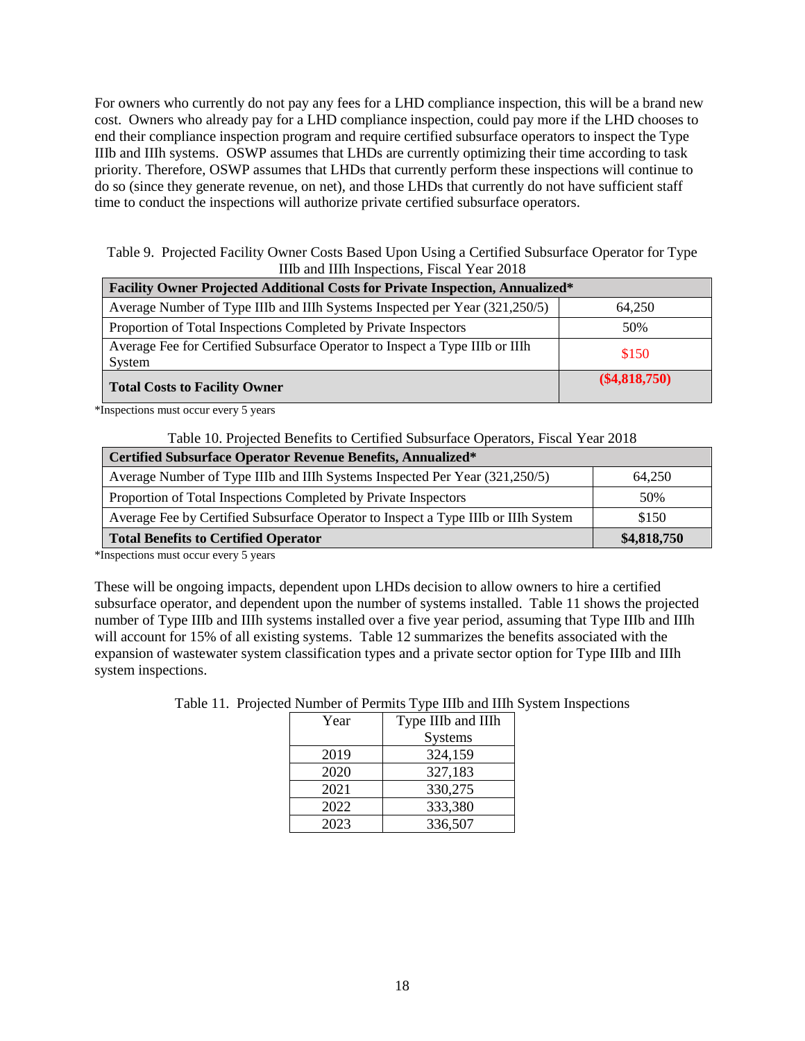For owners who currently do not pay any fees for a LHD compliance inspection, this will be a brand new cost. Owners who already pay for a LHD compliance inspection, could pay more if the LHD chooses to end their compliance inspection program and require certified subsurface operators to inspect the Type IIIb and IIIh systems. OSWP assumes that LHDs are currently optimizing their time according to task priority. Therefore, OSWP assumes that LHDs that currently perform these inspections will continue to do so (since they generate revenue, on net), and those LHDs that currently do not have sufficient staff time to conduct the inspections will authorize private certified subsurface operators.

Table 9. Projected Facility Owner Costs Based Upon Using a Certified Subsurface Operator for Type IIIb and IIIh Inspections, Fiscal Year 2018

| **Facility Owner Projected Additional Costs for Private Inspection, Annualized*** | |
|---|---|
| Average Number of Type IIIb and IIIh Systems Inspected per Year (321,250/5) | 64,250 |
| Proportion of Total Inspections Completed by Private Inspectors | 50% |
| Average Fee for Certified Subsurface Operator to Inspect a Type IIIb or IIIh System | $150 |
| **Total Costs to Facility Owner** | **($4,818,750)** |

*Inspections must occur every 5 years

Table 10. Projected Benefits to Certified Subsurface Operators, Fiscal Year 2018

| **Certified Subsurface Operator Revenue Benefits, Annualized*** | |
|---|---|
| Average Number of Type IIIb and IIIh Systems Inspected Per Year (321,250/5) | 64,250 |
| Proportion of Total Inspections Completed by Private Inspectors | 50% |
| Average Fee by Certified Subsurface Operator to Inspect a Type IIIb or IIIh System | $150 |
| **Total Benefits to Certified Operator** | **$4,818,750** |

*Inspections must occur every 5 years

These will be ongoing impacts, dependent upon LHDs decision to allow owners to hire a certified subsurface operator, and dependent upon the number of systems installed. Table 11 shows the projected number of Type IIIb and IIIh systems installed over a five year period, assuming that Type IIIb and IIIh will account for 15% of all existing systems. Table 12 summarizes the benefits associated with the expansion of wastewater system classification types and a private sector option for Type IIIb and IIIh system inspections.

Table 11. Projected Number of Permits Type IIIb and IIIh System Inspections

| Year | Type IIIb and IIIh Systems |
|---|---|
| 2019 | 324,159 |
| 2020 | 327,183 |
| 2021 | 330,275 |
| 2022 | 333,380 |
| 2023 | 336,507 |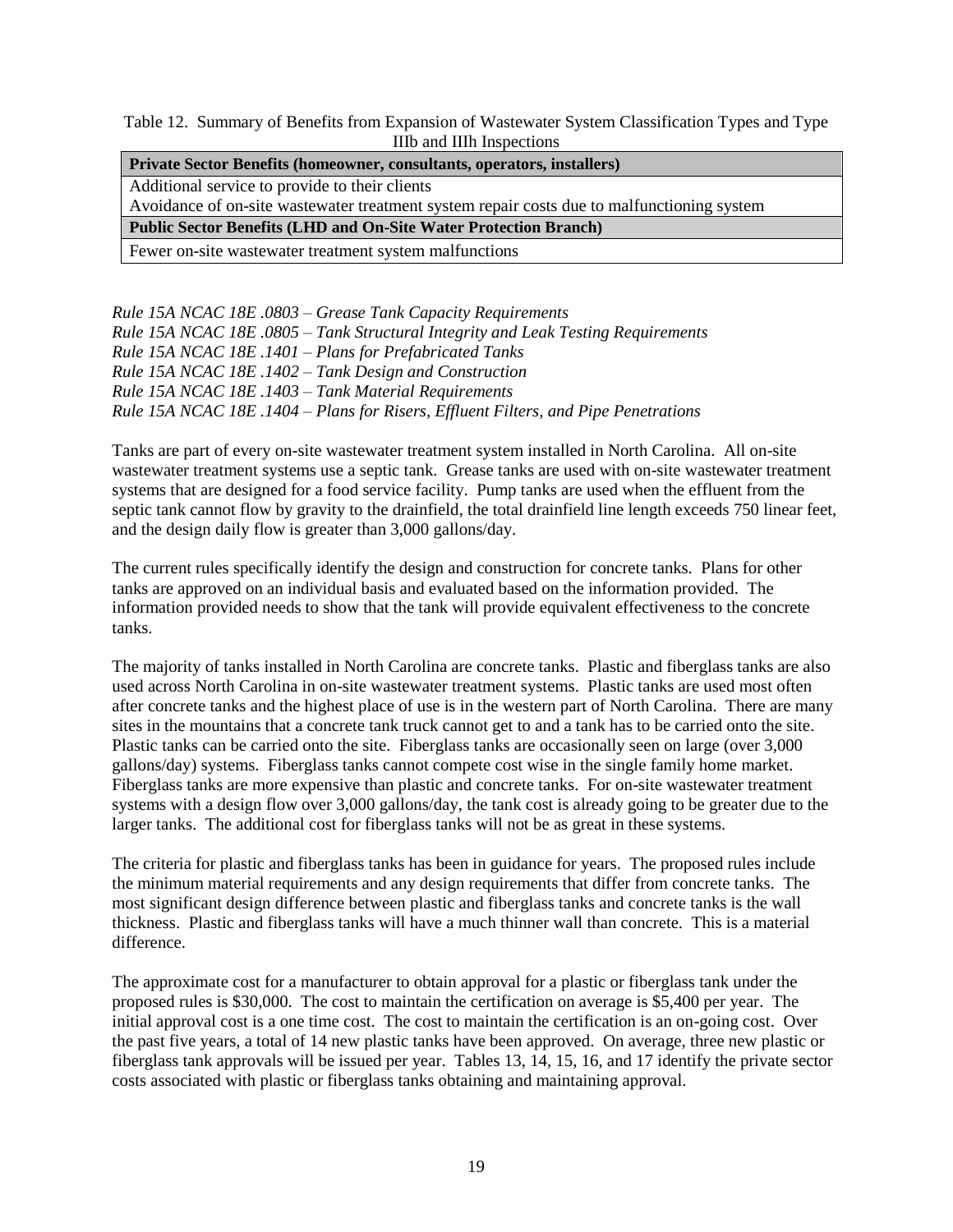Table 12. Summary of Benefits from Expansion of Wastewater System Classification Types and Type IIIb and IIIh Inspections

| **Private Sector Benefits (homeowner, consultants, operators, installers)** |
|---|
| Additional service to provide to their clients |
| Avoidance of on-site wastewater treatment system repair costs due to malfunctioning system |
| **Public Sector Benefits (LHD and On-Site Water Protection Branch)** |
| Fewer on-site wastewater treatment system malfunctions |

*Rule 15A NCAC 18E .0803 – Grease Tank Capacity Requirements*
*Rule 15A NCAC 18E .0805 – Tank Structural Integrity and Leak Testing Requirements*
*Rule 15A NCAC 18E .1401 – Plans for Prefabricated Tanks*
*Rule 15A NCAC 18E .1402 – Tank Design and Construction*
*Rule 15A NCAC 18E .1403 – Tank Material Requirements*
*Rule 15A NCAC 18E .1404 – Plans for Risers, Effluent Filters, and Pipe Penetrations*

Tanks are part of every on-site wastewater treatment system installed in North Carolina. All on-site wastewater treatment systems use a septic tank. Grease tanks are used with on-site wastewater treatment systems that are designed for a food service facility. Pump tanks are used when the effluent from the septic tank cannot flow by gravity to the drainfield, the total drainfield line length exceeds 750 linear feet, and the design daily flow is greater than 3,000 gallons/day.

The current rules specifically identify the design and construction for concrete tanks. Plans for other tanks are approved on an individual basis and evaluated based on the information provided. The information provided needs to show that the tank will provide equivalent effectiveness to the concrete tanks.

The majority of tanks installed in North Carolina are concrete tanks. Plastic and fiberglass tanks are also used across North Carolina in on-site wastewater treatment systems. Plastic tanks are used most often after concrete tanks and the highest place of use is in the western part of North Carolina. There are many sites in the mountains that a concrete tank truck cannot get to and a tank has to be carried onto the site. Plastic tanks can be carried onto the site. Fiberglass tanks are occasionally seen on large (over 3,000 gallons/day) systems. Fiberglass tanks cannot compete cost wise in the single family home market. Fiberglass tanks are more expensive than plastic and concrete tanks. For on-site wastewater treatment systems with a design flow over 3,000 gallons/day, the tank cost is already going to be greater due to the larger tanks. The additional cost for fiberglass tanks will not be as great in these systems.

The criteria for plastic and fiberglass tanks has been in guidance for years. The proposed rules include the minimum material requirements and any design requirements that differ from concrete tanks. The most significant design difference between plastic and fiberglass tanks and concrete tanks is the wall thickness. Plastic and fiberglass tanks will have a much thinner wall than concrete. This is a material difference.

The approximate cost for a manufacturer to obtain approval for a plastic or fiberglass tank under the proposed rules is $30,000. The cost to maintain the certification on average is $5,400 per year. The initial approval cost is a one time cost. The cost to maintain the certification is an on-going cost. Over the past five years, a total of 14 new plastic tanks have been approved. On average, three new plastic or fiberglass tank approvals will be issued per year. Tables 13, 14, 15, 16, and 17 identify the private sector costs associated with plastic or fiberglass tanks obtaining and maintaining approval.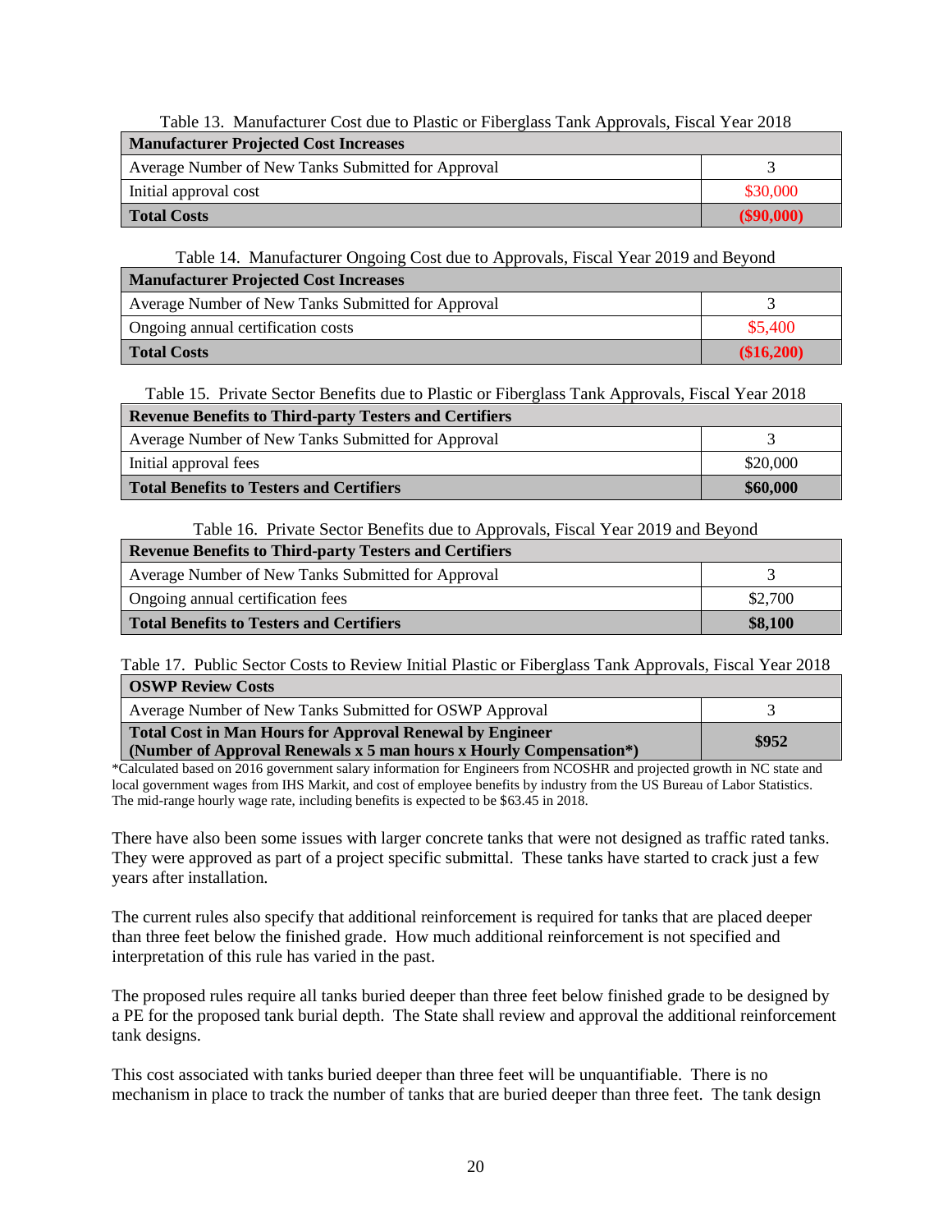Table 13. Manufacturer Cost due to Plastic or Fiberglass Tank Approvals, Fiscal Year 2018

| **Manufacturer Projected Cost Increases** | |
|---|---|
| Average Number of New Tanks Submitted for Approval | 3 |
| Initial approval cost | $30,000 |
| **Total Costs** | **($90,000)** |

Table 14. Manufacturer Ongoing Cost due to Approvals, Fiscal Year 2019 and Beyond

| **Manufacturer Projected Cost Increases** | |
|---|---|
| Average Number of New Tanks Submitted for Approval | 3 |
| Ongoing annual certification costs | $5,400 |
| **Total Costs** | **($16,200)** |

Table 15. Private Sector Benefits due to Plastic or Fiberglass Tank Approvals, Fiscal Year 2018

| **Revenue Benefits to Third-party Testers and Certifiers** | |
|---|---|
| Average Number of New Tanks Submitted for Approval | 3 |
| Initial approval fees | $20,000 |
| **Total Benefits to Testers and Certifiers** | **$60,000** |

Table 16. Private Sector Benefits due to Approvals, Fiscal Year 2019 and Beyond

| **Revenue Benefits to Third-party Testers and Certifiers** | |
|---|---|
| Average Number of New Tanks Submitted for Approval | 3 |
| Ongoing annual certification fees | $2,700 |
| **Total Benefits to Testers and Certifiers** | **$8,100** |

Table 17. Public Sector Costs to Review Initial Plastic or Fiberglass Tank Approvals, Fiscal Year 2018

| **OSWP Review Costs** | |
|---|---|
| Average Number of New Tanks Submitted for OSWP Approval | 3 |
| **Total Cost in Man Hours for Approval Renewal by Engineer (Number of Approval Renewals x 5 man hours x Hourly Compensation*)** | **$952** |

*Calculated based on 2016 government salary information for Engineers from NCOSHR and projected growth in NC state and local government wages from IHS Markit, and cost of employee benefits by industry from the US Bureau of Labor Statistics. The mid-range hourly wage rate, including benefits is expected to be $63.45 in 2018.

There have also been some issues with larger concrete tanks that were not designed as traffic rated tanks. They were approved as part of a project specific submittal. These tanks have started to crack just a few years after installation.

The current rules also specify that additional reinforcement is required for tanks that are placed deeper than three feet below the finished grade. How much additional reinforcement is not specified and interpretation of this rule has varied in the past.

The proposed rules require all tanks buried deeper than three feet below finished grade to be designed by a PE for the proposed tank burial depth. The State shall review and approval the additional reinforcement tank designs.

This cost associated with tanks buried deeper than three feet will be unquantifiable. There is no mechanism in place to track the number of tanks that are buried deeper than three feet. The tank design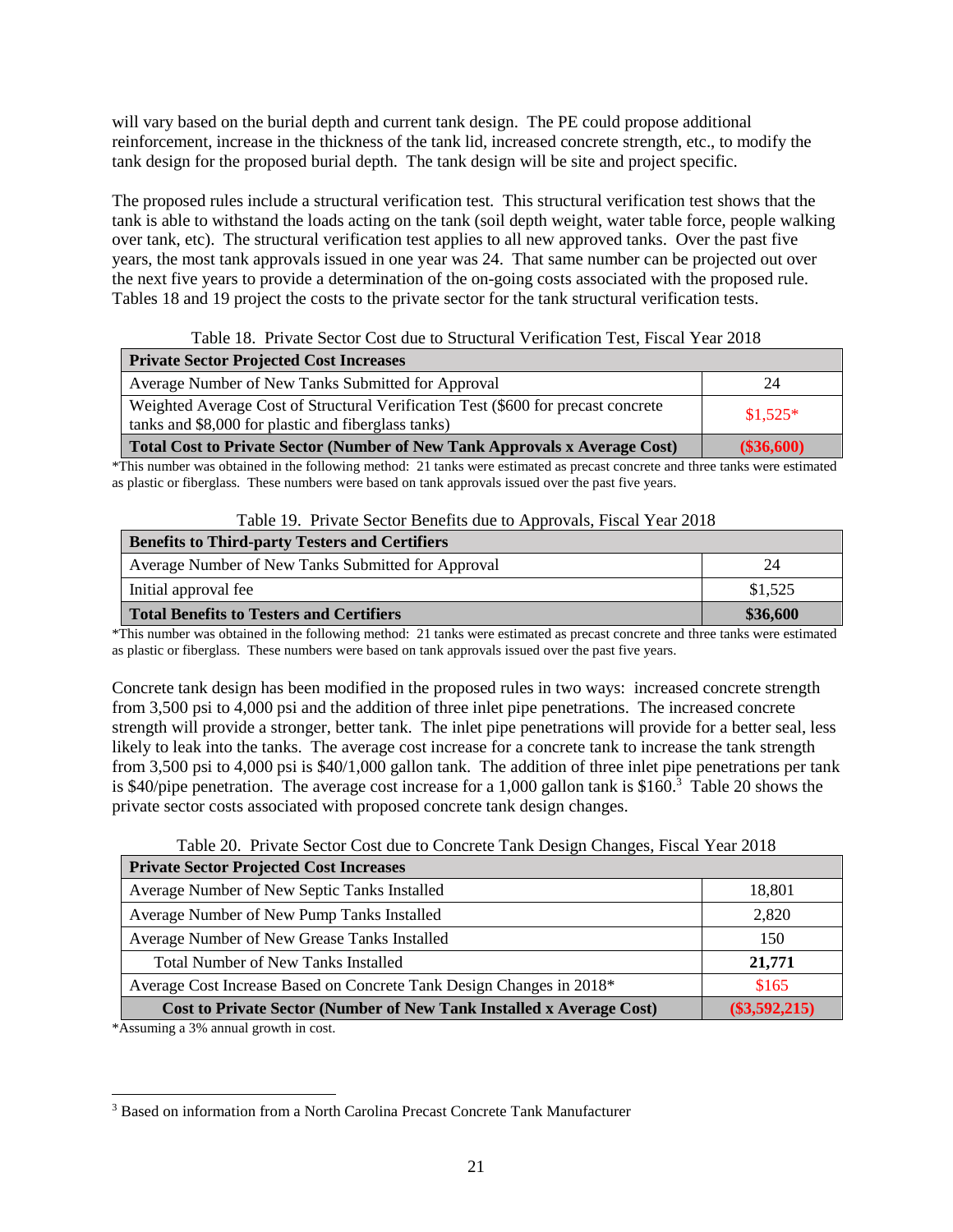will vary based on the burial depth and current tank design. The PE could propose additional reinforcement, increase in the thickness of the tank lid, increased concrete strength, etc., to modify the tank design for the proposed burial depth. The tank design will be site and project specific.

The proposed rules include a structural verification test. This structural verification test shows that the tank is able to withstand the loads acting on the tank (soil depth weight, water table force, people walking over tank, etc). The structural verification test applies to all new approved tanks. Over the past five years, the most tank approvals issued in one year was 24. That same number can be projected out over the next five years to provide a determination of the on-going costs associated with the proposed rule. Tables 18 and 19 project the costs to the private sector for the tank structural verification tests.

Table 18. Private Sector Cost due to Structural Verification Test, Fiscal Year 2018

| **Private Sector Projected Cost Increases** | |
|---|---|
| Average Number of New Tanks Submitted for Approval | 24 |
| Weighted Average Cost of Structural Verification Test ($600 for precast concrete tanks and $8,000 for plastic and fiberglass tanks) | $1,525* |
| **Total Cost to Private Sector (Number of New Tank Approvals x Average Cost)** | **($36,600)** |

*This number was obtained in the following method: 21 tanks were estimated as precast concrete and three tanks were estimated as plastic or fiberglass. These numbers were based on tank approvals issued over the past five years.

Table 19. Private Sector Benefits due to Approvals, Fiscal Year 2018

| **Benefits to Third-party Testers and Certifiers** | |
|---|---|
| Average Number of New Tanks Submitted for Approval | 24 |
| Initial approval fee | $1,525 |
| **Total Benefits to Testers and Certifiers** | **$36,600** |

*This number was obtained in the following method: 21 tanks were estimated as precast concrete and three tanks were estimated as plastic or fiberglass. These numbers were based on tank approvals issued over the past five years.

Concrete tank design has been modified in the proposed rules in two ways: increased concrete strength from 3,500 psi to 4,000 psi and the addition of three inlet pipe penetrations. The increased concrete strength will provide a stronger, better tank. The inlet pipe penetrations will provide for a better seal, less likely to leak into the tanks. The average cost increase for a concrete tank to increase the tank strength from 3,500 psi to 4,000 psi is $40/1,000 gallon tank. The addition of three inlet pipe penetrations per tank is $40/pipe penetration. The average cost increase for a 1,000 gallon tank is $160.[3] Table 20 shows the private sector costs associated with proposed concrete tank design changes.

Table 20. Private Sector Cost due to Concrete Tank Design Changes, Fiscal Year 2018

| **Private Sector Projected Cost Increases** | |
|---|---|
| Average Number of New Septic Tanks Installed | 18,801 |
| Average Number of New Pump Tanks Installed | 2,820 |
| Average Number of New Grease Tanks Installed | 150 |
| Total Number of New Tanks Installed | **21,771** |
| Average Cost Increase Based on Concrete Tank Design Changes in 2018* | $165 |
| **Cost to Private Sector (Number of New Tank Installed x Average Cost)** | **($3,592,215)** |

*Assuming a 3% annual growth in cost.

[3] Based on information from a North Carolina Precast Concrete Tank Manufacturer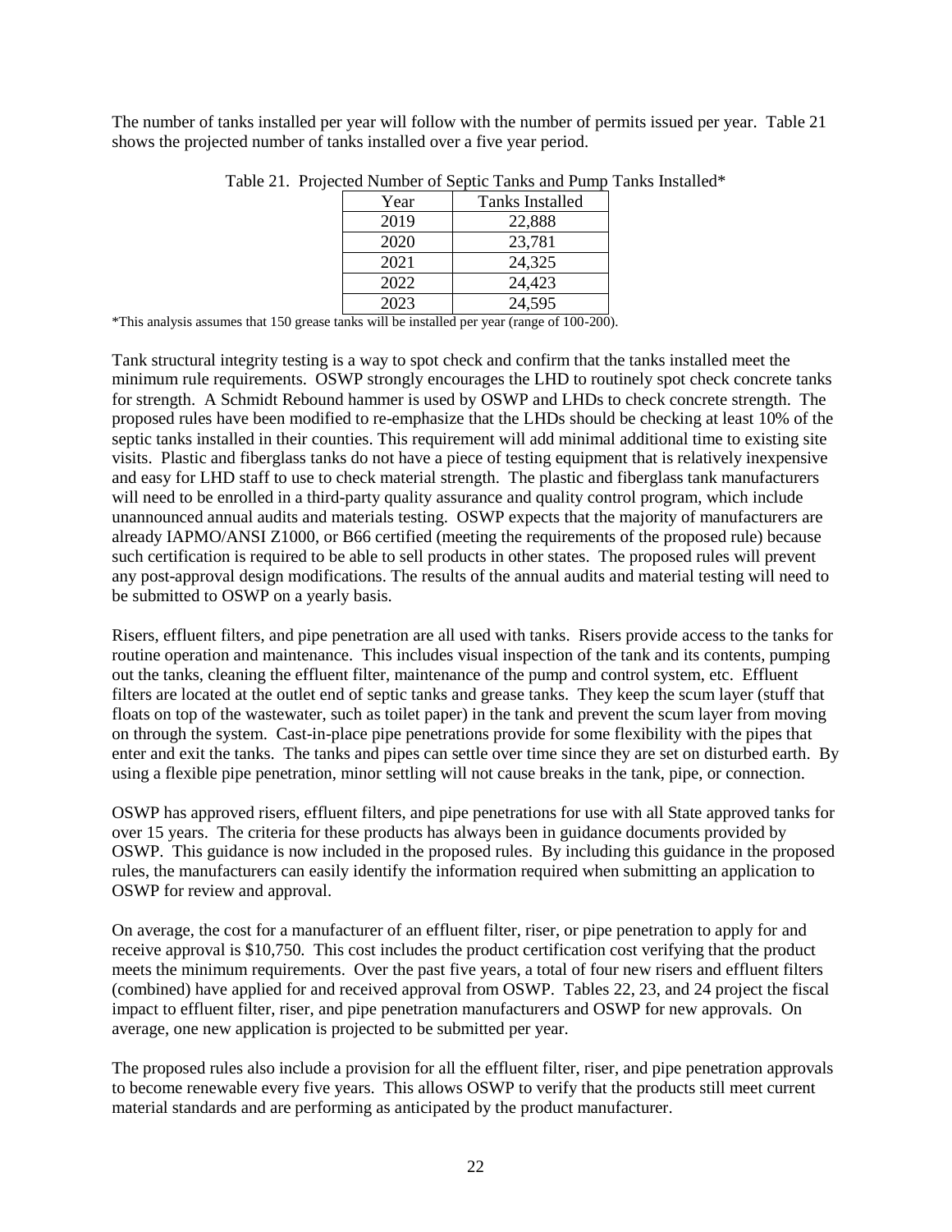The number of tanks installed per year will follow with the number of permits issued per year. Table 21 shows the projected number of tanks installed over a five year period.

Table 21. Projected Number of Septic Tanks and Pump Tanks Installed*

| Year | Tanks Installed |
|---|---|
| 2019 | 22,888 |
| 2020 | 23,781 |
| 2021 | 24,325 |
| 2022 | 24,423 |
| 2023 | 24,595 |

*This analysis assumes that 150 grease tanks will be installed per year (range of 100-200).

Tank structural integrity testing is a way to spot check and confirm that the tanks installed meet the minimum rule requirements. OSWP strongly encourages the LHD to routinely spot check concrete tanks for strength. A Schmidt Rebound hammer is used by OSWP and LHDs to check concrete strength. The proposed rules have been modified to re-emphasize that the LHDs should be checking at least 10% of the septic tanks installed in their counties. This requirement will add minimal additional time to existing site visits. Plastic and fiberglass tanks do not have a piece of testing equipment that is relatively inexpensive and easy for LHD staff to use to check material strength. The plastic and fiberglass tank manufacturers will need to be enrolled in a third-party quality assurance and quality control program, which include unannounced annual audits and materials testing. OSWP expects that the majority of manufacturers are already IAPMO/ANSI Z1000, or B66 certified (meeting the requirements of the proposed rule) because such certification is required to be able to sell products in other states. The proposed rules will prevent any post-approval design modifications. The results of the annual audits and material testing will need to be submitted to OSWP on a yearly basis.

Risers, effluent filters, and pipe penetration are all used with tanks. Risers provide access to the tanks for routine operation and maintenance. This includes visual inspection of the tank and its contents, pumping out the tanks, cleaning the effluent filter, maintenance of the pump and control system, etc. Effluent filters are located at the outlet end of septic tanks and grease tanks. They keep the scum layer (stuff that floats on top of the wastewater, such as toilet paper) in the tank and prevent the scum layer from moving on through the system. Cast-in-place pipe penetrations provide for some flexibility with the pipes that enter and exit the tanks. The tanks and pipes can settle over time since they are set on disturbed earth. By using a flexible pipe penetration, minor settling will not cause breaks in the tank, pipe, or connection.

OSWP has approved risers, effluent filters, and pipe penetrations for use with all State approved tanks for over 15 years. The criteria for these products has always been in guidance documents provided by OSWP. This guidance is now included in the proposed rules. By including this guidance in the proposed rules, the manufacturers can easily identify the information required when submitting an application to OSWP for review and approval.

On average, the cost for a manufacturer of an effluent filter, riser, or pipe penetration to apply for and receive approval is \$10,750. This cost includes the product certification cost verifying that the product meets the minimum requirements. Over the past five years, a total of four new risers and effluent filters (combined) have applied for and received approval from OSWP. Tables 22, 23, and 24 project the fiscal impact to effluent filter, riser, and pipe penetration manufacturers and OSWP for new approvals. On average, one new application is projected to be submitted per year.

The proposed rules also include a provision for all the effluent filter, riser, and pipe penetration approvals to become renewable every five years. This allows OSWP to verify that the products still meet current material standards and are performing as anticipated by the product manufacturer.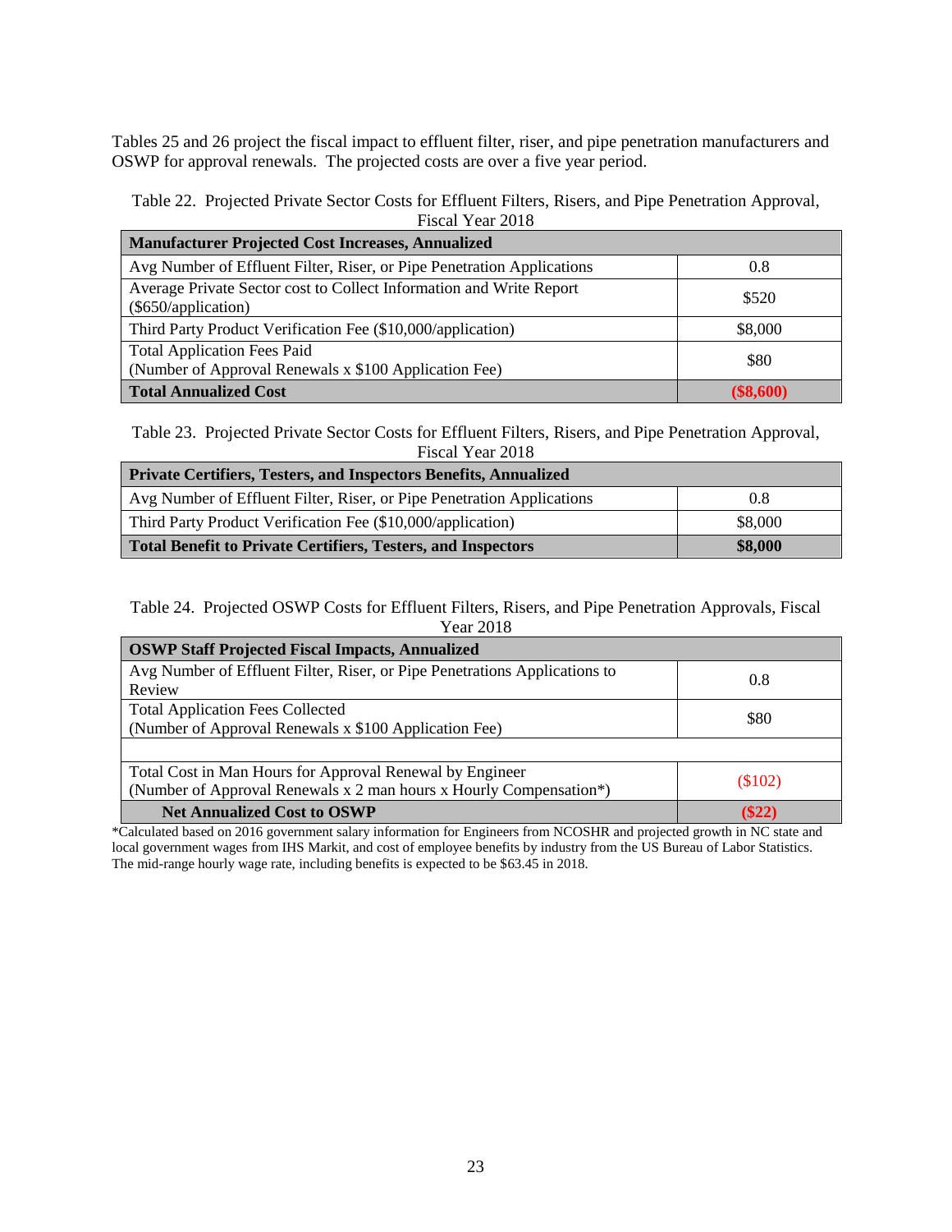Tables 25 and 26 project the fiscal impact to effluent filter, riser, and pipe penetration manufacturers and OSWP for approval renewals. The projected costs are over a five year period.

Table 22. Projected Private Sector Costs for Effluent Filters, Risers, and Pipe Penetration Approval, Fiscal Year 2018

| **Manufacturer Projected Cost Increases, Annualized** | |
|---|---|
| Avg Number of Effluent Filter, Riser, or Pipe Penetration Applications | 0.8 |
| Average Private Sector cost to Collect Information and Write Report ($650/application) | $520 |
| Third Party Product Verification Fee ($10,000/application) | $8,000 |
| Total Application Fees Paid (Number of Approval Renewals x $100 Application Fee) | $80 |
| **Total Annualized Cost** | **($8,600)** |

Table 23. Projected Private Sector Costs for Effluent Filters, Risers, and Pipe Penetration Approval, Fiscal Year 2018

| **Private Certifiers, Testers, and Inspectors Benefits, Annualized** | |
|---|---|
| Avg Number of Effluent Filter, Riser, or Pipe Penetration Applications | 0.8 |
| Third Party Product Verification Fee ($10,000/application) | $8,000 |
| **Total Benefit to Private Certifiers, Testers, and Inspectors** | **$8,000** |

Table 24. Projected OSWP Costs for Effluent Filters, Risers, and Pipe Penetration Approvals, Fiscal Year 2018

| **OSWP Staff Projected Fiscal Impacts, Annualized** | |
|---|---|
| Avg Number of Effluent Filter, Riser, or Pipe Penetrations Applications to Review | 0.8 |
| Total Application Fees Collected (Number of Approval Renewals x $100 Application Fee) | $80 |
| | |
| Total Cost in Man Hours for Approval Renewal by Engineer (Number of Approval Renewals x 2 man hours x Hourly Compensation*) | ($102) |
| **Net Annualized Cost to OSWP** | **($22)** |

*Calculated based on 2016 government salary information for Engineers from NCOSHR and projected growth in NC state and local government wages from IHS Markit, and cost of employee benefits by industry from the US Bureau of Labor Statistics. The mid-range hourly wage rate, including benefits is expected to be $63.45 in 2018.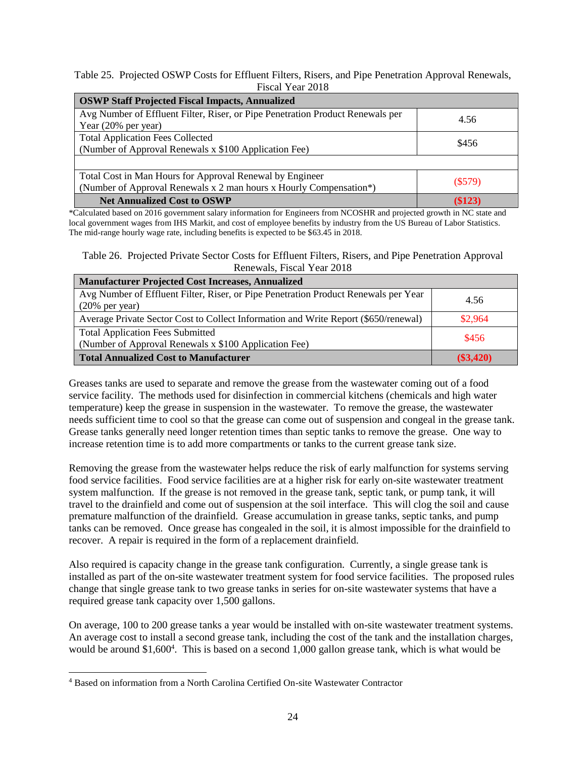Table 25. Projected OSWP Costs for Effluent Filters, Risers, and Pipe Penetration Approval Renewals, Fiscal Year 2018

| OSWP Staff Projected Fiscal Impacts, Annualized | |
|---|---|
| Avg Number of Effluent Filter, Riser, or Pipe Penetration Product Renewals per Year (20% per year) | 4.56 |
| Total Application Fees Collected (Number of Approval Renewals x $100 Application Fee) | $456 |
| | |
| Total Cost in Man Hours for Approval Renewal by Engineer (Number of Approval Renewals x 2 man hours x Hourly Compensation*) | ($579) |
| **Net Annualized Cost to OSWP** | **($123)** |

*Calculated based on 2016 government salary information for Engineers from NCOSHR and projected growth in NC state and local government wages from IHS Markit, and cost of employee benefits by industry from the US Bureau of Labor Statistics. The mid-range hourly wage rate, including benefits is expected to be $63.45 in 2018.

Table 26. Projected Private Sector Costs for Effluent Filters, Risers, and Pipe Penetration Approval Renewals, Fiscal Year 2018

| Manufacturer Projected Cost Increases, Annualized | |
|---|---|
| Avg Number of Effluent Filter, Riser, or Pipe Penetration Product Renewals per Year (20% per year) | 4.56 |
| Average Private Sector Cost to Collect Information and Write Report ($650/renewal) | $2,964 |
| Total Application Fees Submitted (Number of Approval Renewals x $100 Application Fee) | $456 |
| **Total Annualized Cost to Manufacturer** | **($3,420)** |

Greases tanks are used to separate and remove the grease from the wastewater coming out of a food service facility. The methods used for disinfection in commercial kitchens (chemicals and high water temperature) keep the grease in suspension in the wastewater. To remove the grease, the wastewater needs sufficient time to cool so that the grease can come out of suspension and congeal in the grease tank. Grease tanks generally need longer retention times than septic tanks to remove the grease. One way to increase retention time is to add more compartments or tanks to the current grease tank size.

Removing the grease from the wastewater helps reduce the risk of early malfunction for systems serving food service facilities. Food service facilities are at a higher risk for early on-site wastewater treatment system malfunction. If the grease is not removed in the grease tank, septic tank, or pump tank, it will travel to the drainfield and come out of suspension at the soil interface. This will clog the soil and cause premature malfunction of the drainfield. Grease accumulation in grease tanks, septic tanks, and pump tanks can be removed. Once grease has congealed in the soil, it is almost impossible for the drainfield to recover. A repair is required in the form of a replacement drainfield.

Also required is capacity change in the grease tank configuration. Currently, a single grease tank is installed as part of the on-site wastewater treatment system for food service facilities. The proposed rules change that single grease tank to two grease tanks in series for on-site wastewater systems that have a required grease tank capacity over 1,500 gallons.

On average, 100 to 200 grease tanks a year would be installed with on-site wastewater treatment systems. An average cost to install a second grease tank, including the cost of the tank and the installation charges, would be around $1,600[4]. This is based on a second 1,000 gallon grease tank, which is what would be

[4] Based on information from a North Carolina Certified On-site Wastewater Contractor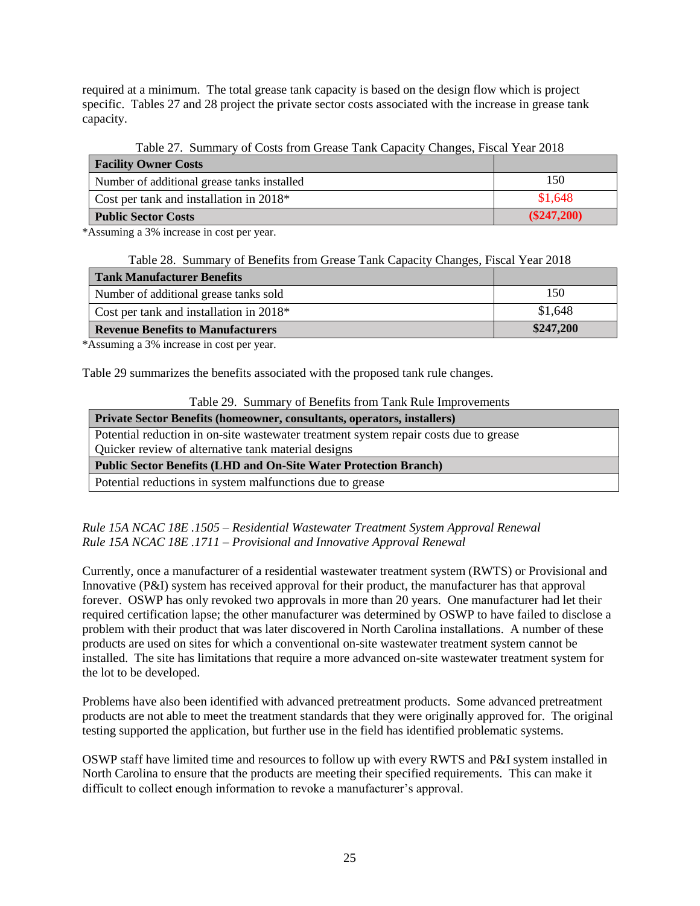required at a minimum. The total grease tank capacity is based on the design flow which is project specific. Tables 27 and 28 project the private sector costs associated with the increase in grease tank capacity.

Table 27. Summary of Costs from Grease Tank Capacity Changes, Fiscal Year 2018

| **Facility Owner Costs** | |
|---|---|
| Number of additional grease tanks installed | 150 |
| Cost per tank and installation in 2018* | $1,648 |
| **Public Sector Costs** | **($247,200)** |

*Assuming a 3% increase in cost per year.

Table 28. Summary of Benefits from Grease Tank Capacity Changes, Fiscal Year 2018

| **Tank Manufacturer Benefits** | |
|---|---|
| Number of additional grease tanks sold | 150 |
| Cost per tank and installation in 2018* | $1,648 |
| **Revenue Benefits to Manufacturers** | **$247,200** |

*Assuming a 3% increase in cost per year.

Table 29 summarizes the benefits associated with the proposed tank rule changes.

Table 29. Summary of Benefits from Tank Rule Improvements

| **Private Sector Benefits (homeowner, consultants, operators, installers)** |
|---|
| Potential reduction in on-site wastewater treatment system repair costs due to grease<br>Quicker review of alternative tank material designs |
| **Public Sector Benefits (LHD and On-Site Water Protection Branch)** |
| Potential reductions in system malfunctions due to grease |

*Rule 15A NCAC 18E .1505 – Residential Wastewater Treatment System Approval Renewal*
*Rule 15A NCAC 18E .1711 – Provisional and Innovative Approval Renewal*

Currently, once a manufacturer of a residential wastewater treatment system (RWTS) or Provisional and Innovative (P&I) system has received approval for their product, the manufacturer has that approval forever. OSWP has only revoked two approvals in more than 20 years. One manufacturer had let their required certification lapse; the other manufacturer was determined by OSWP to have failed to disclose a problem with their product that was later discovered in North Carolina installations. A number of these products are used on sites for which a conventional on-site wastewater treatment system cannot be installed. The site has limitations that require a more advanced on-site wastewater treatment system for the lot to be developed.

Problems have also been identified with advanced pretreatment products. Some advanced pretreatment products are not able to meet the treatment standards that they were originally approved for. The original testing supported the application, but further use in the field has identified problematic systems.

OSWP staff have limited time and resources to follow up with every RWTS and P&I system installed in North Carolina to ensure that the products are meeting their specified requirements. This can make it difficult to collect enough information to revoke a manufacturer's approval.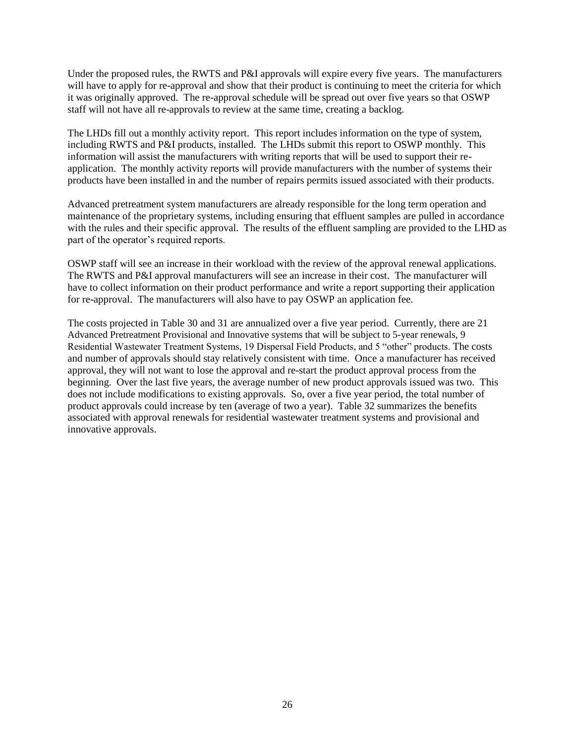Under the proposed rules, the RWTS and P&I approvals will expire every five years. The manufacturers will have to apply for re-approval and show that their product is continuing to meet the criteria for which it was originally approved. The re-approval schedule will be spread out over five years so that OSWP staff will not have all re-approvals to review at the same time, creating a backlog.

The LHDs fill out a monthly activity report. This report includes information on the type of system, including RWTS and P&I products, installed. The LHDs submit this report to OSWP monthly. This information will assist the manufacturers with writing reports that will be used to support their re-application. The monthly activity reports will provide manufacturers with the number of systems their products have been installed in and the number of repairs permits issued associated with their products.

Advanced pretreatment system manufacturers are already responsible for the long term operation and maintenance of the proprietary systems, including ensuring that effluent samples are pulled in accordance with the rules and their specific approval. The results of the effluent sampling are provided to the LHD as part of the operator's required reports.

OSWP staff will see an increase in their workload with the review of the approval renewal applications. The RWTS and P&I approval manufacturers will see an increase in their cost. The manufacturer will have to collect information on their product performance and write a report supporting their application for re-approval. The manufacturers will also have to pay OSWP an application fee.

The costs projected in Table 30 and 31 are annualized over a five year period. Currently, there are 21 Advanced Pretreatment Provisional and Innovative systems that will be subject to 5-year renewals, 9 Residential Wastewater Treatment Systems, 19 Dispersal Field Products, and 5 "other" products. The costs and number of approvals should stay relatively consistent with time. Once a manufacturer has received approval, they will not want to lose the approval and re-start the product approval process from the beginning. Over the last five years, the average number of new product approvals issued was two. This does not include modifications to existing approvals. So, over a five year period, the total number of product approvals could increase by ten (average of two a year). Table 32 summarizes the benefits associated with approval renewals for residential wastewater treatment systems and provisional and innovative approvals.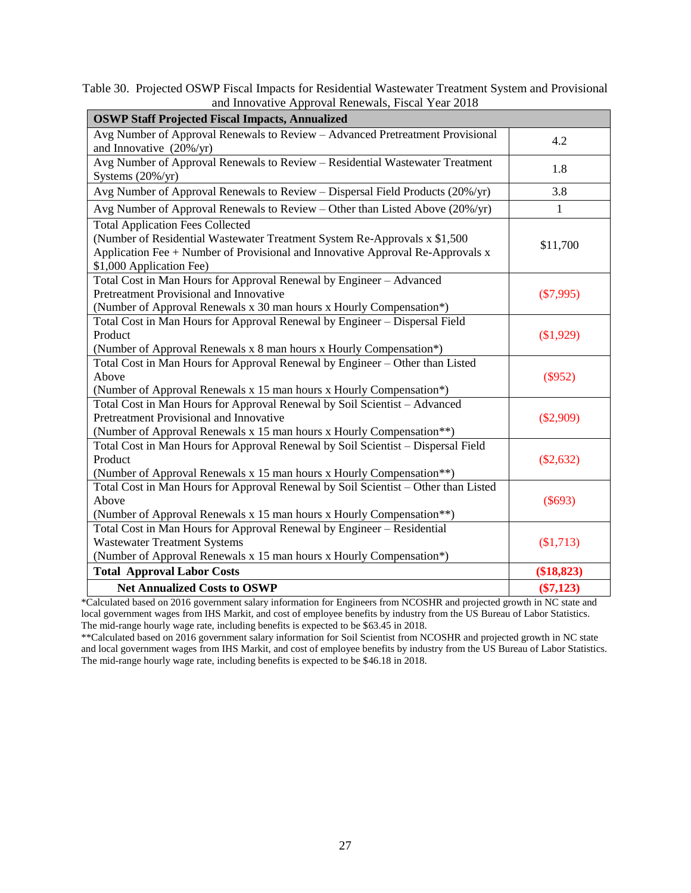Table 30. Projected OSWP Fiscal Impacts for Residential Wastewater Treatment System and Provisional and Innovative Approval Renewals, Fiscal Year 2018

| **OSWP Staff Projected Fiscal Impacts, Annualized** | |
|---|---|
| Avg Number of Approval Renewals to Review – Advanced Pretreatment Provisional and Innovative (20%/yr) | 4.2 |
| Avg Number of Approval Renewals to Review – Residential Wastewater Treatment Systems (20%/yr) | 1.8 |
| Avg Number of Approval Renewals to Review – Dispersal Field Products (20%/yr) | 3.8 |
| Avg Number of Approval Renewals to Review – Other than Listed Above (20%/yr) | 1 |
| Total Application Fees Collected (Number of Residential Wastewater Treatment System Re-Approvals x $1,500 Application Fee + Number of Provisional and Innovative Approval Re-Approvals x $1,000 Application Fee) | $11,700 |
| Total Cost in Man Hours for Approval Renewal by Engineer – Advanced Pretreatment Provisional and Innovative (Number of Approval Renewals x 30 man hours x Hourly Compensation*) | ($7,995) |
| Total Cost in Man Hours for Approval Renewal by Engineer – Dispersal Field Product (Number of Approval Renewals x 8 man hours x Hourly Compensation*) | ($1,929) |
| Total Cost in Man Hours for Approval Renewal by Engineer – Other than Listed Above (Number of Approval Renewals x 15 man hours x Hourly Compensation*) | ($952) |
| Total Cost in Man Hours for Approval Renewal by Soil Scientist – Advanced Pretreatment Provisional and Innovative (Number of Approval Renewals x 15 man hours x Hourly Compensation**) | ($2,909) |
| Total Cost in Man Hours for Approval Renewal by Soil Scientist – Dispersal Field Product (Number of Approval Renewals x 15 man hours x Hourly Compensation**) | ($2,632) |
| Total Cost in Man Hours for Approval Renewal by Soil Scientist – Other than Listed Above (Number of Approval Renewals x 15 man hours x Hourly Compensation**) | ($693) |
| Total Cost in Man Hours for Approval Renewal by Engineer – Residential Wastewater Treatment Systems (Number of Approval Renewals x 15 man hours x Hourly Compensation*) | ($1,713) |
| **Total Approval Labor Costs** | **($18,823)** |
| **Net Annualized Costs to OSWP** | **($7,123)** |

*Calculated based on 2016 government salary information for Engineers from NCOSHR and projected growth in NC state and local government wages from IHS Markit, and cost of employee benefits by industry from the US Bureau of Labor Statistics. The mid-range hourly wage rate, including benefits is expected to be $63.45 in 2018.

**Calculated based on 2016 government salary information for Soil Scientist from NCOSHR and projected growth in NC state and local government wages from IHS Markit, and cost of employee benefits by industry from the US Bureau of Labor Statistics. The mid-range hourly wage rate, including benefits is expected to be $46.18 in 2018.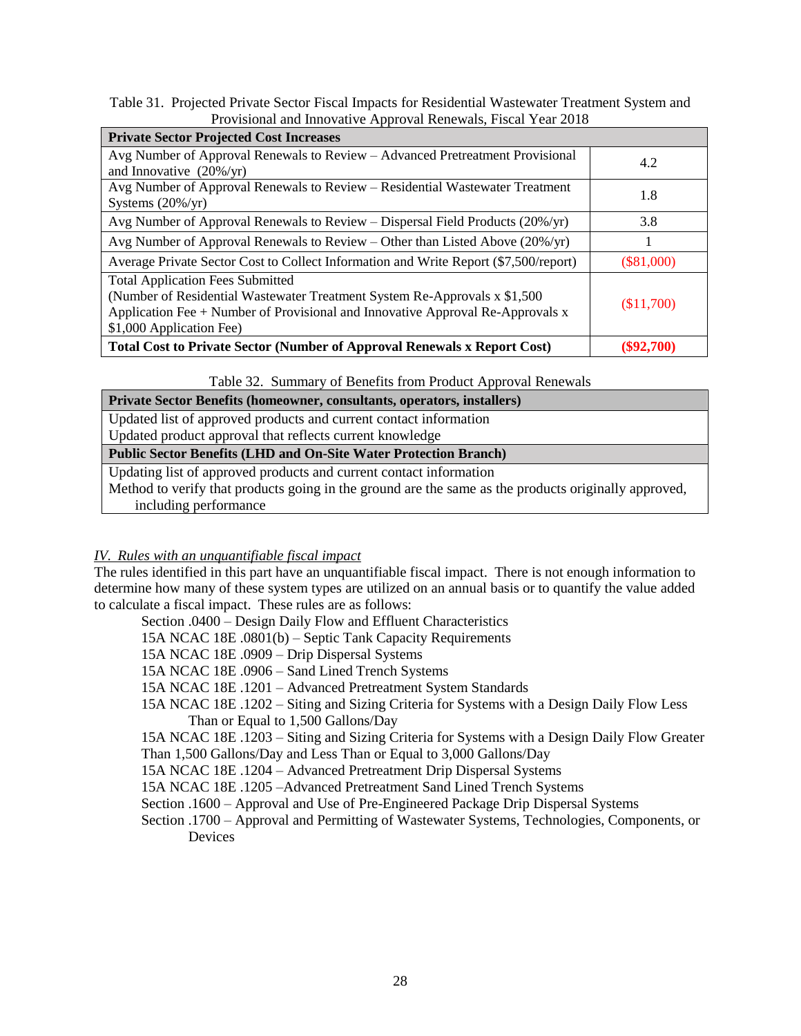Table 31. Projected Private Sector Fiscal Impacts for Residential Wastewater Treatment System and Provisional and Innovative Approval Renewals, Fiscal Year 2018

| **Private Sector Projected Cost Increases** | |
|---|---|
| Avg Number of Approval Renewals to Review – Advanced Pretreatment Provisional and Innovative (20%/yr) | 4.2 |
| Avg Number of Approval Renewals to Review – Residential Wastewater Treatment Systems (20%/yr) | 1.8 |
| Avg Number of Approval Renewals to Review – Dispersal Field Products (20%/yr) | 3.8 |
| Avg Number of Approval Renewals to Review – Other than Listed Above (20%/yr) | 1 |
| Average Private Sector Cost to Collect Information and Write Report ($7,500/report) | ($81,000) |
| Total Application Fees Submitted (Number of Residential Wastewater Treatment System Re-Approvals x $1,500 Application Fee + Number of Provisional and Innovative Approval Re-Approvals x $1,000 Application Fee) | ($11,700) |
| **Total Cost to Private Sector (Number of Approval Renewals x Report Cost)** | **($92,700)** |

Table 32. Summary of Benefits from Product Approval Renewals

| **Private Sector Benefits (homeowner, consultants, operators, installers)** |
|---|
| Updated list of approved products and current contact information<br>Updated product approval that reflects current knowledge |
| **Public Sector Benefits (LHD and On-Site Water Protection Branch)** |
| Updating list of approved products and current contact information<br>Method to verify that products going in the ground are the same as the products originally approved, including performance |

*IV. Rules with an unquantifiable fiscal impact*

The rules identified in this part have an unquantifiable fiscal impact. There is not enough information to determine how many of these system types are utilized on an annual basis or to quantify the value added to calculate a fiscal impact. These rules are as follows:

- Section .0400 – Design Daily Flow and Effluent Characteristics
- 15A NCAC 18E .0801(b) – Septic Tank Capacity Requirements
- 15A NCAC 18E .0909 – Drip Dispersal Systems
- 15A NCAC 18E .0906 – Sand Lined Trench Systems
- 15A NCAC 18E .1201 – Advanced Pretreatment System Standards
- 15A NCAC 18E .1202 – Siting and Sizing Criteria for Systems with a Design Daily Flow Less Than or Equal to 1,500 Gallons/Day
- 15A NCAC 18E .1203 – Siting and Sizing Criteria for Systems with a Design Daily Flow Greater Than 1,500 Gallons/Day and Less Than or Equal to 3,000 Gallons/Day
- 15A NCAC 18E .1204 – Advanced Pretreatment Drip Dispersal Systems
- 15A NCAC 18E .1205 –Advanced Pretreatment Sand Lined Trench Systems
- Section .1600 – Approval and Use of Pre-Engineered Package Drip Dispersal Systems
- Section .1700 – Approval and Permitting of Wastewater Systems, Technologies, Components, or Devices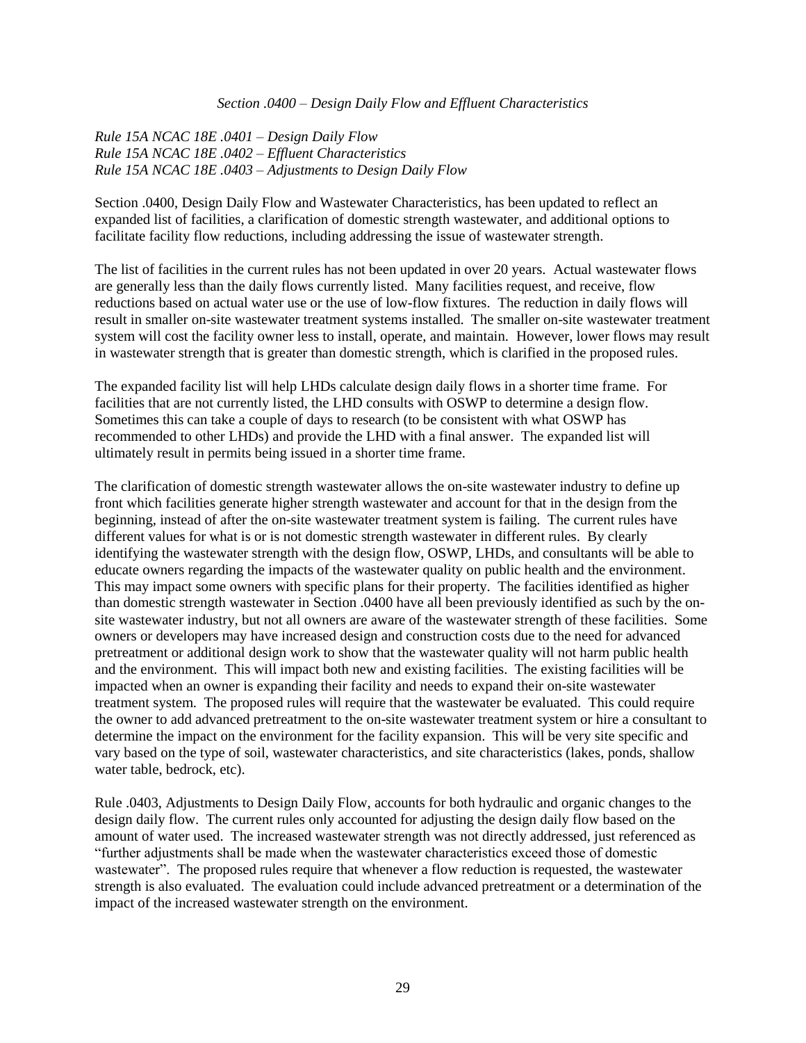*Section .0400 – Design Daily Flow and Effluent Characteristics*

*Rule 15A NCAC 18E .0401 – Design Daily Flow*
*Rule 15A NCAC 18E .0402 – Effluent Characteristics*
*Rule 15A NCAC 18E .0403 – Adjustments to Design Daily Flow*

Section .0400, Design Daily Flow and Wastewater Characteristics, has been updated to reflect an expanded list of facilities, a clarification of domestic strength wastewater, and additional options to facilitate facility flow reductions, including addressing the issue of wastewater strength.

The list of facilities in the current rules has not been updated in over 20 years. Actual wastewater flows are generally less than the daily flows currently listed. Many facilities request, and receive, flow reductions based on actual water use or the use of low-flow fixtures. The reduction in daily flows will result in smaller on-site wastewater treatment systems installed. The smaller on-site wastewater treatment system will cost the facility owner less to install, operate, and maintain. However, lower flows may result in wastewater strength that is greater than domestic strength, which is clarified in the proposed rules.

The expanded facility list will help LHDs calculate design daily flows in a shorter time frame. For facilities that are not currently listed, the LHD consults with OSWP to determine a design flow. Sometimes this can take a couple of days to research (to be consistent with what OSWP has recommended to other LHDs) and provide the LHD with a final answer. The expanded list will ultimately result in permits being issued in a shorter time frame.

The clarification of domestic strength wastewater allows the on-site wastewater industry to define up front which facilities generate higher strength wastewater and account for that in the design from the beginning, instead of after the on-site wastewater treatment system is failing. The current rules have different values for what is or is not domestic strength wastewater in different rules. By clearly identifying the wastewater strength with the design flow, OSWP, LHDs, and consultants will be able to educate owners regarding the impacts of the wastewater quality on public health and the environment. This may impact some owners with specific plans for their property. The facilities identified as higher than domestic strength wastewater in Section .0400 have all been previously identified as such by the on-site wastewater industry, but not all owners are aware of the wastewater strength of these facilities. Some owners or developers may have increased design and construction costs due to the need for advanced pretreatment or additional design work to show that the wastewater quality will not harm public health and the environment. This will impact both new and existing facilities. The existing facilities will be impacted when an owner is expanding their facility and needs to expand their on-site wastewater treatment system. The proposed rules will require that the wastewater be evaluated. This could require the owner to add advanced pretreatment to the on-site wastewater treatment system or hire a consultant to determine the impact on the environment for the facility expansion. This will be very site specific and vary based on the type of soil, wastewater characteristics, and site characteristics (lakes, ponds, shallow water table, bedrock, etc).

Rule .0403, Adjustments to Design Daily Flow, accounts for both hydraulic and organic changes to the design daily flow. The current rules only accounted for adjusting the design daily flow based on the amount of water used. The increased wastewater strength was not directly addressed, just referenced as "further adjustments shall be made when the wastewater characteristics exceed those of domestic wastewater". The proposed rules require that whenever a flow reduction is requested, the wastewater strength is also evaluated. The evaluation could include advanced pretreatment or a determination of the impact of the increased wastewater strength on the environment.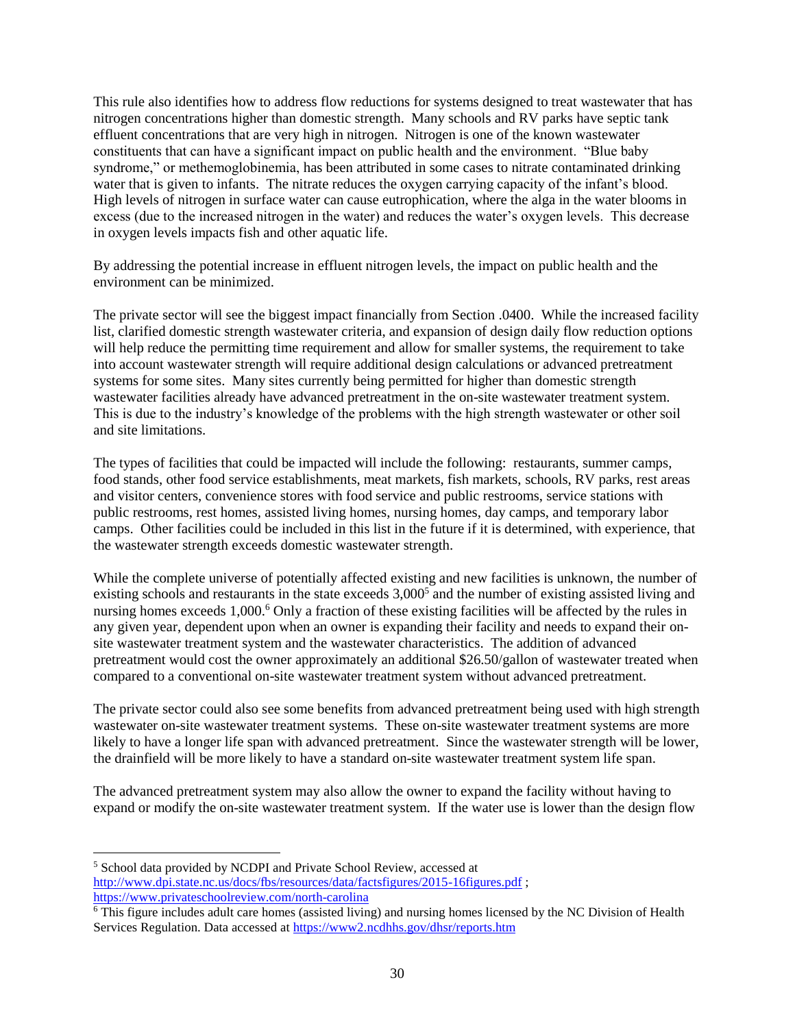This rule also identifies how to address flow reductions for systems designed to treat wastewater that has nitrogen concentrations higher than domestic strength. Many schools and RV parks have septic tank effluent concentrations that are very high in nitrogen. Nitrogen is one of the known wastewater constituents that can have a significant impact on public health and the environment. "Blue baby syndrome," or methemoglobinemia, has been attributed in some cases to nitrate contaminated drinking water that is given to infants. The nitrate reduces the oxygen carrying capacity of the infant's blood. High levels of nitrogen in surface water can cause eutrophication, where the alga in the water blooms in excess (due to the increased nitrogen in the water) and reduces the water's oxygen levels. This decrease in oxygen levels impacts fish and other aquatic life.

By addressing the potential increase in effluent nitrogen levels, the impact on public health and the environment can be minimized.

The private sector will see the biggest impact financially from Section .0400. While the increased facility list, clarified domestic strength wastewater criteria, and expansion of design daily flow reduction options will help reduce the permitting time requirement and allow for smaller systems, the requirement to take into account wastewater strength will require additional design calculations or advanced pretreatment systems for some sites. Many sites currently being permitted for higher than domestic strength wastewater facilities already have advanced pretreatment in the on-site wastewater treatment system. This is due to the industry's knowledge of the problems with the high strength wastewater or other soil and site limitations.

The types of facilities that could be impacted will include the following: restaurants, summer camps, food stands, other food service establishments, meat markets, fish markets, schools, RV parks, rest areas and visitor centers, convenience stores with food service and public restrooms, service stations with public restrooms, rest homes, assisted living homes, nursing homes, day camps, and temporary labor camps. Other facilities could be included in this list in the future if it is determined, with experience, that the wastewater strength exceeds domestic wastewater strength.

While the complete universe of potentially affected existing and new facilities is unknown, the number of existing schools and restaurants in the state exceeds 3,000[5] and the number of existing assisted living and nursing homes exceeds 1,000.[6] Only a fraction of these existing facilities will be affected by the rules in any given year, dependent upon when an owner is expanding their facility and needs to expand their on-site wastewater treatment system and the wastewater characteristics. The addition of advanced pretreatment would cost the owner approximately an additional $26.50/gallon of wastewater treated when compared to a conventional on-site wastewater treatment system without advanced pretreatment.

The private sector could also see some benefits from advanced pretreatment being used with high strength wastewater on-site wastewater treatment systems. These on-site wastewater treatment systems are more likely to have a longer life span with advanced pretreatment. Since the wastewater strength will be lower, the drainfield will be more likely to have a standard on-site wastewater treatment system life span.

The advanced pretreatment system may also allow the owner to expand the facility without having to expand or modify the on-site wastewater treatment system. If the water use is lower than the design flow

---

[5] School data provided by NCDPI and Private School Review, accessed at http://www.dpi.state.nc.us/docs/fbs/resources/data/factsfigures/2015-16figures.pdf ; https://www.privateschoolreview.com/north-carolina

[6] This figure includes adult care homes (assisted living) and nursing homes licensed by the NC Division of Health Services Regulation. Data accessed at https://www2.ncdhhs.gov/dhsr/reports.htm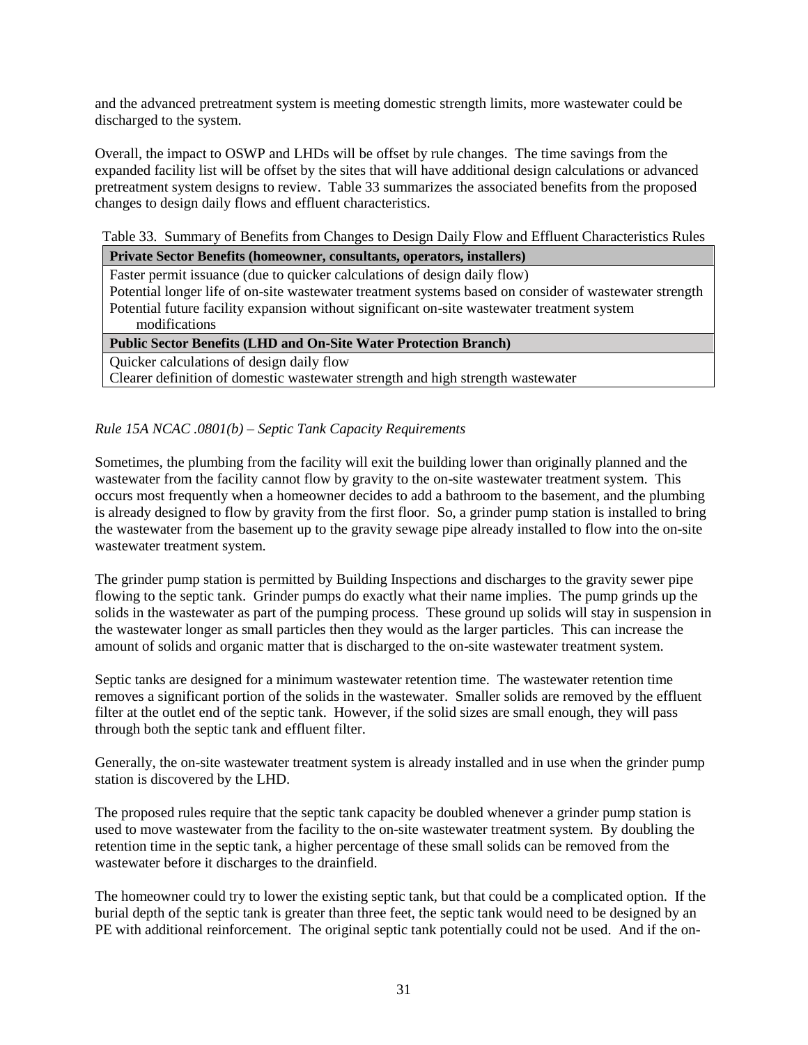and the advanced pretreatment system is meeting domestic strength limits, more wastewater could be discharged to the system.

Overall, the impact to OSWP and LHDs will be offset by rule changes. The time savings from the expanded facility list will be offset by the sites that will have additional design calculations or advanced pretreatment system designs to review. Table 33 summarizes the associated benefits from the proposed changes to design daily flows and effluent characteristics.

Table 33. Summary of Benefits from Changes to Design Daily Flow and Effluent Characteristics Rules

| **Private Sector Benefits (homeowner, consultants, operators, installers)** |
|---|
| Faster permit issuance (due to quicker calculations of design daily flow)<br>Potential longer life of on-site wastewater treatment systems based on consider of wastewater strength<br>Potential future facility expansion without significant on-site wastewater treatment system modifications |
| **Public Sector Benefits (LHD and On-Site Water Protection Branch)** |
| Quicker calculations of design daily flow<br>Clearer definition of domestic wastewater strength and high strength wastewater |

*Rule 15A NCAC .0801(b) – Septic Tank Capacity Requirements*

Sometimes, the plumbing from the facility will exit the building lower than originally planned and the wastewater from the facility cannot flow by gravity to the on-site wastewater treatment system. This occurs most frequently when a homeowner decides to add a bathroom to the basement, and the plumbing is already designed to flow by gravity from the first floor. So, a grinder pump station is installed to bring the wastewater from the basement up to the gravity sewage pipe already installed to flow into the on-site wastewater treatment system.

The grinder pump station is permitted by Building Inspections and discharges to the gravity sewer pipe flowing to the septic tank. Grinder pumps do exactly what their name implies. The pump grinds up the solids in the wastewater as part of the pumping process. These ground up solids will stay in suspension in the wastewater longer as small particles then they would as the larger particles. This can increase the amount of solids and organic matter that is discharged to the on-site wastewater treatment system.

Septic tanks are designed for a minimum wastewater retention time. The wastewater retention time removes a significant portion of the solids in the wastewater. Smaller solids are removed by the effluent filter at the outlet end of the septic tank. However, if the solid sizes are small enough, they will pass through both the septic tank and effluent filter.

Generally, the on-site wastewater treatment system is already installed and in use when the grinder pump station is discovered by the LHD.

The proposed rules require that the septic tank capacity be doubled whenever a grinder pump station is used to move wastewater from the facility to the on-site wastewater treatment system. By doubling the retention time in the septic tank, a higher percentage of these small solids can be removed from the wastewater before it discharges to the drainfield.

The homeowner could try to lower the existing septic tank, but that could be a complicated option. If the burial depth of the septic tank is greater than three feet, the septic tank would need to be designed by an PE with additional reinforcement. The original septic tank potentially could not be used. And if the on-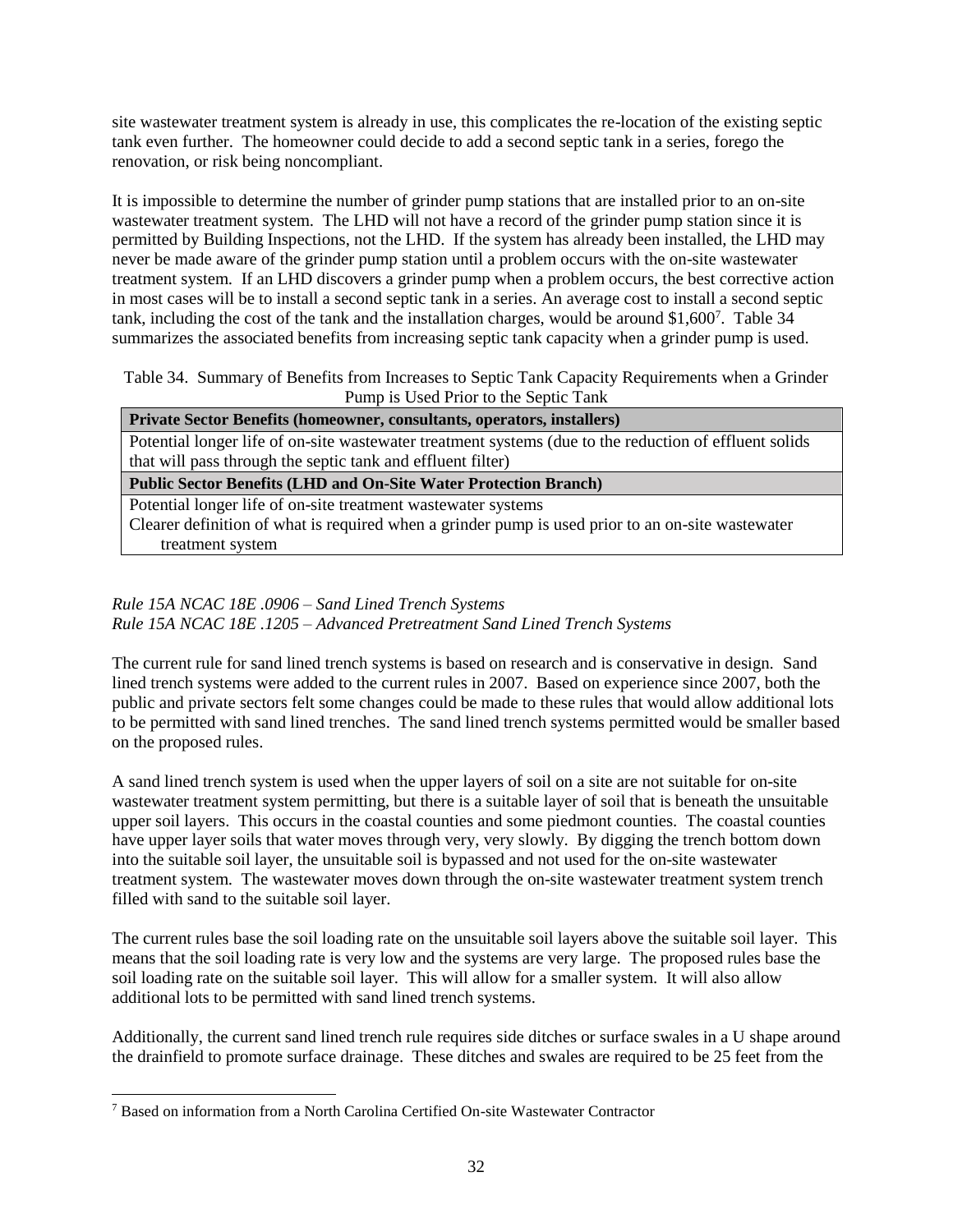site wastewater treatment system is already in use, this complicates the re-location of the existing septic tank even further. The homeowner could decide to add a second septic tank in a series, forego the renovation, or risk being noncompliant.

It is impossible to determine the number of grinder pump stations that are installed prior to an on-site wastewater treatment system. The LHD will not have a record of the grinder pump station since it is permitted by Building Inspections, not the LHD. If the system has already been installed, the LHD may never be made aware of the grinder pump station until a problem occurs with the on-site wastewater treatment system. If an LHD discovers a grinder pump when a problem occurs, the best corrective action in most cases will be to install a second septic tank in a series. An average cost to install a second septic tank, including the cost of the tank and the installation charges, would be around $1,600[7]. Table 34 summarizes the associated benefits from increasing septic tank capacity when a grinder pump is used.

Table 34. Summary of Benefits from Increases to Septic Tank Capacity Requirements when a Grinder Pump is Used Prior to the Septic Tank

| **Private Sector Benefits (homeowner, consultants, operators, installers)** |
|---|
| Potential longer life of on-site wastewater treatment systems (due to the reduction of effluent solids that will pass through the septic tank and effluent filter) |
| **Public Sector Benefits (LHD and On-Site Water Protection Branch)** |
| Potential longer life of on-site treatment wastewater systems<br>Clearer definition of what is required when a grinder pump is used prior to an on-site wastewater treatment system |

*Rule 15A NCAC 18E .0906 – Sand Lined Trench Systems*
*Rule 15A NCAC 18E .1205 – Advanced Pretreatment Sand Lined Trench Systems*

The current rule for sand lined trench systems is based on research and is conservative in design. Sand lined trench systems were added to the current rules in 2007. Based on experience since 2007, both the public and private sectors felt some changes could be made to these rules that would allow additional lots to be permitted with sand lined trenches. The sand lined trench systems permitted would be smaller based on the proposed rules.

A sand lined trench system is used when the upper layers of soil on a site are not suitable for on-site wastewater treatment system permitting, but there is a suitable layer of soil that is beneath the unsuitable upper soil layers. This occurs in the coastal counties and some piedmont counties. The coastal counties have upper layer soils that water moves through very, very slowly. By digging the trench bottom down into the suitable soil layer, the unsuitable soil is bypassed and not used for the on-site wastewater treatment system. The wastewater moves down through the on-site wastewater treatment system trench filled with sand to the suitable soil layer.

The current rules base the soil loading rate on the unsuitable soil layers above the suitable soil layer. This means that the soil loading rate is very low and the systems are very large. The proposed rules base the soil loading rate on the suitable soil layer. This will allow for a smaller system. It will also allow additional lots to be permitted with sand lined trench systems.

Additionally, the current sand lined trench rule requires side ditches or surface swales in a U shape around the drainfield to promote surface drainage. These ditches and swales are required to be 25 feet from the

[7] Based on information from a North Carolina Certified On-site Wastewater Contractor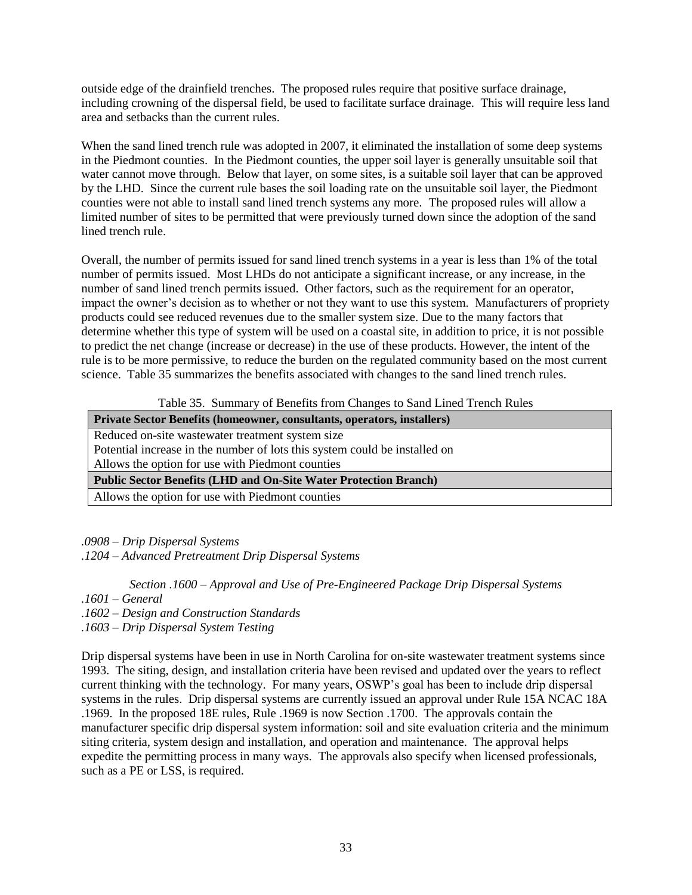outside edge of the drainfield trenches. The proposed rules require that positive surface drainage, including crowning of the dispersal field, be used to facilitate surface drainage. This will require less land area and setbacks than the current rules.

When the sand lined trench rule was adopted in 2007, it eliminated the installation of some deep systems in the Piedmont counties. In the Piedmont counties, the upper soil layer is generally unsuitable soil that water cannot move through. Below that layer, on some sites, is a suitable soil layer that can be approved by the LHD. Since the current rule bases the soil loading rate on the unsuitable soil layer, the Piedmont counties were not able to install sand lined trench systems any more. The proposed rules will allow a limited number of sites to be permitted that were previously turned down since the adoption of the sand lined trench rule.

Overall, the number of permits issued for sand lined trench systems in a year is less than 1% of the total number of permits issued. Most LHDs do not anticipate a significant increase, or any increase, in the number of sand lined trench permits issued. Other factors, such as the requirement for an operator, impact the owner's decision as to whether or not they want to use this system. Manufacturers of propriety products could see reduced revenues due to the smaller system size. Due to the many factors that determine whether this type of system will be used on a coastal site, in addition to price, it is not possible to predict the net change (increase or decrease) in the use of these products. However, the intent of the rule is to be more permissive, to reduce the burden on the regulated community based on the most current science. Table 35 summarizes the benefits associated with changes to the sand lined trench rules.

Table 35. Summary of Benefits from Changes to Sand Lined Trench Rules

| **Private Sector Benefits (homeowner, consultants, operators, installers)** |
|---|
| Reduced on-site wastewater treatment system size<br>Potential increase in the number of lots this system could be installed on<br>Allows the option for use with Piedmont counties |
| **Public Sector Benefits (LHD and On-Site Water Protection Branch)** |
| Allows the option for use with Piedmont counties |

*.0908 – Drip Dispersal Systems*
*.1204 – Advanced Pretreatment Drip Dispersal Systems*

*Section .1600 – Approval and Use of Pre-Engineered Package Drip Dispersal Systems*
*.1601 – General*
*.1602 – Design and Construction Standards*
*.1603 – Drip Dispersal System Testing*

Drip dispersal systems have been in use in North Carolina for on-site wastewater treatment systems since 1993. The siting, design, and installation criteria have been revised and updated over the years to reflect current thinking with the technology. For many years, OSWP's goal has been to include drip dispersal systems in the rules. Drip dispersal systems are currently issued an approval under Rule 15A NCAC 18A .1969. In the proposed 18E rules, Rule .1969 is now Section .1700. The approvals contain the manufacturer specific drip dispersal system information: soil and site evaluation criteria and the minimum siting criteria, system design and installation, and operation and maintenance. The approval helps expedite the permitting process in many ways. The approvals also specify when licensed professionals, such as a PE or LSS, is required.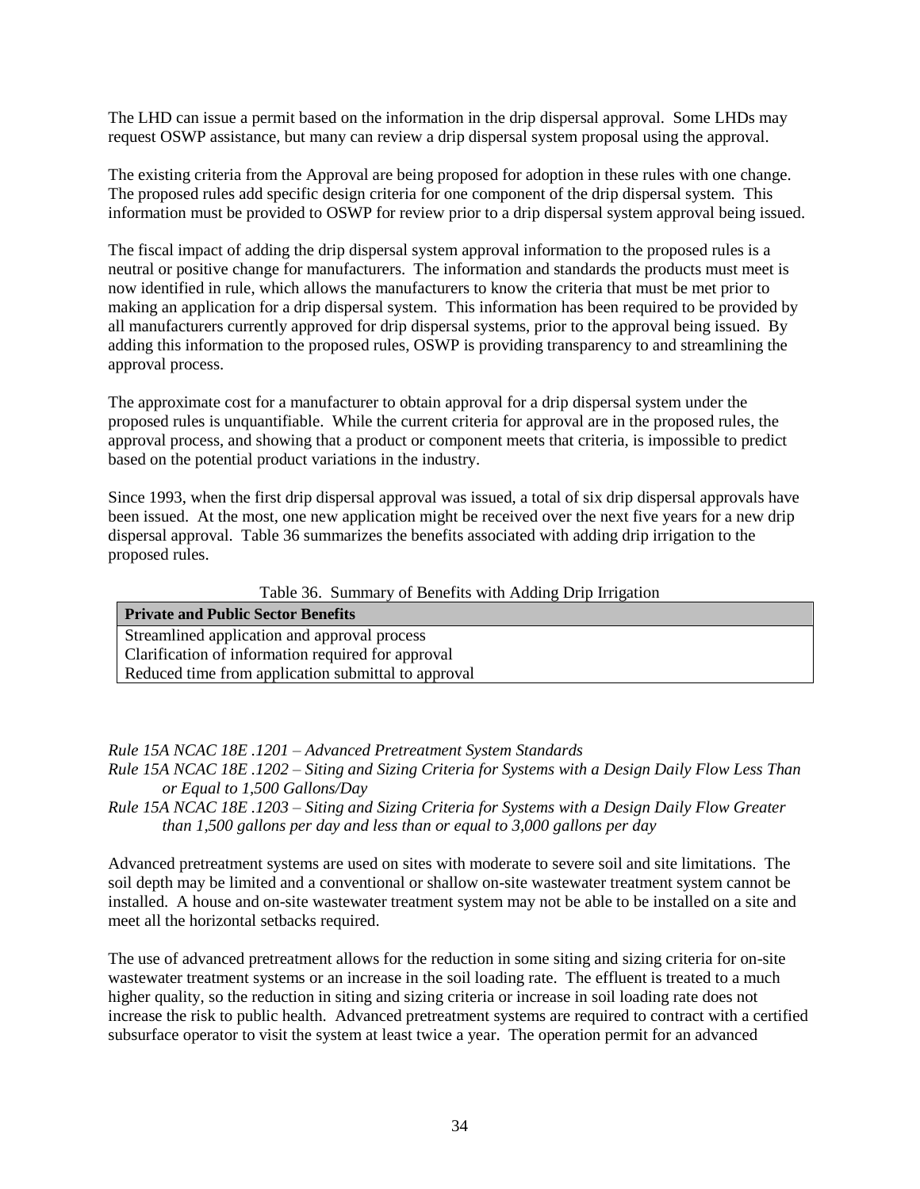The LHD can issue a permit based on the information in the drip dispersal approval. Some LHDs may request OSWP assistance, but many can review a drip dispersal system proposal using the approval.

The existing criteria from the Approval are being proposed for adoption in these rules with one change. The proposed rules add specific design criteria for one component of the drip dispersal system. This information must be provided to OSWP for review prior to a drip dispersal system approval being issued.

The fiscal impact of adding the drip dispersal system approval information to the proposed rules is a neutral or positive change for manufacturers. The information and standards the products must meet is now identified in rule, which allows the manufacturers to know the criteria that must be met prior to making an application for a drip dispersal system. This information has been required to be provided by all manufacturers currently approved for drip dispersal systems, prior to the approval being issued. By adding this information to the proposed rules, OSWP is providing transparency to and streamlining the approval process.

The approximate cost for a manufacturer to obtain approval for a drip dispersal system under the proposed rules is unquantifiable. While the current criteria for approval are in the proposed rules, the approval process, and showing that a product or component meets that criteria, is impossible to predict based on the potential product variations in the industry.

Since 1993, when the first drip dispersal approval was issued, a total of six drip dispersal approvals have been issued. At the most, one new application might be received over the next five years for a new drip dispersal approval. Table 36 summarizes the benefits associated with adding drip irrigation to the proposed rules.

Table 36. Summary of Benefits with Adding Drip Irrigation

| Private and Public Sector Benefits |
|---|
| Streamlined application and approval process |
| Clarification of information required for approval |
| Reduced time from application submittal to approval |

*Rule 15A NCAC 18E .1201 – Advanced Pretreatment System Standards*
*Rule 15A NCAC 18E .1202 – Siting and Sizing Criteria for Systems with a Design Daily Flow Less Than or Equal to 1,500 Gallons/Day*
*Rule 15A NCAC 18E .1203 – Siting and Sizing Criteria for Systems with a Design Daily Flow Greater than 1,500 gallons per day and less than or equal to 3,000 gallons per day*

Advanced pretreatment systems are used on sites with moderate to severe soil and site limitations. The soil depth may be limited and a conventional or shallow on-site wastewater treatment system cannot be installed. A house and on-site wastewater treatment system may not be able to be installed on a site and meet all the horizontal setbacks required.

The use of advanced pretreatment allows for the reduction in some siting and sizing criteria for on-site wastewater treatment systems or an increase in the soil loading rate. The effluent is treated to a much higher quality, so the reduction in siting and sizing criteria or increase in soil loading rate does not increase the risk to public health. Advanced pretreatment systems are required to contract with a certified subsurface operator to visit the system at least twice a year. The operation permit for an advanced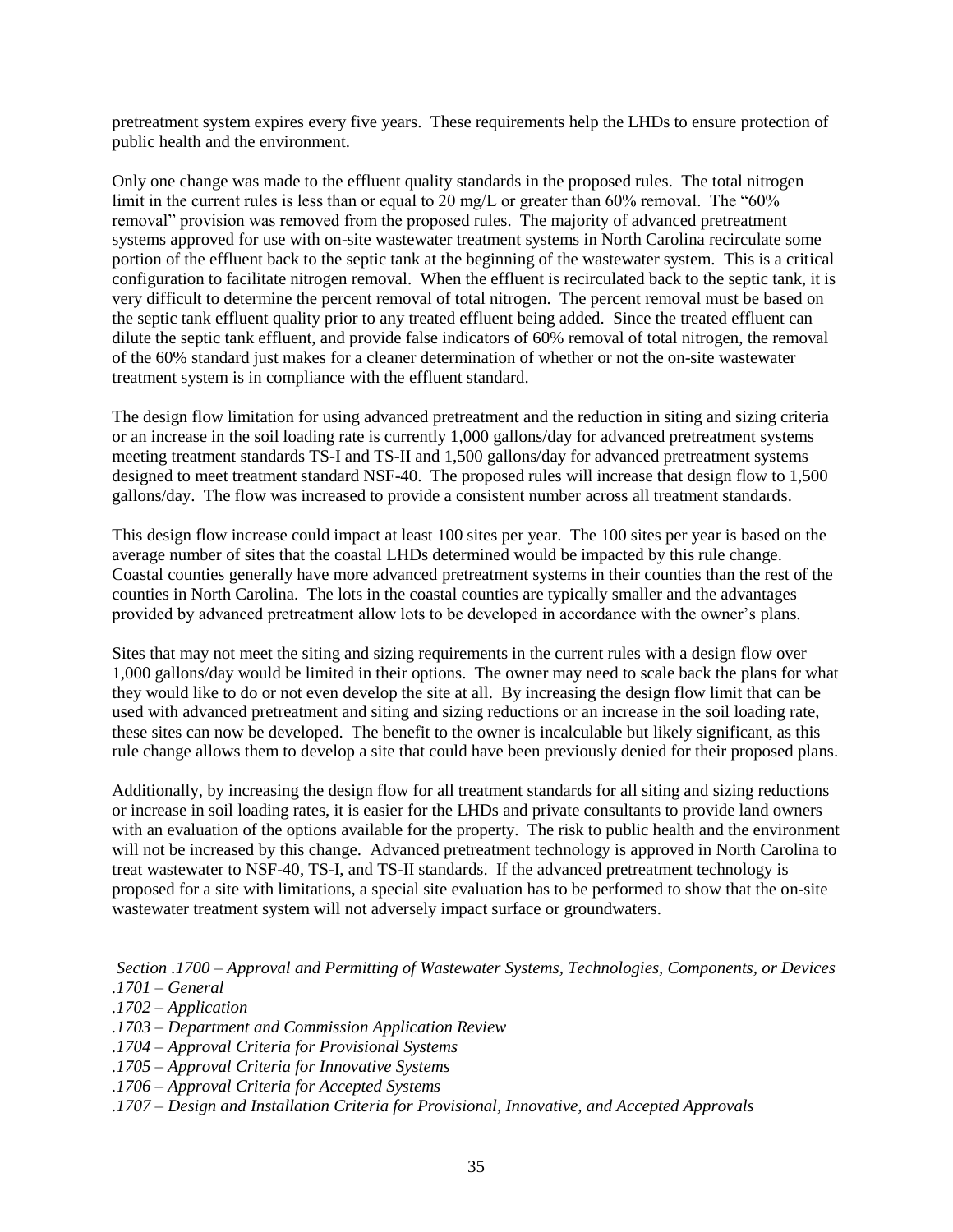pretreatment system expires every five years. These requirements help the LHDs to ensure protection of public health and the environment.

Only one change was made to the effluent quality standards in the proposed rules. The total nitrogen limit in the current rules is less than or equal to 20 mg/L or greater than 60% removal. The "60% removal" provision was removed from the proposed rules. The majority of advanced pretreatment systems approved for use with on-site wastewater treatment systems in North Carolina recirculate some portion of the effluent back to the septic tank at the beginning of the wastewater system. This is a critical configuration to facilitate nitrogen removal. When the effluent is recirculated back to the septic tank, it is very difficult to determine the percent removal of total nitrogen. The percent removal must be based on the septic tank effluent quality prior to any treated effluent being added. Since the treated effluent can dilute the septic tank effluent, and provide false indicators of 60% removal of total nitrogen, the removal of the 60% standard just makes for a cleaner determination of whether or not the on-site wastewater treatment system is in compliance with the effluent standard.

The design flow limitation for using advanced pretreatment and the reduction in siting and sizing criteria or an increase in the soil loading rate is currently 1,000 gallons/day for advanced pretreatment systems meeting treatment standards TS-I and TS-II and 1,500 gallons/day for advanced pretreatment systems designed to meet treatment standard NSF-40. The proposed rules will increase that design flow to 1,500 gallons/day. The flow was increased to provide a consistent number across all treatment standards.

This design flow increase could impact at least 100 sites per year. The 100 sites per year is based on the average number of sites that the coastal LHDs determined would be impacted by this rule change. Coastal counties generally have more advanced pretreatment systems in their counties than the rest of the counties in North Carolina. The lots in the coastal counties are typically smaller and the advantages provided by advanced pretreatment allow lots to be developed in accordance with the owner's plans.

Sites that may not meet the siting and sizing requirements in the current rules with a design flow over 1,000 gallons/day would be limited in their options. The owner may need to scale back the plans for what they would like to do or not even develop the site at all. By increasing the design flow limit that can be used with advanced pretreatment and siting and sizing reductions or an increase in the soil loading rate, these sites can now be developed. The benefit to the owner is incalculable but likely significant, as this rule change allows them to develop a site that could have been previously denied for their proposed plans.

Additionally, by increasing the design flow for all treatment standards for all siting and sizing reductions or increase in soil loading rates, it is easier for the LHDs and private consultants to provide land owners with an evaluation of the options available for the property. The risk to public health and the environment will not be increased by this change. Advanced pretreatment technology is approved in North Carolina to treat wastewater to NSF-40, TS-I, and TS-II standards. If the advanced pretreatment technology is proposed for a site with limitations, a special site evaluation has to be performed to show that the on-site wastewater treatment system will not adversely impact surface or groundwaters.

*Section .1700 – Approval and Permitting of Wastewater Systems, Technologies, Components, or Devices*
*.1701 – General*
*.1702 – Application*
*.1703 – Department and Commission Application Review*
*.1704 – Approval Criteria for Provisional Systems*
*.1705 – Approval Criteria for Innovative Systems*
*.1706 – Approval Criteria for Accepted Systems*
*.1707 – Design and Installation Criteria for Provisional, Innovative, and Accepted Approvals*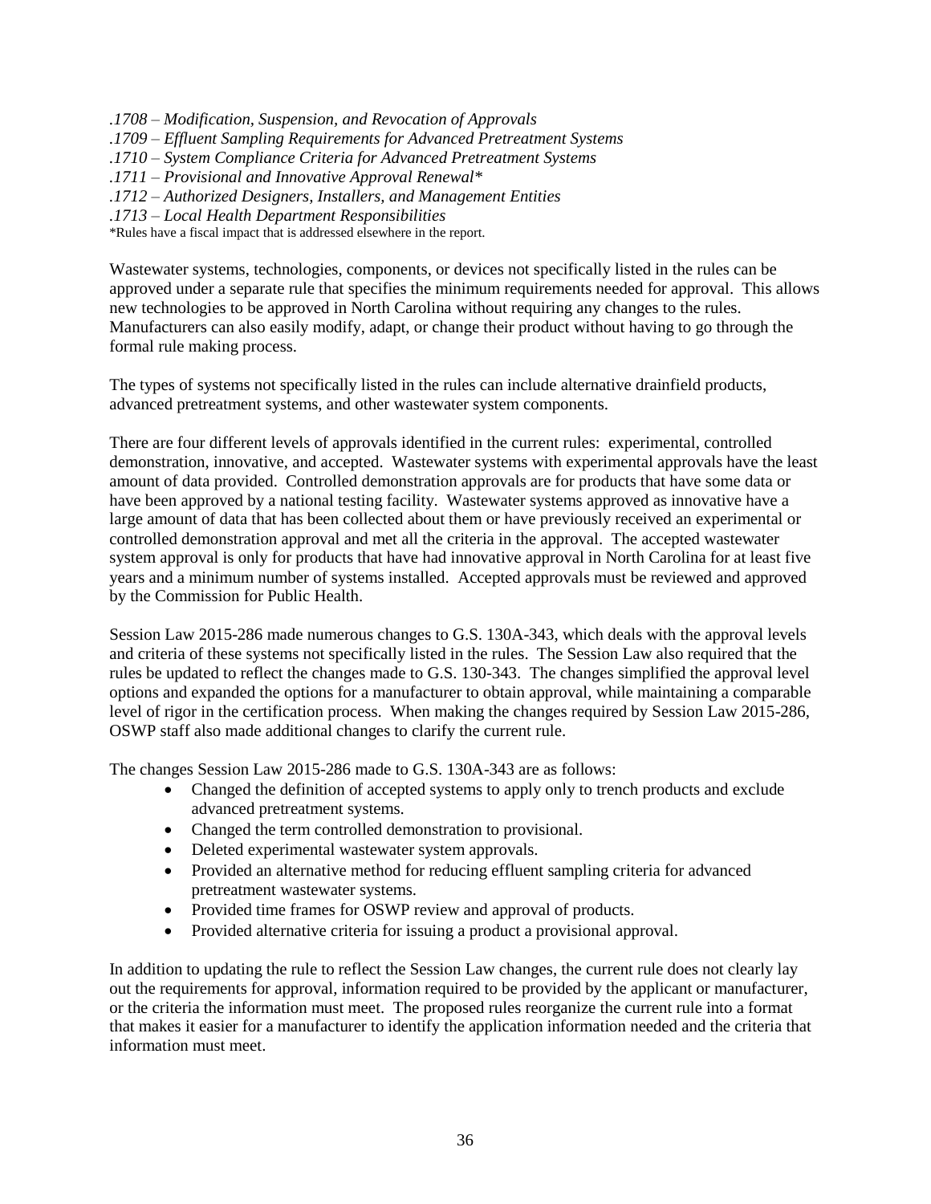*.1708 – Modification, Suspension, and Revocation of Approvals*
*.1709 – Effluent Sampling Requirements for Advanced Pretreatment Systems*
*.1710 – System Compliance Criteria for Advanced Pretreatment Systems*
*.1711 – Provisional and Innovative Approval Renewal**
*.1712 – Authorized Designers, Installers, and Management Entities*
*.1713 – Local Health Department Responsibilities*
*Rules have a fiscal impact that is addressed elsewhere in the report.

Wastewater systems, technologies, components, or devices not specifically listed in the rules can be approved under a separate rule that specifies the minimum requirements needed for approval. This allows new technologies to be approved in North Carolina without requiring any changes to the rules. Manufacturers can also easily modify, adapt, or change their product without having to go through the formal rule making process.

The types of systems not specifically listed in the rules can include alternative drainfield products, advanced pretreatment systems, and other wastewater system components.

There are four different levels of approvals identified in the current rules: experimental, controlled demonstration, innovative, and accepted. Wastewater systems with experimental approvals have the least amount of data provided. Controlled demonstration approvals are for products that have some data or have been approved by a national testing facility. Wastewater systems approved as innovative have a large amount of data that has been collected about them or have previously received an experimental or controlled demonstration approval and met all the criteria in the approval. The accepted wastewater system approval is only for products that have had innovative approval in North Carolina for at least five years and a minimum number of systems installed. Accepted approvals must be reviewed and approved by the Commission for Public Health.

Session Law 2015-286 made numerous changes to G.S. 130A-343, which deals with the approval levels and criteria of these systems not specifically listed in the rules. The Session Law also required that the rules be updated to reflect the changes made to G.S. 130-343. The changes simplified the approval level options and expanded the options for a manufacturer to obtain approval, while maintaining a comparable level of rigor in the certification process. When making the changes required by Session Law 2015-286, OSWP staff also made additional changes to clarify the current rule.

The changes Session Law 2015-286 made to G.S. 130A-343 are as follows:

- Changed the definition of accepted systems to apply only to trench products and exclude advanced pretreatment systems.
- Changed the term controlled demonstration to provisional.
- Deleted experimental wastewater system approvals.
- Provided an alternative method for reducing effluent sampling criteria for advanced pretreatment wastewater systems.
- Provided time frames for OSWP review and approval of products.
- Provided alternative criteria for issuing a product a provisional approval.

In addition to updating the rule to reflect the Session Law changes, the current rule does not clearly lay out the requirements for approval, information required to be provided by the applicant or manufacturer, or the criteria the information must meet. The proposed rules reorganize the current rule into a format that makes it easier for a manufacturer to identify the application information needed and the criteria that information must meet.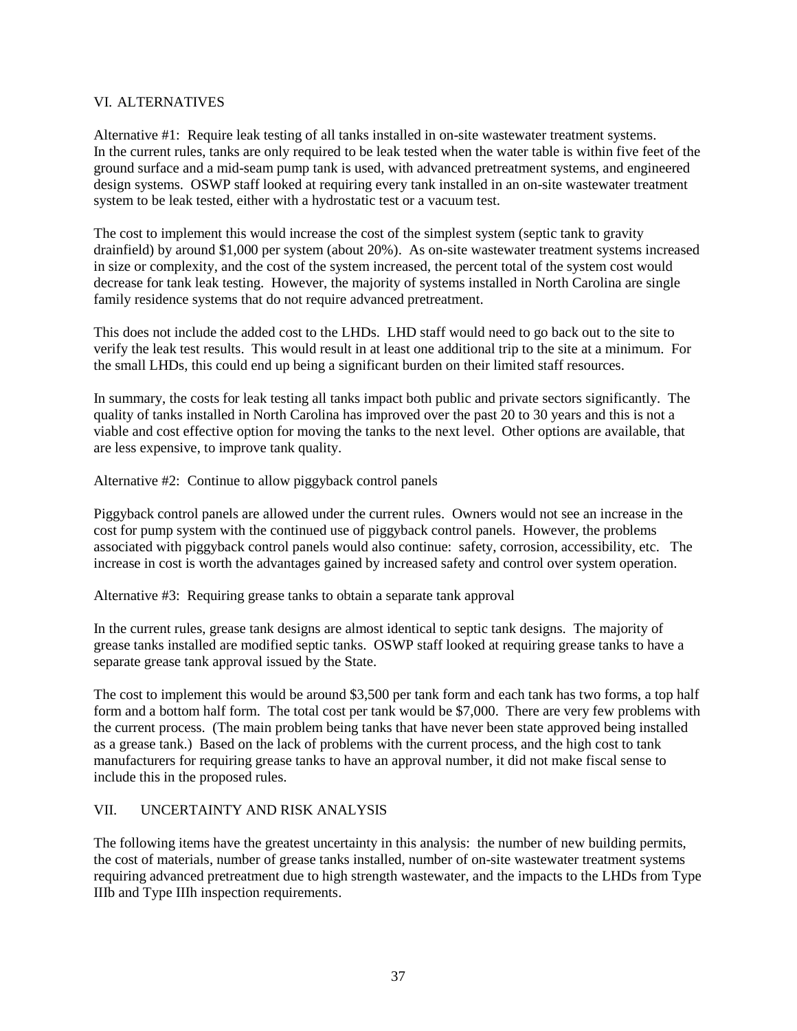## VI. ALTERNATIVES

Alternative #1: Require leak testing of all tanks installed in on-site wastewater treatment systems. In the current rules, tanks are only required to be leak tested when the water table is within five feet of the ground surface and a mid-seam pump tank is used, with advanced pretreatment systems, and engineered design systems. OSWP staff looked at requiring every tank installed in an on-site wastewater treatment system to be leak tested, either with a hydrostatic test or a vacuum test.

The cost to implement this would increase the cost of the simplest system (septic tank to gravity drainfield) by around $1,000 per system (about 20%). As on-site wastewater treatment systems increased in size or complexity, and the cost of the system increased, the percent total of the system cost would decrease for tank leak testing. However, the majority of systems installed in North Carolina are single family residence systems that do not require advanced pretreatment.

This does not include the added cost to the LHDs. LHD staff would need to go back out to the site to verify the leak test results. This would result in at least one additional trip to the site at a minimum. For the small LHDs, this could end up being a significant burden on their limited staff resources.

In summary, the costs for leak testing all tanks impact both public and private sectors significantly. The quality of tanks installed in North Carolina has improved over the past 20 to 30 years and this is not a viable and cost effective option for moving the tanks to the next level. Other options are available, that are less expensive, to improve tank quality.

Alternative #2: Continue to allow piggyback control panels

Piggyback control panels are allowed under the current rules. Owners would not see an increase in the cost for pump system with the continued use of piggyback control panels. However, the problems associated with piggyback control panels would also continue: safety, corrosion, accessibility, etc. The increase in cost is worth the advantages gained by increased safety and control over system operation.

Alternative #3: Requiring grease tanks to obtain a separate tank approval

In the current rules, grease tank designs are almost identical to septic tank designs. The majority of grease tanks installed are modified septic tanks. OSWP staff looked at requiring grease tanks to have a separate grease tank approval issued by the State.

The cost to implement this would be around $3,500 per tank form and each tank has two forms, a top half form and a bottom half form. The total cost per tank would be $7,000. There are very few problems with the current process. (The main problem being tanks that have never been state approved being installed as a grease tank.) Based on the lack of problems with the current process, and the high cost to tank manufacturers for requiring grease tanks to have an approval number, it did not make fiscal sense to include this in the proposed rules.

## VII. UNCERTAINTY AND RISK ANALYSIS

The following items have the greatest uncertainty in this analysis: the number of new building permits, the cost of materials, number of grease tanks installed, number of on-site wastewater treatment systems requiring advanced pretreatment due to high strength wastewater, and the impacts to the LHDs from Type IIIb and Type IIIh inspection requirements.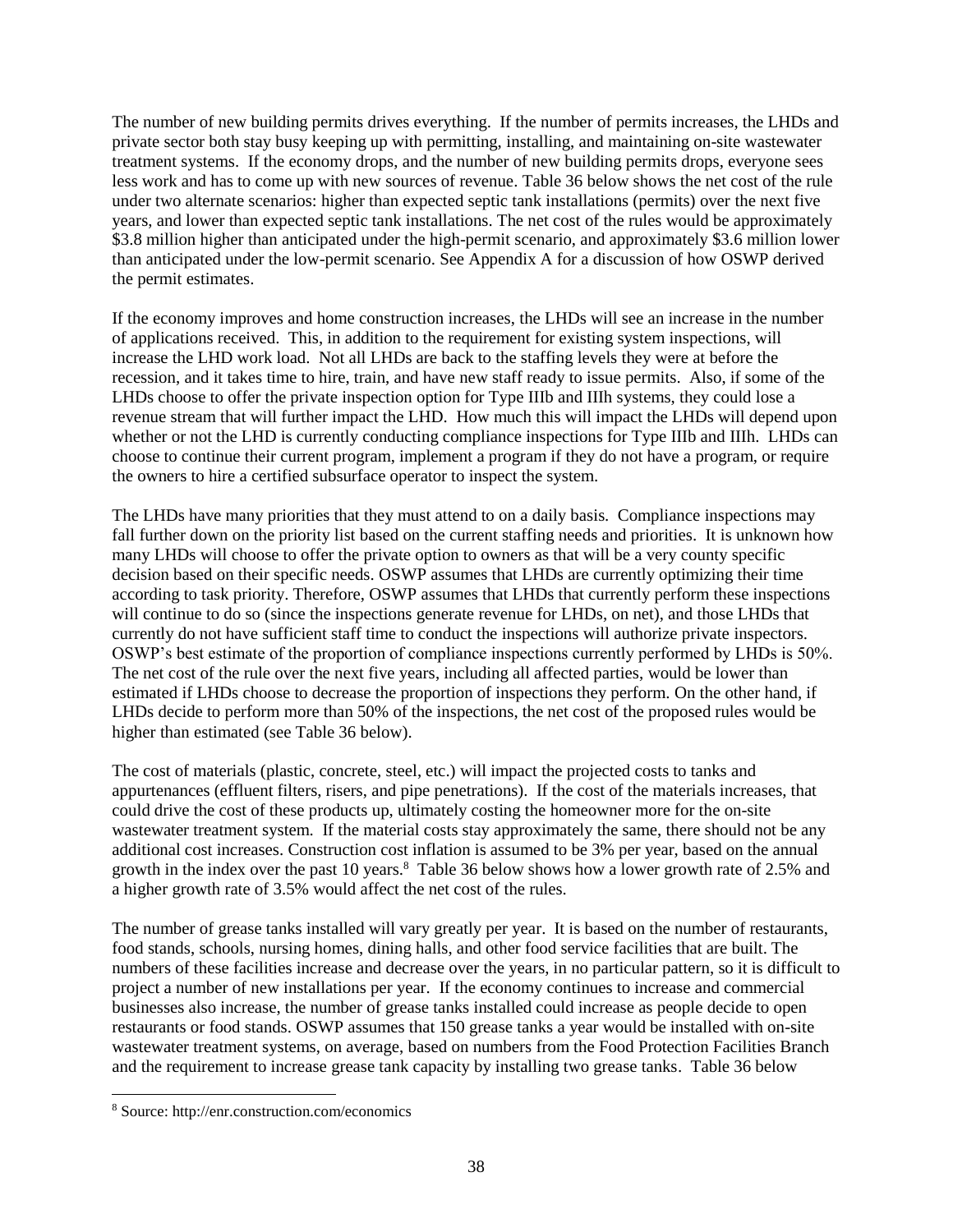The number of new building permits drives everything. If the number of permits increases, the LHDs and private sector both stay busy keeping up with permitting, installing, and maintaining on-site wastewater treatment systems. If the economy drops, and the number of new building permits drops, everyone sees less work and has to come up with new sources of revenue. Table 36 below shows the net cost of the rule under two alternate scenarios: higher than expected septic tank installations (permits) over the next five years, and lower than expected septic tank installations. The net cost of the rules would be approximately \$3.8 million higher than anticipated under the high-permit scenario, and approximately \$3.6 million lower than anticipated under the low-permit scenario. See Appendix A for a discussion of how OSWP derived the permit estimates.

If the economy improves and home construction increases, the LHDs will see an increase in the number of applications received. This, in addition to the requirement for existing system inspections, will increase the LHD work load. Not all LHDs are back to the staffing levels they were at before the recession, and it takes time to hire, train, and have new staff ready to issue permits. Also, if some of the LHDs choose to offer the private inspection option for Type IIIb and IIIh systems, they could lose a revenue stream that will further impact the LHD. How much this will impact the LHDs will depend upon whether or not the LHD is currently conducting compliance inspections for Type IIIb and IIIh. LHDs can choose to continue their current program, implement a program if they do not have a program, or require the owners to hire a certified subsurface operator to inspect the system.

The LHDs have many priorities that they must attend to on a daily basis. Compliance inspections may fall further down on the priority list based on the current staffing needs and priorities. It is unknown how many LHDs will choose to offer the private option to owners as that will be a very county specific decision based on their specific needs. OSWP assumes that LHDs are currently optimizing their time according to task priority. Therefore, OSWP assumes that LHDs that currently perform these inspections will continue to do so (since the inspections generate revenue for LHDs, on net), and those LHDs that currently do not have sufficient staff time to conduct the inspections will authorize private inspectors. OSWP's best estimate of the proportion of compliance inspections currently performed by LHDs is 50%. The net cost of the rule over the next five years, including all affected parties, would be lower than estimated if LHDs choose to decrease the proportion of inspections they perform. On the other hand, if LHDs decide to perform more than 50% of the inspections, the net cost of the proposed rules would be higher than estimated (see Table 36 below).

The cost of materials (plastic, concrete, steel, etc.) will impact the projected costs to tanks and appurtenances (effluent filters, risers, and pipe penetrations). If the cost of the materials increases, that could drive the cost of these products up, ultimately costing the homeowner more for the on-site wastewater treatment system. If the material costs stay approximately the same, there should not be any additional cost increases. Construction cost inflation is assumed to be 3% per year, based on the annual growth in the index over the past 10 years.[8] Table 36 below shows how a lower growth rate of 2.5% and a higher growth rate of 3.5% would affect the net cost of the rules.

The number of grease tanks installed will vary greatly per year. It is based on the number of restaurants, food stands, schools, nursing homes, dining halls, and other food service facilities that are built. The numbers of these facilities increase and decrease over the years, in no particular pattern, so it is difficult to project a number of new installations per year. If the economy continues to increase and commercial businesses also increase, the number of grease tanks installed could increase as people decide to open restaurants or food stands. OSWP assumes that 150 grease tanks a year would be installed with on-site wastewater treatment systems, on average, based on numbers from the Food Protection Facilities Branch and the requirement to increase grease tank capacity by installing two grease tanks. Table 36 below

[8] Source: http://enr.construction.com/economics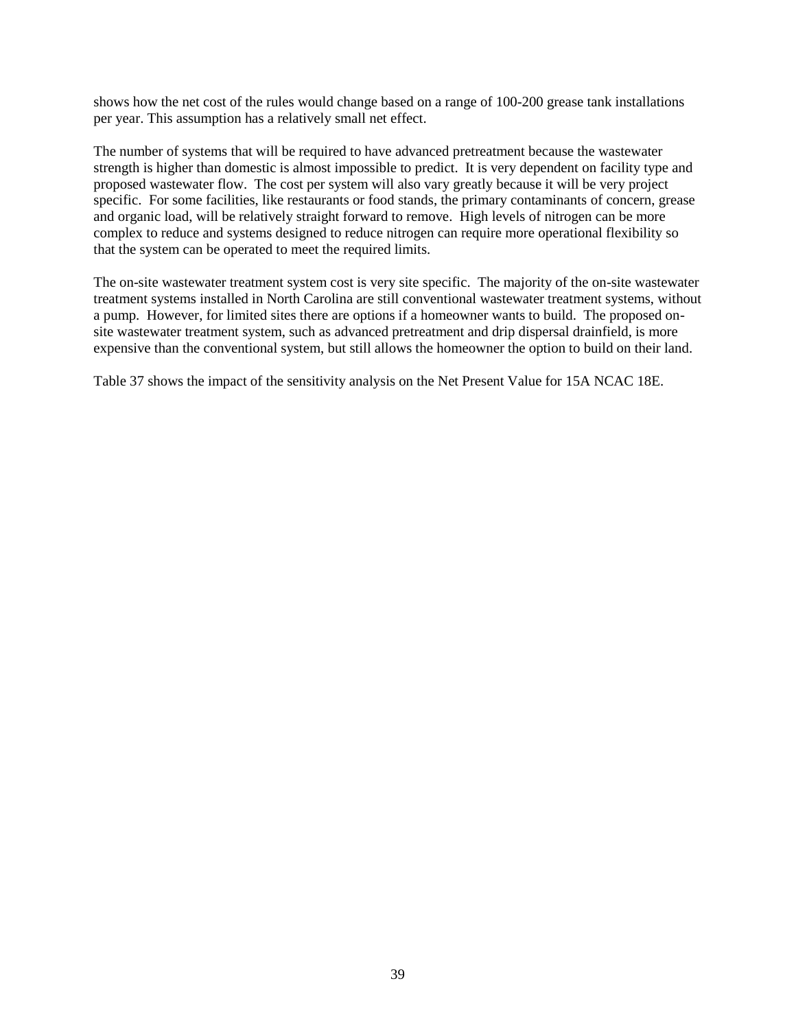shows how the net cost of the rules would change based on a range of 100-200 grease tank installations per year. This assumption has a relatively small net effect.

The number of systems that will be required to have advanced pretreatment because the wastewater strength is higher than domestic is almost impossible to predict. It is very dependent on facility type and proposed wastewater flow. The cost per system will also vary greatly because it will be very project specific. For some facilities, like restaurants or food stands, the primary contaminants of concern, grease and organic load, will be relatively straight forward to remove. High levels of nitrogen can be more complex to reduce and systems designed to reduce nitrogen can require more operational flexibility so that the system can be operated to meet the required limits.

The on-site wastewater treatment system cost is very site specific. The majority of the on-site wastewater treatment systems installed in North Carolina are still conventional wastewater treatment systems, without a pump. However, for limited sites there are options if a homeowner wants to build. The proposed on-site wastewater treatment system, such as advanced pretreatment and drip dispersal drainfield, is more expensive than the conventional system, but still allows the homeowner the option to build on their land.

Table 37 shows the impact of the sensitivity analysis on the Net Present Value for 15A NCAC 18E.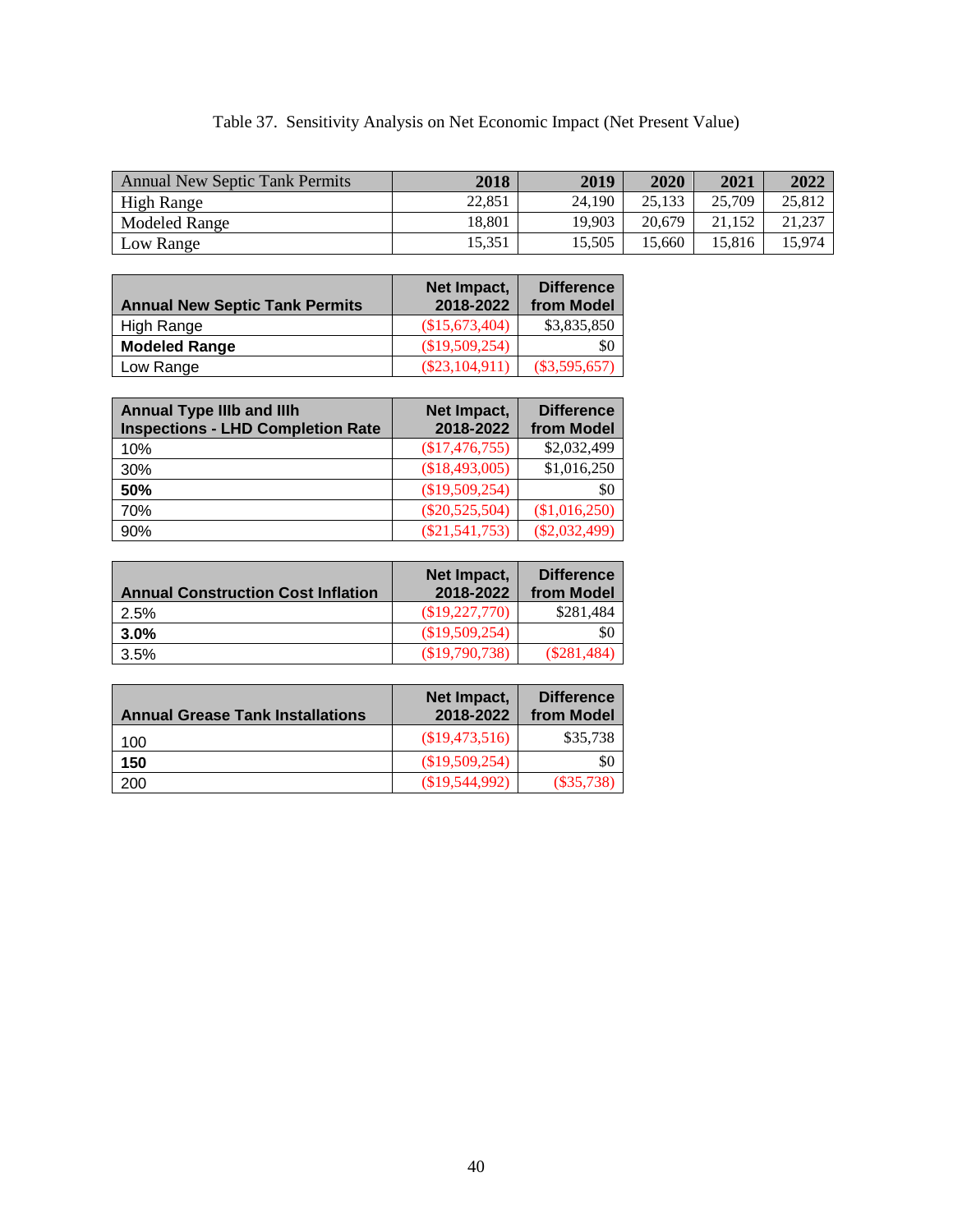Table 37. Sensitivity Analysis on Net Economic Impact (Net Present Value)

| Annual New Septic Tank Permits | 2018 | 2019 | 2020 | 2021 | 2022 |
|---|---|---|---|---|---|
| High Range | 22,851 | 24,190 | 25,133 | 25,709 | 25,812 |
| Modeled Range | 18,801 | 19,903 | 20,679 | 21,152 | 21,237 |
| Low Range | 15,351 | 15,505 | 15,660 | 15,816 | 15,974 |

| Annual New Septic Tank Permits | Net Impact, 2018-2022 | Difference from Model |
|---|---|---|
| High Range | ($15,673,404) | $3,835,850 |
| **Modeled Range** | ($19,509,254) | $0 |
| Low Range | ($23,104,911) | ($3,595,657) |

| Annual Type IIIb and IIIh Inspections - LHD Completion Rate | Net Impact, 2018-2022 | Difference from Model |
|---|---|---|
| 10% | ($17,476,755) | $2,032,499 |
| 30% | ($18,493,005) | $1,016,250 |
| **50%** | ($19,509,254) | $0 |
| 70% | ($20,525,504) | ($1,016,250) |
| 90% | ($21,541,753) | ($2,032,499) |

| Annual Construction Cost Inflation | Net Impact, 2018-2022 | Difference from Model |
|---|---|---|
| 2.5% | ($19,227,770) | $281,484 |
| **3.0%** | ($19,509,254) | $0 |
| 3.5% | ($19,790,738) | ($281,484) |

| Annual Grease Tank Installations | Net Impact, 2018-2022 | Difference from Model |
|---|---|---|
| 100 | ($19,473,516) | $35,738 |
| **150** | ($19,509,254) | $0 |
| 200 | ($19,544,992) | ($35,738) |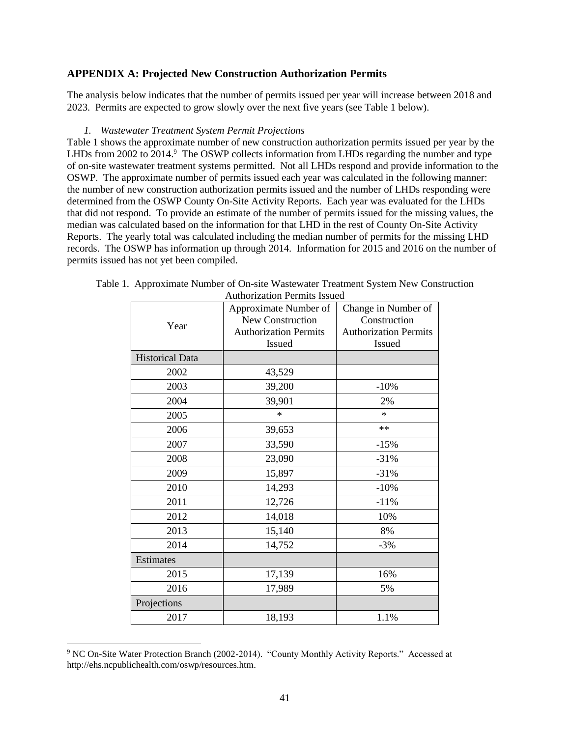## APPENDIX A: Projected New Construction Authorization Permits

The analysis below indicates that the number of permits issued per year will increase between 2018 and 2023. Permits are expected to grow slowly over the next five years (see Table 1 below).

*1. Wastewater Treatment System Permit Projections*

Table 1 shows the approximate number of new construction authorization permits issued per year by the LHDs from 2002 to 2014.[9] The OSWP collects information from LHDs regarding the number and type of on-site wastewater treatment systems permitted. Not all LHDs respond and provide information to the OSWP. The approximate number of permits issued each year was calculated in the following manner: the number of new construction authorization permits issued and the number of LHDs responding were determined from the OSWP County On-Site Activity Reports. Each year was evaluated for the LHDs that did not respond. To provide an estimate of the number of permits issued for the missing values, the median was calculated based on the information for that LHD in the rest of County On-Site Activity Reports. The yearly total was calculated including the median number of permits for the missing LHD records. The OSWP has information up through 2014. Information for 2015 and 2016 on the number of permits issued has not yet been compiled.

Table 1. Approximate Number of On-site Wastewater Treatment System New Construction Authorization Permits Issued

| Year | Approximate Number of New Construction Authorization Permits Issued | Change in Number of Construction Authorization Permits Issued |
|---|---|---|
| Historical Data | | |
| 2002 | 43,529 | |
| 2003 | 39,200 | -10% |
| 2004 | 39,901 | 2% |
| 2005 | * | * |
| 2006 | 39,653 | ** |
| 2007 | 33,590 | -15% |
| 2008 | 23,090 | -31% |
| 2009 | 15,897 | -31% |
| 2010 | 14,293 | -10% |
| 2011 | 12,726 | -11% |
| 2012 | 14,018 | 10% |
| 2013 | 15,140 | 8% |
| 2014 | 14,752 | -3% |
| Estimates | | |
| 2015 | 17,139 | 16% |
| 2016 | 17,989 | 5% |
| Projections | | |
| 2017 | 18,193 | 1.1% |

[9] NC On-Site Water Protection Branch (2002-2014). "County Monthly Activity Reports." Accessed at http://ehs.ncpublichealth.com/oswp/resources.htm.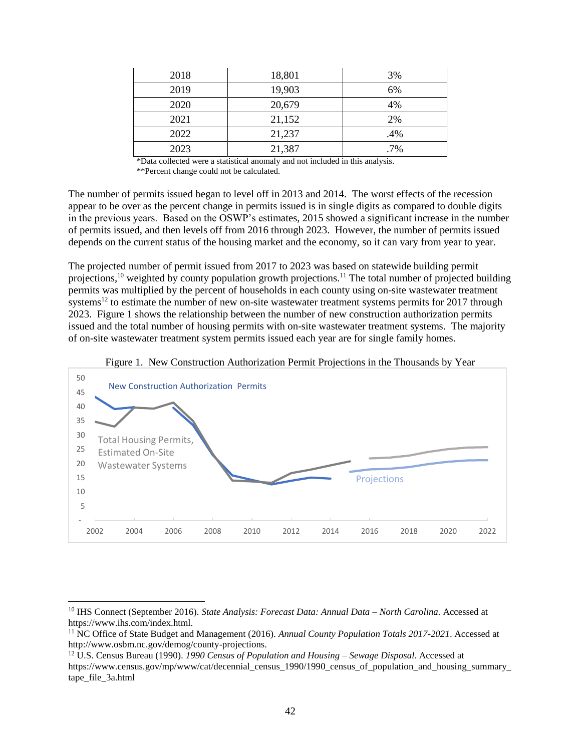| | | |
|---|---|---|
| 2018 | 18,801 | 3% |
| 2019 | 19,903 | 6% |
| 2020 | 20,679 | 4% |
| 2021 | 21,152 | 2% |
| 2022 | 21,237 | .4% |
| 2023 | 21,387 | .7% |

*Data collected were a statistical anomaly and not included in this analysis.
**Percent change could not be calculated.

The number of permits issued began to level off in 2013 and 2014. The worst effects of the recession appear to be over as the percent change in permits issued is in single digits as compared to double digits in the previous years. Based on the OSWP's estimates, 2015 showed a significant increase in the number of permits issued, and then levels off from 2016 through 2023. However, the number of permits issued depends on the current status of the housing market and the economy, so it can vary from year to year.

The projected number of permit issued from 2017 to 2023 was based on statewide building permit projections,[10] weighted by county population growth projections.[11] The total number of projected building permits was multiplied by the percent of households in each county using on-site wastewater treatment systems[12] to estimate the number of new on-site wastewater treatment systems permits for 2017 through 2023. Figure 1 shows the relationship between the number of new construction authorization permits issued and the total number of housing permits with on-site wastewater treatment systems. The majority of on-site wastewater treatment system permits issued each year are for single family homes.

Figure 1. New Construction Authorization Permit Projections in the Thousands by Year

[10] IHS Connect (September 2016). *State Analysis: Forecast Data: Annual Data – North Carolina*. Accessed at https://www.ihs.com/index.html.

[11] NC Office of State Budget and Management (2016). *Annual County Population Totals 2017-2021*. Accessed at http://www.osbm.nc.gov/demog/county-projections.

[12] U.S. Census Bureau (1990). *1990 Census of Population and Housing – Sewage Disposal*. Accessed at https://www.census.gov/mp/www/cat/decennial_census_1990/1990_census_of_population_and_housing_summary_tape_file_3a.html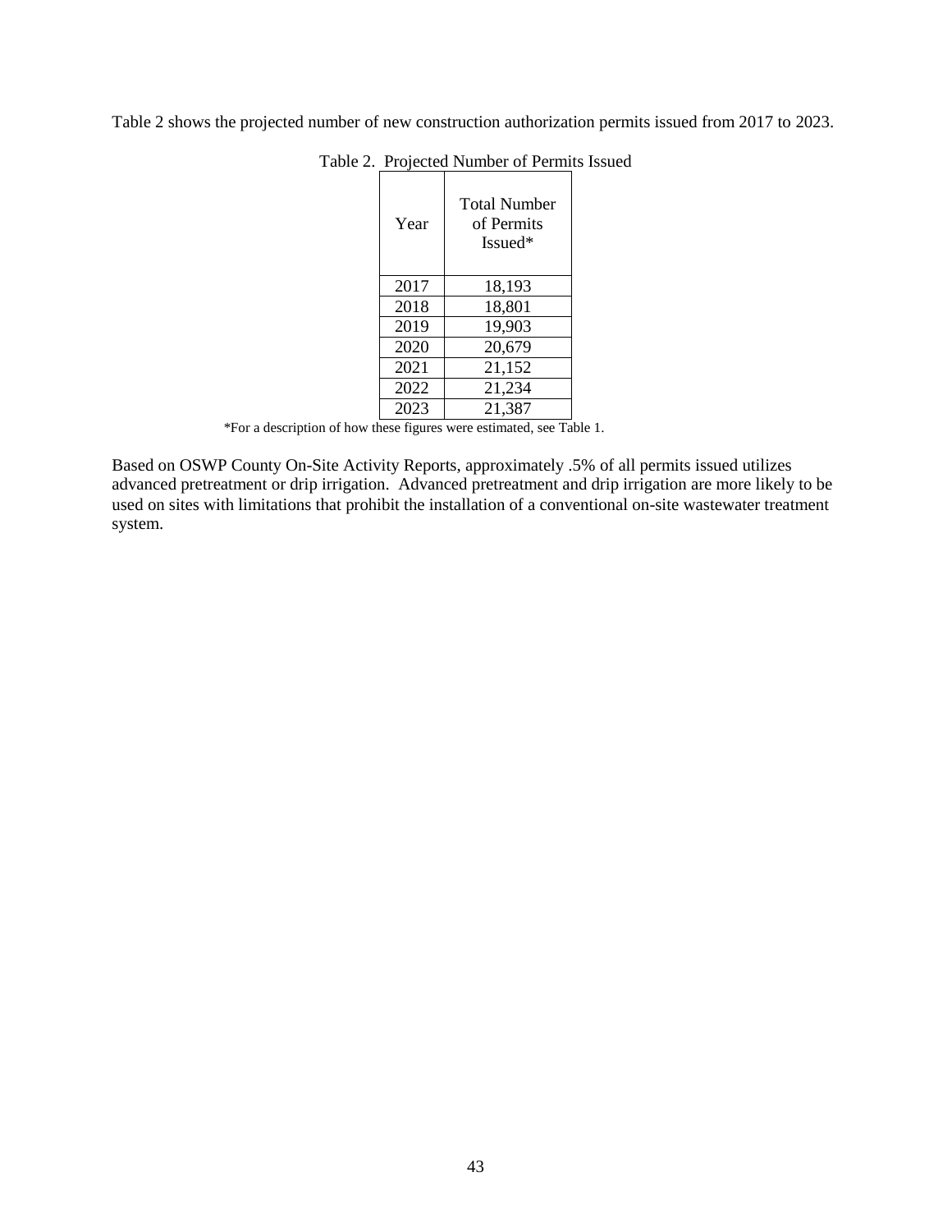Table 2 shows the projected number of new construction authorization permits issued from 2017 to 2023.

Table 2. Projected Number of Permits Issued

| Year | Total Number of Permits Issued* |
|---|---|
| 2017 | 18,193 |
| 2018 | 18,801 |
| 2019 | 19,903 |
| 2020 | 20,679 |
| 2021 | 21,152 |
| 2022 | 21,234 |
| 2023 | 21,387 |

*For a description of how these figures were estimated, see Table 1.

Based on OSWP County On-Site Activity Reports, approximately .5% of all permits issued utilizes advanced pretreatment or drip irrigation. Advanced pretreatment and drip irrigation are more likely to be used on sites with limitations that prohibit the installation of a conventional on-site wastewater treatment system.